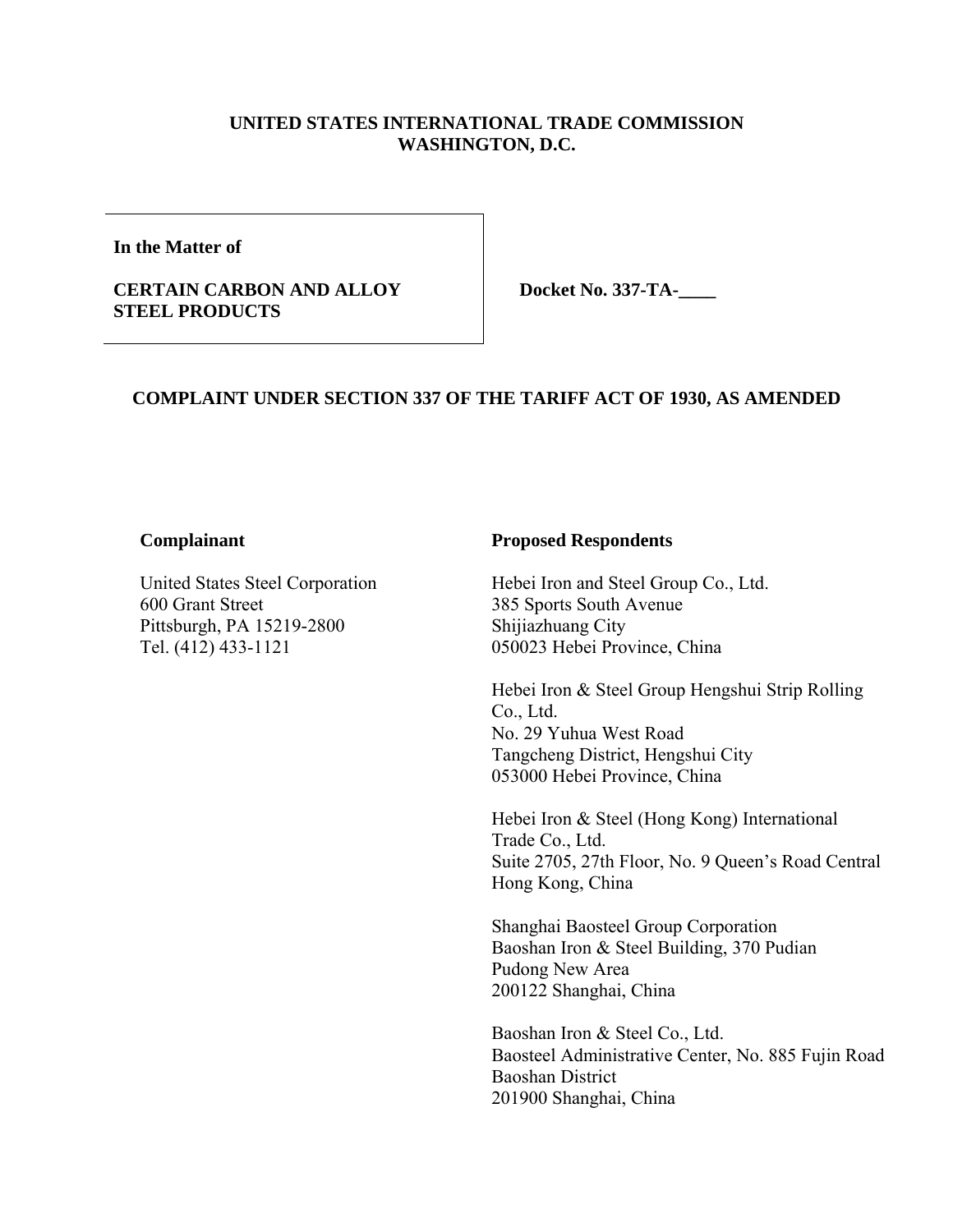**UNITED STATES INTERNATIONAL TRADE COMMISSION**
**WASHINGTON, D.C.**

**In the Matter of**

**CERTAIN CARBON AND ALLOY STEEL PRODUCTS**

**Docket No. 337-TA-____**

**COMPLAINT UNDER SECTION 337 OF THE TARIFF ACT OF 1930, AS AMENDED**

**Complainant**

United States Steel Corporation
600 Grant Street
Pittsburgh, PA 15219-2800
Tel. (412) 433-1121

**Proposed Respondents**

Hebei Iron and Steel Group Co., Ltd.
385 Sports South Avenue
Shijiazhuang City
050023 Hebei Province, China

Hebei Iron & Steel Group Hengshui Strip Rolling Co., Ltd.
No. 29 Yuhua West Road
Tangcheng District, Hengshui City
053000 Hebei Province, China

Hebei Iron & Steel (Hong Kong) International Trade Co., Ltd.
Suite 2705, 27th Floor, No. 9 Queen's Road Central
Hong Kong, China

Shanghai Baosteel Group Corporation
Baoshan Iron & Steel Building, 370 Pudian
Pudong New Area
200122 Shanghai, China

Baoshan Iron & Steel Co., Ltd.
Baosteel Administrative Center, No. 885 Fujin Road
Baoshan District
201900 Shanghai, China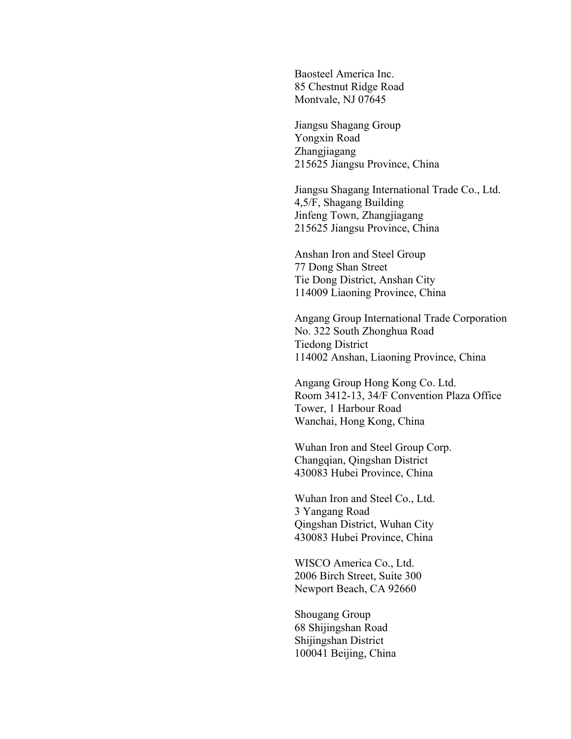Baosteel America Inc.
85 Chestnut Ridge Road
Montvale, NJ 07645

Jiangsu Shagang Group
Yongxin Road
Zhangjiagang
215625 Jiangsu Province, China

Jiangsu Shagang International Trade Co., Ltd.
4,5/F, Shagang Building
Jinfeng Town, Zhangjiagang
215625 Jiangsu Province, China

Anshan Iron and Steel Group
77 Dong Shan Street
Tie Dong District, Anshan City
114009 Liaoning Province, China

Angang Group International Trade Corporation
No. 322 South Zhonghua Road
Tiedong District
114002 Anshan, Liaoning Province, China

Angang Group Hong Kong Co. Ltd.
Room 3412-13, 34/F Convention Plaza Office
Tower, 1 Harbour Road
Wanchai, Hong Kong, China

Wuhan Iron and Steel Group Corp.
Changqian, Qingshan District
430083 Hubei Province, China

Wuhan Iron and Steel Co., Ltd.
3 Yangang Road
Qingshan District, Wuhan City
430083 Hubei Province, China

WISCO America Co., Ltd.
2006 Birch Street, Suite 300
Newport Beach, CA 92660

Shougang Group
68 Shijingshan Road
Shijingshan District
100041 Beijing, China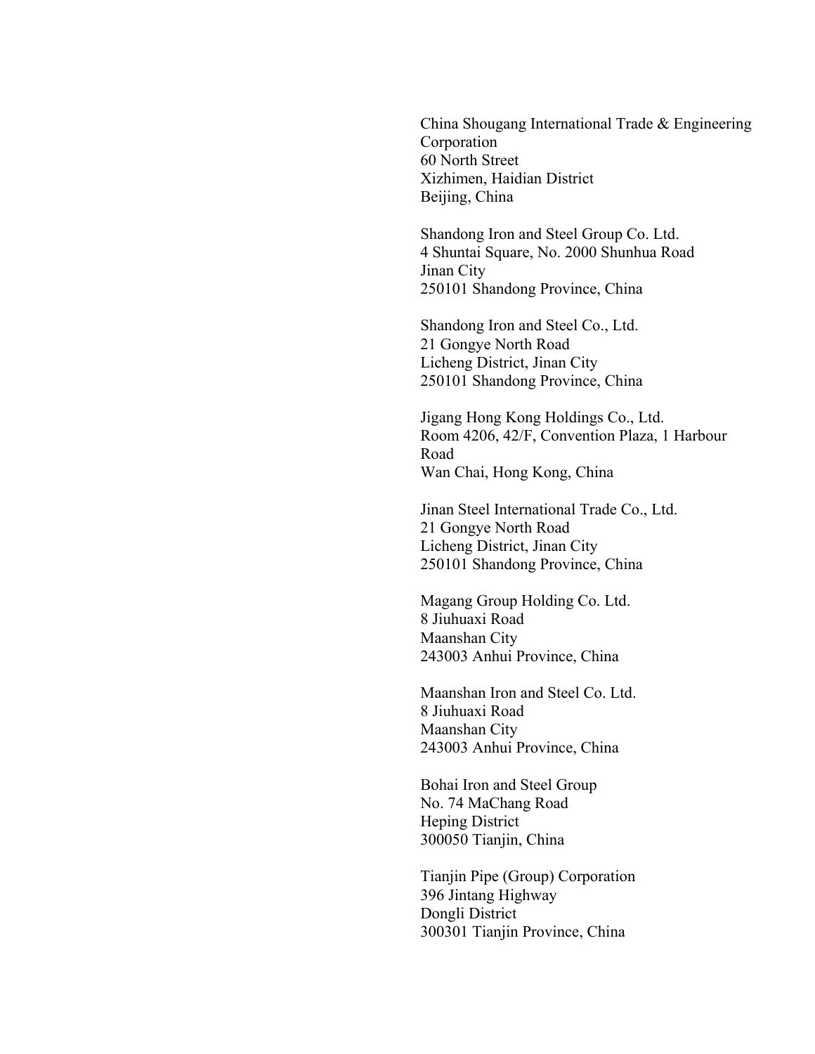China Shougang International Trade & Engineering Corporation
60 North Street
Xizhimen, Haidian District
Beijing, China

Shandong Iron and Steel Group Co. Ltd.
4 Shuntai Square, No. 2000 Shunhua Road
Jinan City
250101 Shandong Province, China

Shandong Iron and Steel Co., Ltd.
21 Gongye North Road
Licheng District, Jinan City
250101 Shandong Province, China

Jigang Hong Kong Holdings Co., Ltd.
Room 4206, 42/F, Convention Plaza, 1 Harbour Road
Wan Chai, Hong Kong, China

Jinan Steel International Trade Co., Ltd.
21 Gongye North Road
Licheng District, Jinan City
250101 Shandong Province, China

Magang Group Holding Co. Ltd.
8 Jiuhuaxi Road
Maanshan City
243003 Anhui Province, China

Maanshan Iron and Steel Co. Ltd.
8 Jiuhuaxi Road
Maanshan City
243003 Anhui Province, China

Bohai Iron and Steel Group
No. 74 MaChang Road
Heping District
300050 Tianjin, China

Tianjin Pipe (Group) Corporation
396 Jintang Highway
Dongli District
300301 Tianjin Province, China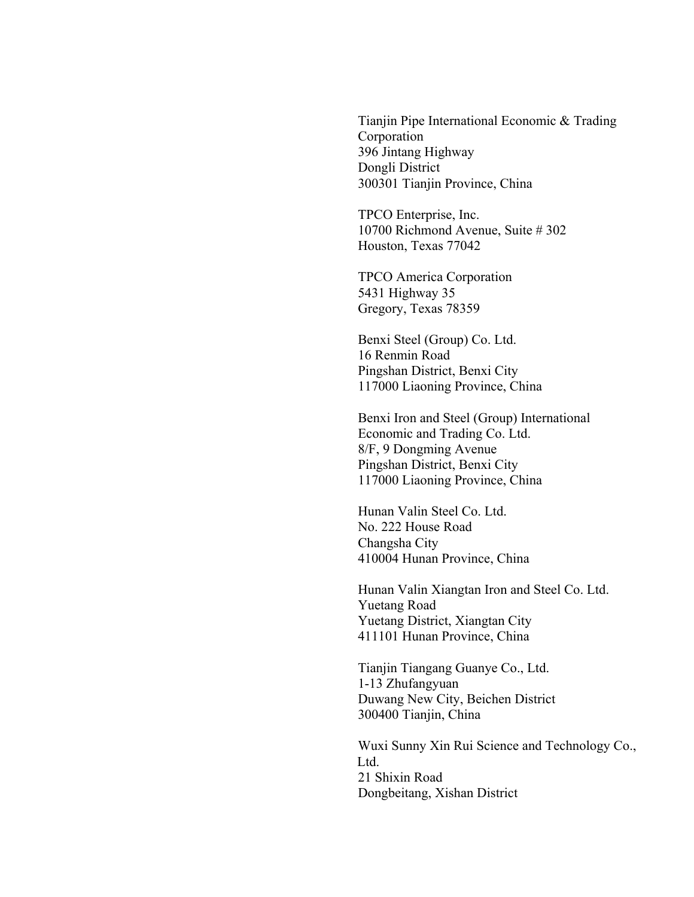Tianjin Pipe International Economic & Trading Corporation
396 Jintang Highway
Dongli District
300301 Tianjin Province, China

TPCO Enterprise, Inc.
10700 Richmond Avenue, Suite # 302
Houston, Texas 77042

TPCO America Corporation
5431 Highway 35
Gregory, Texas 78359

Benxi Steel (Group) Co. Ltd.
16 Renmin Road
Pingshan District, Benxi City
117000 Liaoning Province, China

Benxi Iron and Steel (Group) International Economic and Trading Co. Ltd.
8/F, 9 Dongming Avenue
Pingshan District, Benxi City
117000 Liaoning Province, China

Hunan Valin Steel Co. Ltd.
No. 222 House Road
Changsha City
410004 Hunan Province, China

Hunan Valin Xiangtan Iron and Steel Co. Ltd.
Yuetang Road
Yuetang District, Xiangtan City
411101 Hunan Province, China

Tianjin Tiangang Guanye Co., Ltd.
1-13 Zhufangyuan
Duwang New City, Beichen District
300400 Tianjin, China

Wuxi Sunny Xin Rui Science and Technology Co., Ltd.
21 Shixin Road
Dongbeitang, Xishan District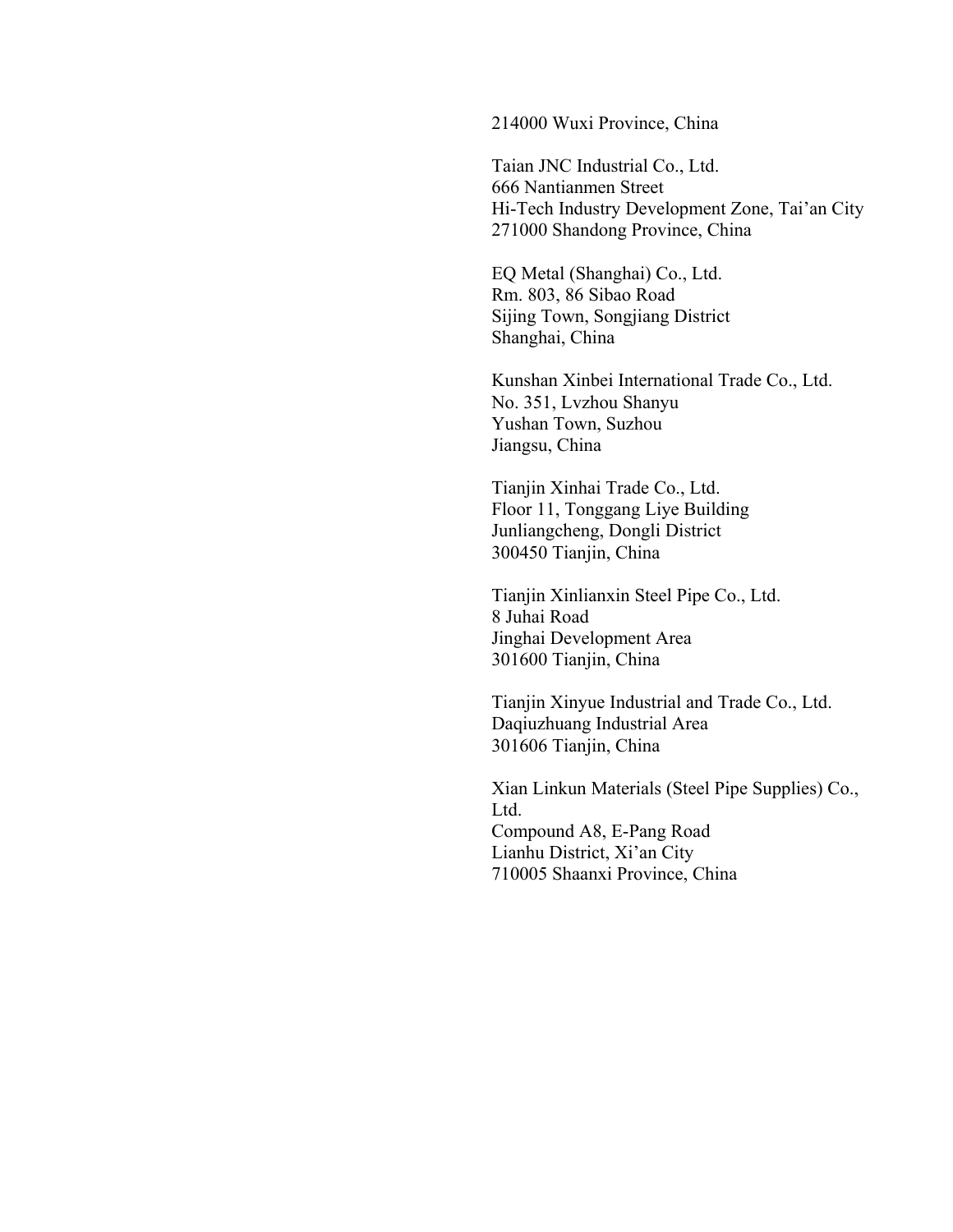214000 Wuxi Province, China

Taian JNC Industrial Co., Ltd.
666 Nantianmen Street
Hi-Tech Industry Development Zone, Tai'an City
271000 Shandong Province, China

EQ Metal (Shanghai) Co., Ltd.
Rm. 803, 86 Sibao Road
Sijing Town, Songjiang District
Shanghai, China

Kunshan Xinbei International Trade Co., Ltd.
No. 351, Lvzhou Shanyu
Yushan Town, Suzhou
Jiangsu, China

Tianjin Xinhai Trade Co., Ltd.
Floor 11, Tonggang Liye Building
Junliangcheng, Dongli District
300450 Tianjin, China

Tianjin Xinlianxin Steel Pipe Co., Ltd.
8 Juhai Road
Jinghai Development Area
301600 Tianjin, China

Tianjin Xinyue Industrial and Trade Co., Ltd.
Daqiuzhuang Industrial Area
301606 Tianjin, China

Xian Linkun Materials (Steel Pipe Supplies) Co., Ltd.
Compound A8, E-Pang Road
Lianhu District, Xi'an City
710005 Shaanxi Province, China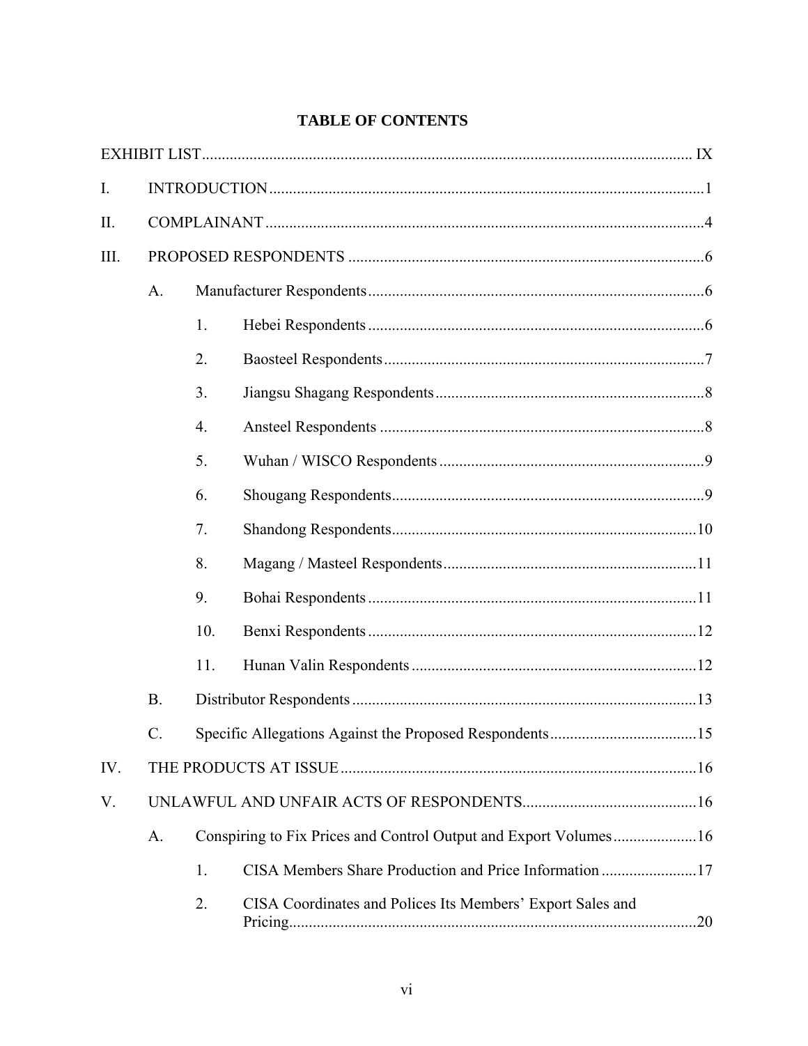## TABLE OF CONTENTS

EXHIBIT LIST ........................................................................................................................ IX

I. INTRODUCTION ............................................................................................................ 1

II. COMPLAINANT ............................................................................................................ 4

III. PROPOSED RESPONDENTS ........................................................................................ 6

- A. Manufacturer Respondents ........................................................................................ 6
  - 1. Hebei Respondents ................................................................................................ 6
  - 2. Baosteel Respondents ............................................................................................ 7
  - 3. Jiangsu Shagang Respondents ............................................................................... 8
  - 4. Ansteel Respondents ............................................................................................. 8
  - 5. Wuhan / WISCO Respondents ............................................................................... 9
  - 6. Shougang Respondents .......................................................................................... 9
  - 7. Shandong Respondents ........................................................................................ 10
  - 8. Magang / Masteel Respondents ........................................................................... 11
  - 9. Bohai Respondents .............................................................................................. 11
  - 10. Benxi Respondents ............................................................................................. 12
  - 11. Hunan Valin Respondents ................................................................................... 12
- B. Distributor Respondents ........................................................................................... 13
- C. Specific Allegations Against the Proposed Respondents ......................................... 15

IV. THE PRODUCTS AT ISSUE ......................................................................................... 16

V. UNLAWFUL AND UNFAIR ACTS OF RESPONDENTS ............................................ 16

- A. Conspiring to Fix Prices and Control Output and Export Volumes ........................ 16
  - 1. CISA Members Share Production and Price Information .................................... 17
  - 2. CISA Coordinates and Polices Its Members' Export Sales and Pricing ............... 20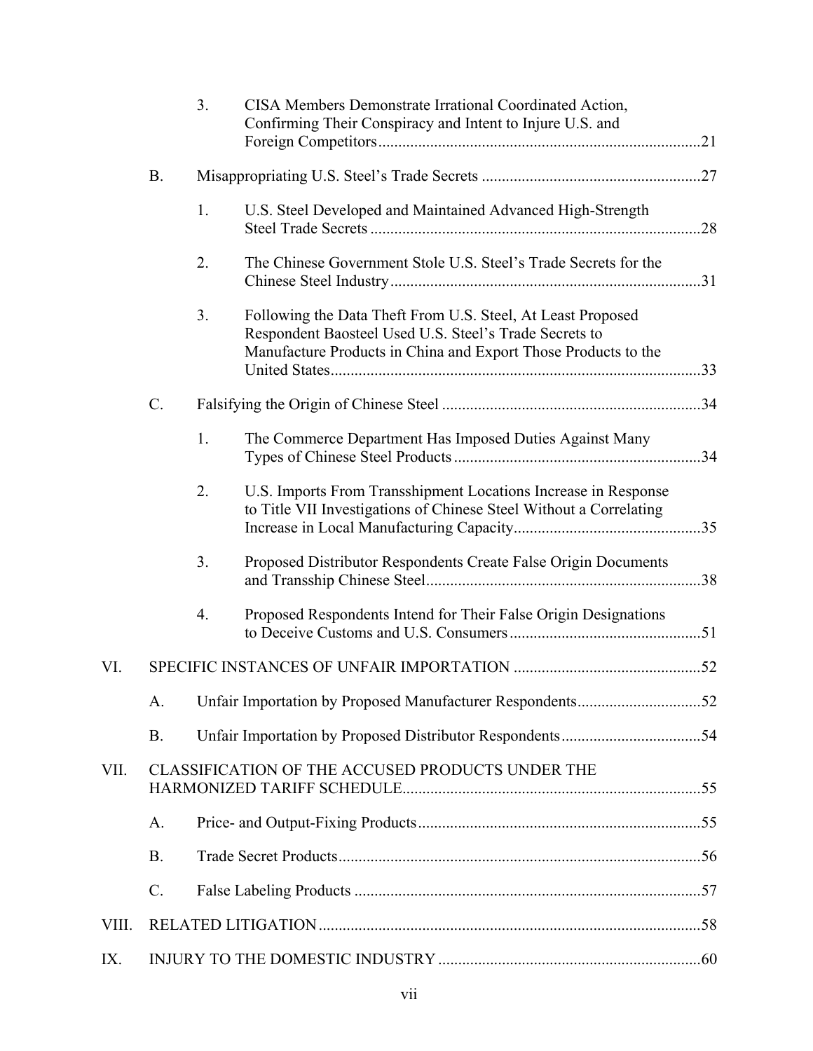3. CISA Members Demonstrate Irrational Coordinated Action, Confirming Their Conspiracy and Intent to Injure U.S. and Foreign Competitors ....... 21

B. Misappropriating U.S. Steel's Trade Secrets ....... 27

1. U.S. Steel Developed and Maintained Advanced High-Strength Steel Trade Secrets ....... 28

2. The Chinese Government Stole U.S. Steel's Trade Secrets for the Chinese Steel Industry ....... 31

3. Following the Data Theft From U.S. Steel, At Least Proposed Respondent Baosteel Used U.S. Steel's Trade Secrets to Manufacture Products in China and Export Those Products to the United States ....... 33

C. Falsifying the Origin of Chinese Steel ....... 34

1. The Commerce Department Has Imposed Duties Against Many Types of Chinese Steel Products ....... 34

2. U.S. Imports From Transshipment Locations Increase in Response to Title VII Investigations of Chinese Steel Without a Correlating Increase in Local Manufacturing Capacity ....... 35

3. Proposed Distributor Respondents Create False Origin Documents and Transship Chinese Steel ....... 38

4. Proposed Respondents Intend for Their False Origin Designations to Deceive Customs and U.S. Consumers ....... 51

VI. SPECIFIC INSTANCES OF UNFAIR IMPORTATION ....... 52

A. Unfair Importation by Proposed Manufacturer Respondents ....... 52

B. Unfair Importation by Proposed Distributor Respondents ....... 54

VII. CLASSIFICATION OF THE ACCUSED PRODUCTS UNDER THE HARMONIZED TARIFF SCHEDULE ....... 55

A. Price- and Output-Fixing Products ....... 55

B. Trade Secret Products ....... 56

C. False Labeling Products ....... 57

VIII. RELATED LITIGATION ....... 58

IX. INJURY TO THE DOMESTIC INDUSTRY ....... 60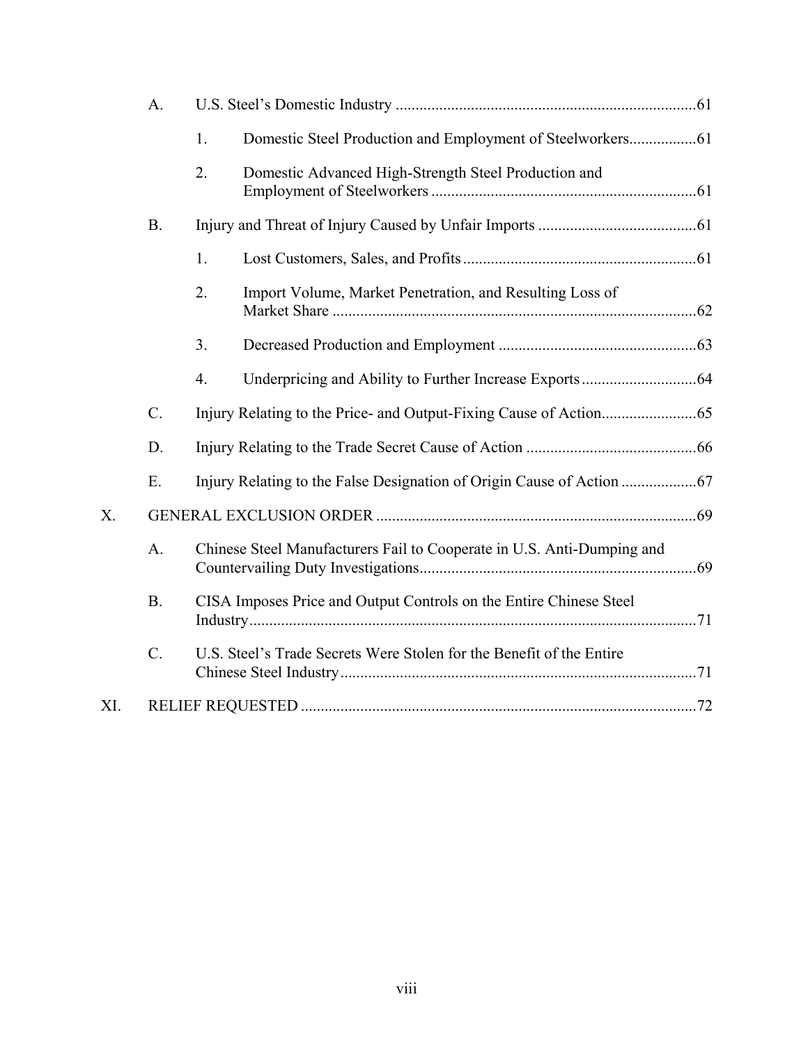- A. U.S. Steel's Domestic Industry ....................61
  - 1. Domestic Steel Production and Employment of Steelworkers....................61
  - 2. Domestic Advanced High-Strength Steel Production and Employment of Steelworkers ....................61
- B. Injury and Threat of Injury Caused by Unfair Imports ....................61
  - 1. Lost Customers, Sales, and Profits....................61
  - 2. Import Volume, Market Penetration, and Resulting Loss of Market Share ....................62
  - 3. Decreased Production and Employment ....................63
  - 4. Underpricing and Ability to Further Increase Exports....................64
- C. Injury Relating to the Price- and Output-Fixing Cause of Action....................65
- D. Injury Relating to the Trade Secret Cause of Action ....................66
- E. Injury Relating to the False Designation of Origin Cause of Action ....................67

X. GENERAL EXCLUSION ORDER ....................69

- A. Chinese Steel Manufacturers Fail to Cooperate in U.S. Anti-Dumping and Countervailing Duty Investigations....................69
- B. CISA Imposes Price and Output Controls on the Entire Chinese Steel Industry....................71
- C. U.S. Steel's Trade Secrets Were Stolen for the Benefit of the Entire Chinese Steel Industry....................71

XI. RELIEF REQUESTED ....................72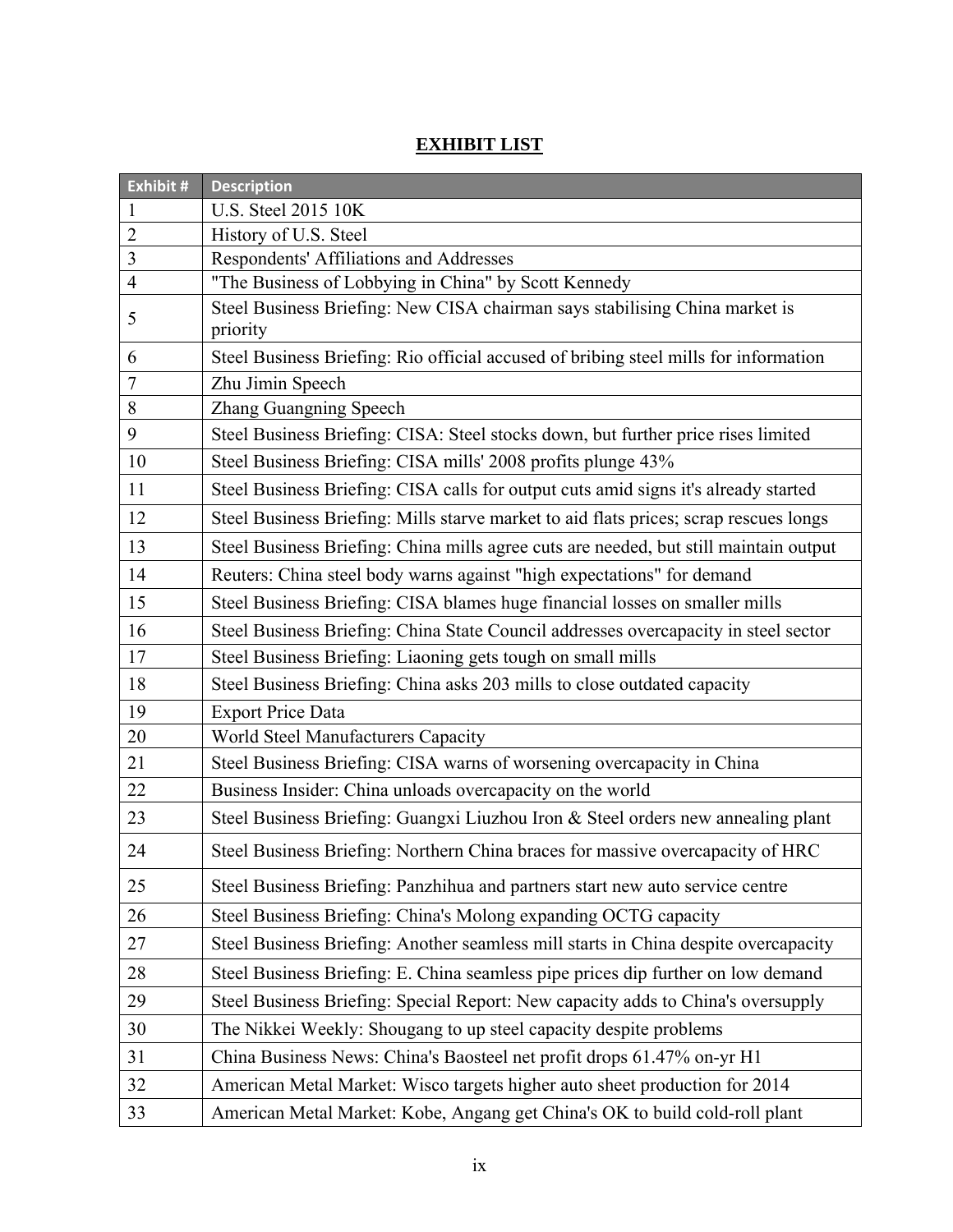**EXHIBIT LIST**

| Exhibit # | Description |
| --- | --- |
| 1 | U.S. Steel 2015 10K |
| 2 | History of U.S. Steel |
| 3 | Respondents' Affiliations and Addresses |
| 4 | "The Business of Lobbying in China" by Scott Kennedy |
| 5 | Steel Business Briefing: New CISA chairman says stabilising China market is priority |
| 6 | Steel Business Briefing: Rio official accused of bribing steel mills for information |
| 7 | Zhu Jimin Speech |
| 8 | Zhang Guangning Speech |
| 9 | Steel Business Briefing: CISA: Steel stocks down, but further price rises limited |
| 10 | Steel Business Briefing: CISA mills' 2008 profits plunge 43% |
| 11 | Steel Business Briefing: CISA calls for output cuts amid signs it's already started |
| 12 | Steel Business Briefing: Mills starve market to aid flats prices; scrap rescues longs |
| 13 | Steel Business Briefing: China mills agree cuts are needed, but still maintain output |
| 14 | Reuters: China steel body warns against "high expectations" for demand |
| 15 | Steel Business Briefing: CISA blames huge financial losses on smaller mills |
| 16 | Steel Business Briefing: China State Council addresses overcapacity in steel sector |
| 17 | Steel Business Briefing: Liaoning gets tough on small mills |
| 18 | Steel Business Briefing: China asks 203 mills to close outdated capacity |
| 19 | Export Price Data |
| 20 | World Steel Manufacturers Capacity |
| 21 | Steel Business Briefing: CISA warns of worsening overcapacity in China |
| 22 | Business Insider: China unloads overcapacity on the world |
| 23 | Steel Business Briefing: Guangxi Liuzhou Iron & Steel orders new annealing plant |
| 24 | Steel Business Briefing: Northern China braces for massive overcapacity of HRC |
| 25 | Steel Business Briefing: Panzhihua and partners start new auto service centre |
| 26 | Steel Business Briefing: China's Molong expanding OCTG capacity |
| 27 | Steel Business Briefing: Another seamless mill starts in China despite overcapacity |
| 28 | Steel Business Briefing: E. China seamless pipe prices dip further on low demand |
| 29 | Steel Business Briefing: Special Report: New capacity adds to China's oversupply |
| 30 | The Nikkei Weekly: Shougang to up steel capacity despite problems |
| 31 | China Business News: China's Baosteel net profit drops 61.47% on-yr H1 |
| 32 | American Metal Market: Wisco targets higher auto sheet production for 2014 |
| 33 | American Metal Market: Kobe, Angang get China's OK to build cold-roll plant |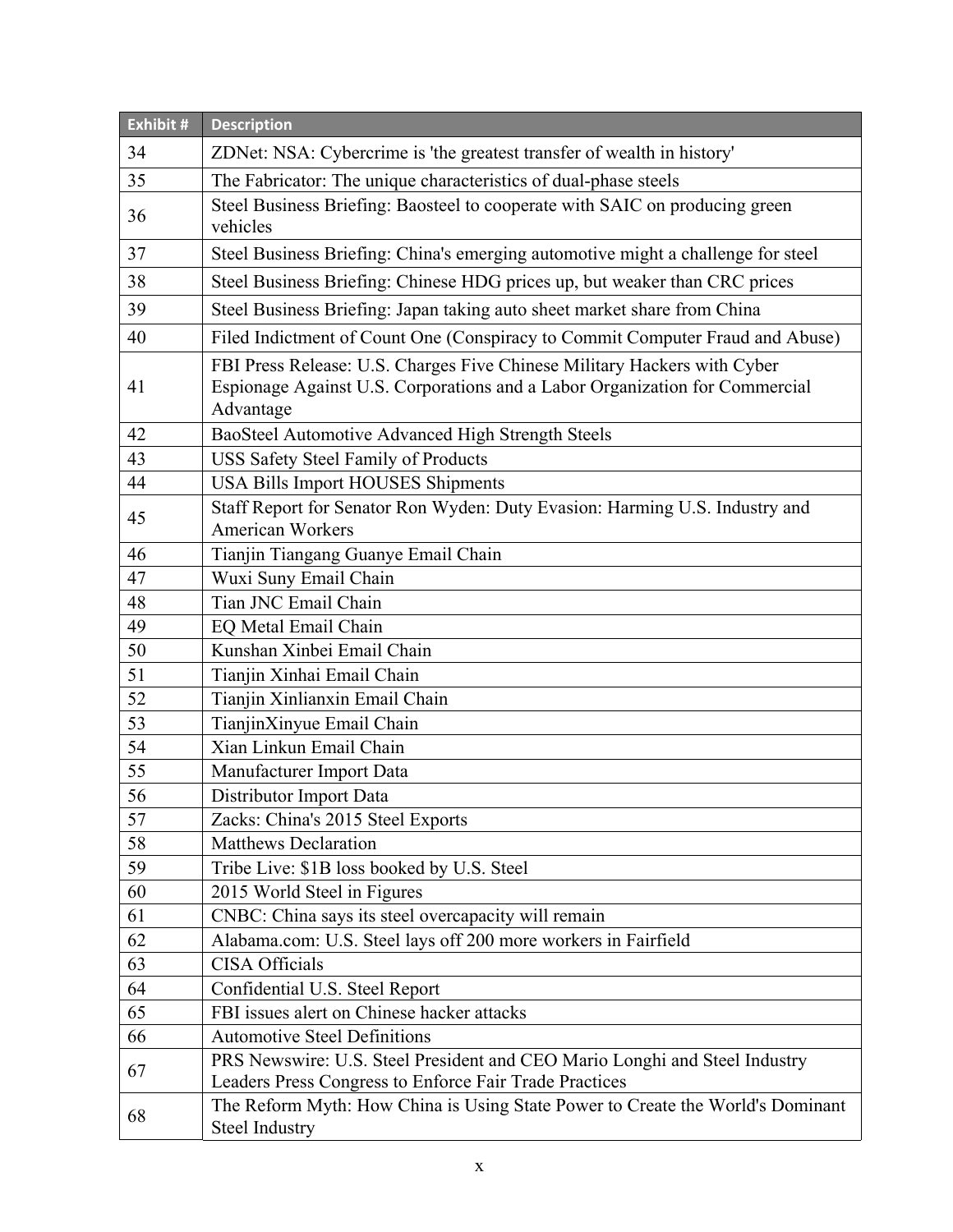| Exhibit # | Description |
| --- | --- |
| 34 | ZDNet: NSA: Cybercrime is 'the greatest transfer of wealth in history' |
| 35 | The Fabricator: The unique characteristics of dual-phase steels |
| 36 | Steel Business Briefing: Baosteel to cooperate with SAIC on producing green vehicles |
| 37 | Steel Business Briefing: China's emerging automotive might a challenge for steel |
| 38 | Steel Business Briefing: Chinese HDG prices up, but weaker than CRC prices |
| 39 | Steel Business Briefing: Japan taking auto sheet market share from China |
| 40 | Filed Indictment of Count One (Conspiracy to Commit Computer Fraud and Abuse) |
| 41 | FBI Press Release: U.S. Charges Five Chinese Military Hackers with Cyber Espionage Against U.S. Corporations and a Labor Organization for Commercial Advantage |
| 42 | BaoSteel Automotive Advanced High Strength Steels |
| 43 | USS Safety Steel Family of Products |
| 44 | USA Bills Import HOUSES Shipments |
| 45 | Staff Report for Senator Ron Wyden: Duty Evasion: Harming U.S. Industry and American Workers |
| 46 | Tianjin Tiangang Guanye Email Chain |
| 47 | Wuxi Suny Email Chain |
| 48 | Tian JNC Email Chain |
| 49 | EQ Metal Email Chain |
| 50 | Kunshan Xinbei Email Chain |
| 51 | Tianjin Xinhai Email Chain |
| 52 | Tianjin Xinlianxin Email Chain |
| 53 | TianjinXinyue Email Chain |
| 54 | Xian Linkun Email Chain |
| 55 | Manufacturer Import Data |
| 56 | Distributor Import Data |
| 57 | Zacks: China's 2015 Steel Exports |
| 58 | Matthews Declaration |
| 59 | Tribe Live: $1B loss booked by U.S. Steel |
| 60 | 2015 World Steel in Figures |
| 61 | CNBC: China says its steel overcapacity will remain |
| 62 | Alabama.com: U.S. Steel lays off 200 more workers in Fairfield |
| 63 | CISA Officials |
| 64 | Confidential U.S. Steel Report |
| 65 | FBI issues alert on Chinese hacker attacks |
| 66 | Automotive Steel Definitions |
| 67 | PRS Newswire: U.S. Steel President and CEO Mario Longhi and Steel Industry Leaders Press Congress to Enforce Fair Trade Practices |
| 68 | The Reform Myth: How China is Using State Power to Create the World's Dominant Steel Industry |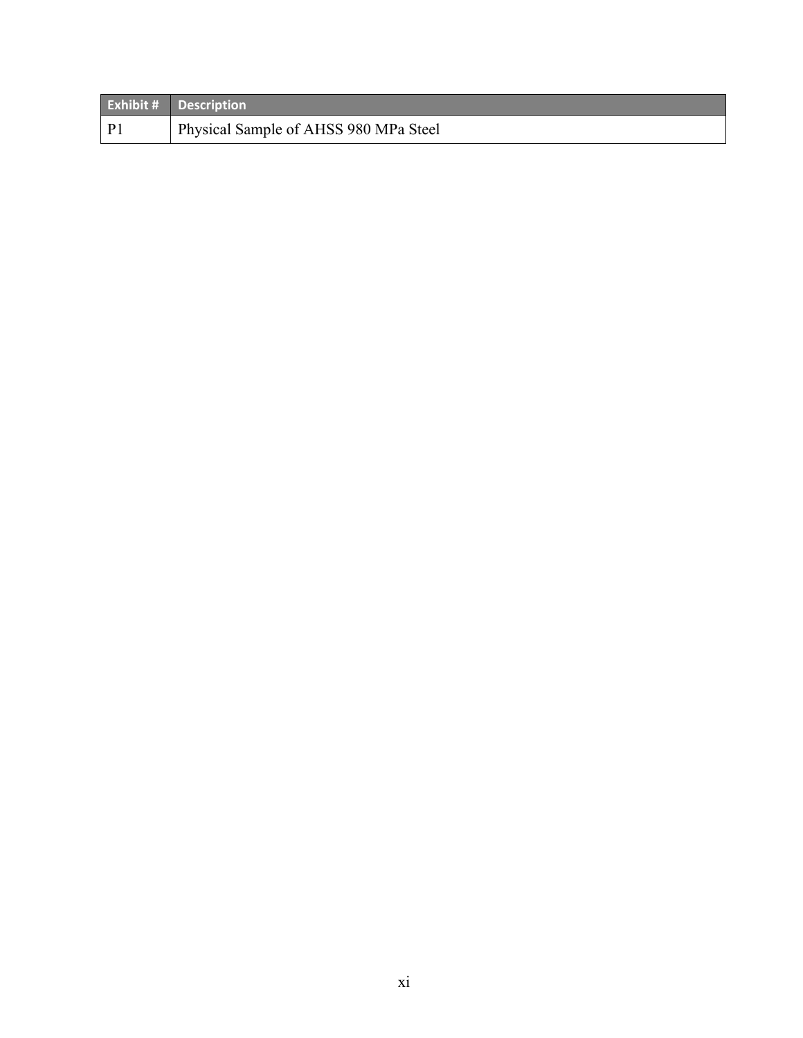| Exhibit # | Description |
| --- | --- |
| P1 | Physical Sample of AHSS 980 MPa Steel |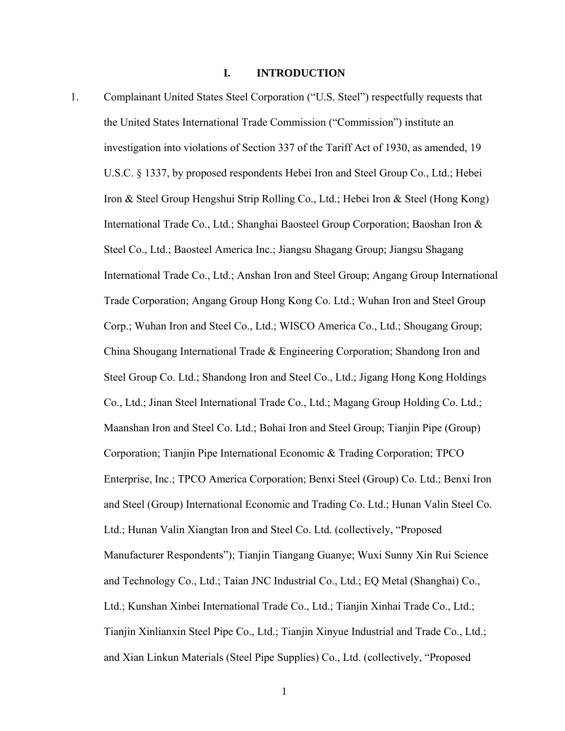# I. INTRODUCTION

1. Complainant United States Steel Corporation ("U.S. Steel") respectfully requests that the United States International Trade Commission ("Commission") institute an investigation into violations of Section 337 of the Tariff Act of 1930, as amended, 19 U.S.C. § 1337, by proposed respondents Hebei Iron and Steel Group Co., Ltd.; Hebei Iron & Steel Group Hengshui Strip Rolling Co., Ltd.; Hebei Iron & Steel (Hong Kong) International Trade Co., Ltd.; Shanghai Baosteel Group Corporation; Baoshan Iron & Steel Co., Ltd.; Baosteel America Inc.; Jiangsu Shagang Group; Jiangsu Shagang International Trade Co., Ltd.; Anshan Iron and Steel Group; Angang Group International Trade Corporation; Angang Group Hong Kong Co. Ltd.; Wuhan Iron and Steel Group Corp.; Wuhan Iron and Steel Co., Ltd.; WISCO America Co., Ltd.; Shougang Group; China Shougang International Trade & Engineering Corporation; Shandong Iron and Steel Group Co. Ltd.; Shandong Iron and Steel Co., Ltd.; Jigang Hong Kong Holdings Co., Ltd.; Jinan Steel International Trade Co., Ltd.; Magang Group Holding Co. Ltd.; Maanshan Iron and Steel Co. Ltd.; Bohai Iron and Steel Group; Tianjin Pipe (Group) Corporation; Tianjin Pipe International Economic & Trading Corporation; TPCO Enterprise, Inc.; TPCO America Corporation; Benxi Steel (Group) Co. Ltd.; Benxi Iron and Steel (Group) International Economic and Trading Co. Ltd.; Hunan Valin Steel Co. Ltd.; Hunan Valin Xiangtan Iron and Steel Co. Ltd. (collectively, "Proposed Manufacturer Respondents"); Tianjin Tiangang Guanye; Wuxi Sunny Xin Rui Science and Technology Co., Ltd.; Taian JNC Industrial Co., Ltd.; EQ Metal (Shanghai) Co., Ltd.; Kunshan Xinbei International Trade Co., Ltd.; Tianjin Xinhai Trade Co., Ltd.; Tianjin Xinlianxin Steel Pipe Co., Ltd.; Tianjin Xinyue Industrial and Trade Co., Ltd.; and Xian Linkun Materials (Steel Pipe Supplies) Co., Ltd. (collectively, "Proposed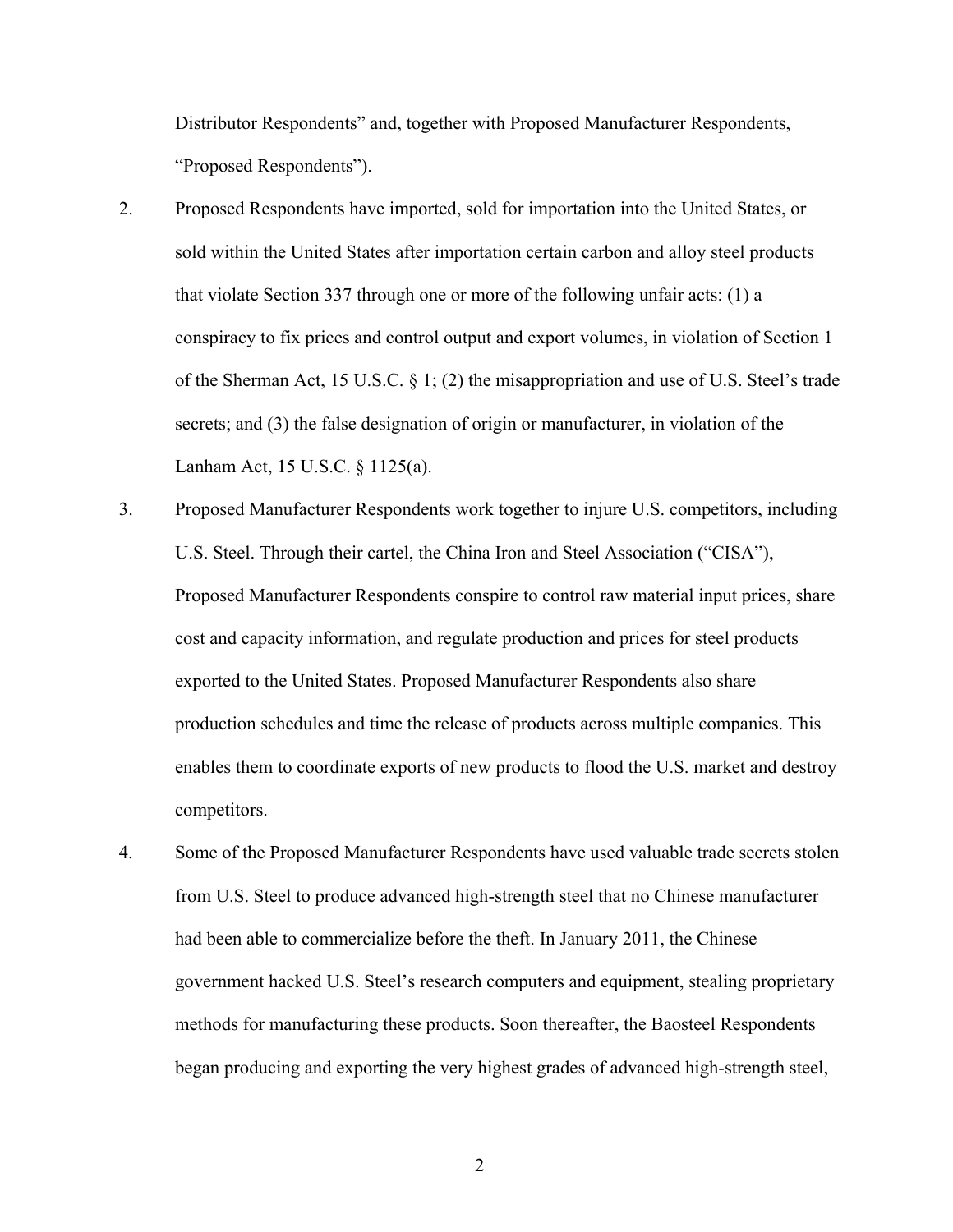Distributor Respondents" and, together with Proposed Manufacturer Respondents, "Proposed Respondents").

2. Proposed Respondents have imported, sold for importation into the United States, or sold within the United States after importation certain carbon and alloy steel products that violate Section 337 through one or more of the following unfair acts: (1) a conspiracy to fix prices and control output and export volumes, in violation of Section 1 of the Sherman Act, 15 U.S.C. § 1; (2) the misappropriation and use of U.S. Steel's trade secrets; and (3) the false designation of origin or manufacturer, in violation of the Lanham Act, 15 U.S.C. § 1125(a).

3. Proposed Manufacturer Respondents work together to injure U.S. competitors, including U.S. Steel. Through their cartel, the China Iron and Steel Association ("CISA"), Proposed Manufacturer Respondents conspire to control raw material input prices, share cost and capacity information, and regulate production and prices for steel products exported to the United States. Proposed Manufacturer Respondents also share production schedules and time the release of products across multiple companies. This enables them to coordinate exports of new products to flood the U.S. market and destroy competitors.

4. Some of the Proposed Manufacturer Respondents have used valuable trade secrets stolen from U.S. Steel to produce advanced high-strength steel that no Chinese manufacturer had been able to commercialize before the theft. In January 2011, the Chinese government hacked U.S. Steel's research computers and equipment, stealing proprietary methods for manufacturing these products. Soon thereafter, the Baosteel Respondents began producing and exporting the very highest grades of advanced high-strength steel,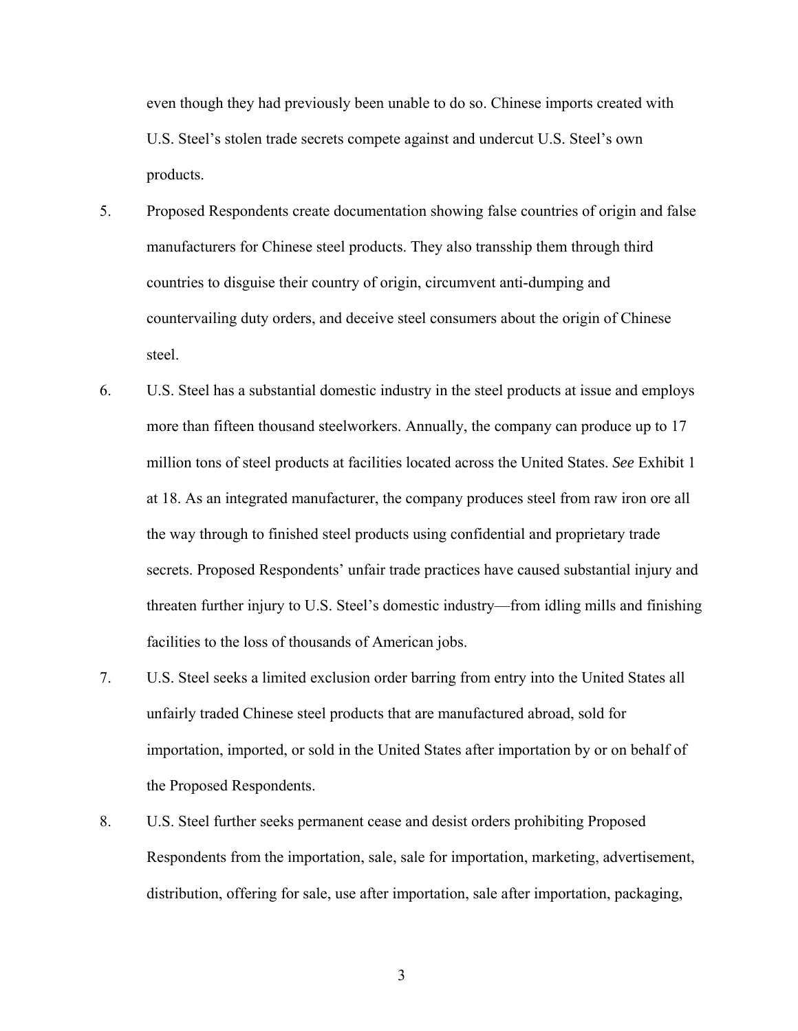even though they had previously been unable to do so. Chinese imports created with U.S. Steel's stolen trade secrets compete against and undercut U.S. Steel's own products.

5. Proposed Respondents create documentation showing false countries of origin and false manufacturers for Chinese steel products. They also transship them through third countries to disguise their country of origin, circumvent anti-dumping and countervailing duty orders, and deceive steel consumers about the origin of Chinese steel.

6. U.S. Steel has a substantial domestic industry in the steel products at issue and employs more than fifteen thousand steelworkers. Annually, the company can produce up to 17 million tons of steel products at facilities located across the United States. *See* Exhibit 1 at 18. As an integrated manufacturer, the company produces steel from raw iron ore all the way through to finished steel products using confidential and proprietary trade secrets. Proposed Respondents' unfair trade practices have caused substantial injury and threaten further injury to U.S. Steel's domestic industry—from idling mills and finishing facilities to the loss of thousands of American jobs.

7. U.S. Steel seeks a limited exclusion order barring from entry into the United States all unfairly traded Chinese steel products that are manufactured abroad, sold for importation, imported, or sold in the United States after importation by or on behalf of the Proposed Respondents.

8. U.S. Steel further seeks permanent cease and desist orders prohibiting Proposed Respondents from the importation, sale, sale for importation, marketing, advertisement, distribution, offering for sale, use after importation, sale after importation, packaging,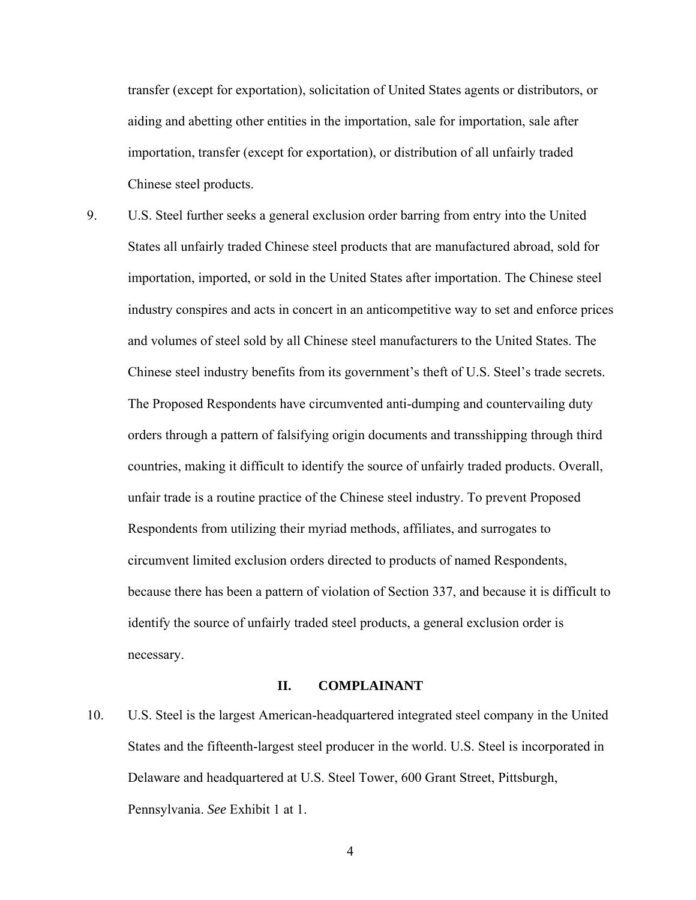transfer (except for exportation), solicitation of United States agents or distributors, or aiding and abetting other entities in the importation, sale for importation, sale after importation, transfer (except for exportation), or distribution of all unfairly traded Chinese steel products.

9. U.S. Steel further seeks a general exclusion order barring from entry into the United States all unfairly traded Chinese steel products that are manufactured abroad, sold for importation, imported, or sold in the United States after importation. The Chinese steel industry conspires and acts in concert in an anticompetitive way to set and enforce prices and volumes of steel sold by all Chinese steel manufacturers to the United States. The Chinese steel industry benefits from its government's theft of U.S. Steel's trade secrets. The Proposed Respondents have circumvented anti-dumping and countervailing duty orders through a pattern of falsifying origin documents and transshipping through third countries, making it difficult to identify the source of unfairly traded products. Overall, unfair trade is a routine practice of the Chinese steel industry. To prevent Proposed Respondents from utilizing their myriad methods, affiliates, and surrogates to circumvent limited exclusion orders directed to products of named Respondents, because there has been a pattern of violation of Section 337, and because it is difficult to identify the source of unfairly traded steel products, a general exclusion order is necessary.

## II. COMPLAINANT

10. U.S. Steel is the largest American-headquartered integrated steel company in the United States and the fifteenth-largest steel producer in the world. U.S. Steel is incorporated in Delaware and headquartered at U.S. Steel Tower, 600 Grant Street, Pittsburgh, Pennsylvania. *See* Exhibit 1 at 1.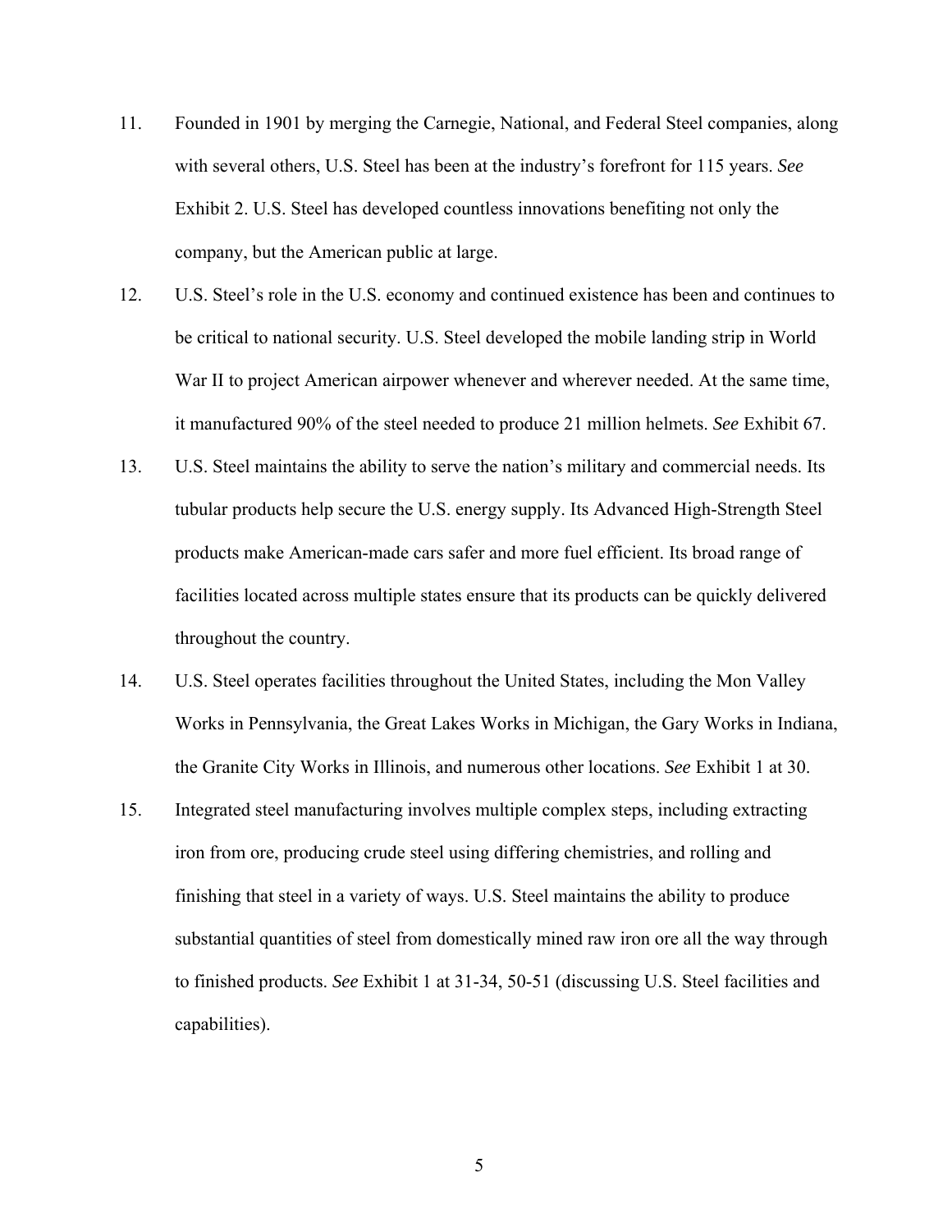11. Founded in 1901 by merging the Carnegie, National, and Federal Steel companies, along with several others, U.S. Steel has been at the industry's forefront for 115 years. *See* Exhibit 2. U.S. Steel has developed countless innovations benefiting not only the company, but the American public at large.

12. U.S. Steel's role in the U.S. economy and continued existence has been and continues to be critical to national security. U.S. Steel developed the mobile landing strip in World War II to project American airpower whenever and wherever needed. At the same time, it manufactured 90% of the steel needed to produce 21 million helmets. *See* Exhibit 67.

13. U.S. Steel maintains the ability to serve the nation's military and commercial needs. Its tubular products help secure the U.S. energy supply. Its Advanced High-Strength Steel products make American-made cars safer and more fuel efficient. Its broad range of facilities located across multiple states ensure that its products can be quickly delivered throughout the country.

14. U.S. Steel operates facilities throughout the United States, including the Mon Valley Works in Pennsylvania, the Great Lakes Works in Michigan, the Gary Works in Indiana, the Granite City Works in Illinois, and numerous other locations. *See* Exhibit 1 at 30.

15. Integrated steel manufacturing involves multiple complex steps, including extracting iron from ore, producing crude steel using differing chemistries, and rolling and finishing that steel in a variety of ways. U.S. Steel maintains the ability to produce substantial quantities of steel from domestically mined raw iron ore all the way through to finished products. *See* Exhibit 1 at 31-34, 50-51 (discussing U.S. Steel facilities and capabilities).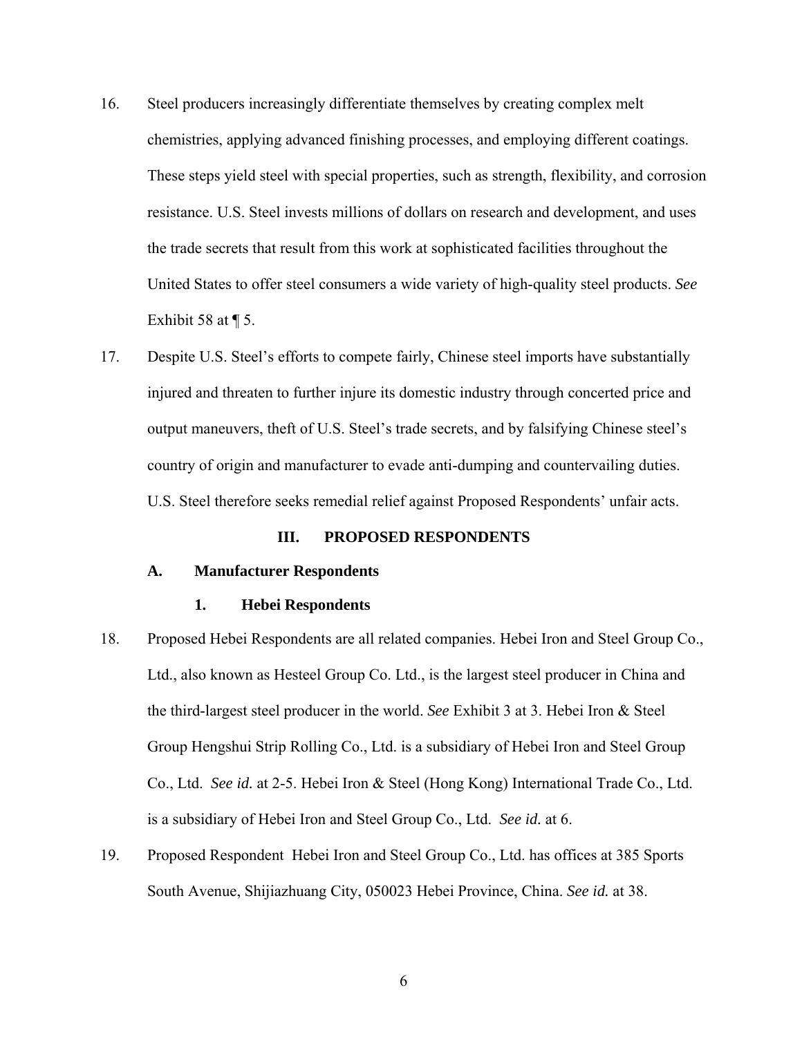16. Steel producers increasingly differentiate themselves by creating complex melt chemistries, applying advanced finishing processes, and employing different coatings. These steps yield steel with special properties, such as strength, flexibility, and corrosion resistance. U.S. Steel invests millions of dollars on research and development, and uses the trade secrets that result from this work at sophisticated facilities throughout the United States to offer steel consumers a wide variety of high-quality steel products. *See* Exhibit 58 at ¶ 5.

17. Despite U.S. Steel's efforts to compete fairly, Chinese steel imports have substantially injured and threaten to further injure its domestic industry through concerted price and output maneuvers, theft of U.S. Steel's trade secrets, and by falsifying Chinese steel's country of origin and manufacturer to evade anti-dumping and countervailing duties. U.S. Steel therefore seeks remedial relief against Proposed Respondents' unfair acts.

## III. PROPOSED RESPONDENTS

### A. Manufacturer Respondents

#### 1. Hebei Respondents

18. Proposed Hebei Respondents are all related companies. Hebei Iron and Steel Group Co., Ltd., also known as Hesteel Group Co. Ltd., is the largest steel producer in China and the third-largest steel producer in the world. *See* Exhibit 3 at 3. Hebei Iron & Steel Group Hengshui Strip Rolling Co., Ltd. is a subsidiary of Hebei Iron and Steel Group Co., Ltd. *See id.* at 2-5. Hebei Iron & Steel (Hong Kong) International Trade Co., Ltd. is a subsidiary of Hebei Iron and Steel Group Co., Ltd. *See id.* at 6.

19. Proposed Respondent Hebei Iron and Steel Group Co., Ltd. has offices at 385 Sports South Avenue, Shijiazhuang City, 050023 Hebei Province, China. *See id.* at 38.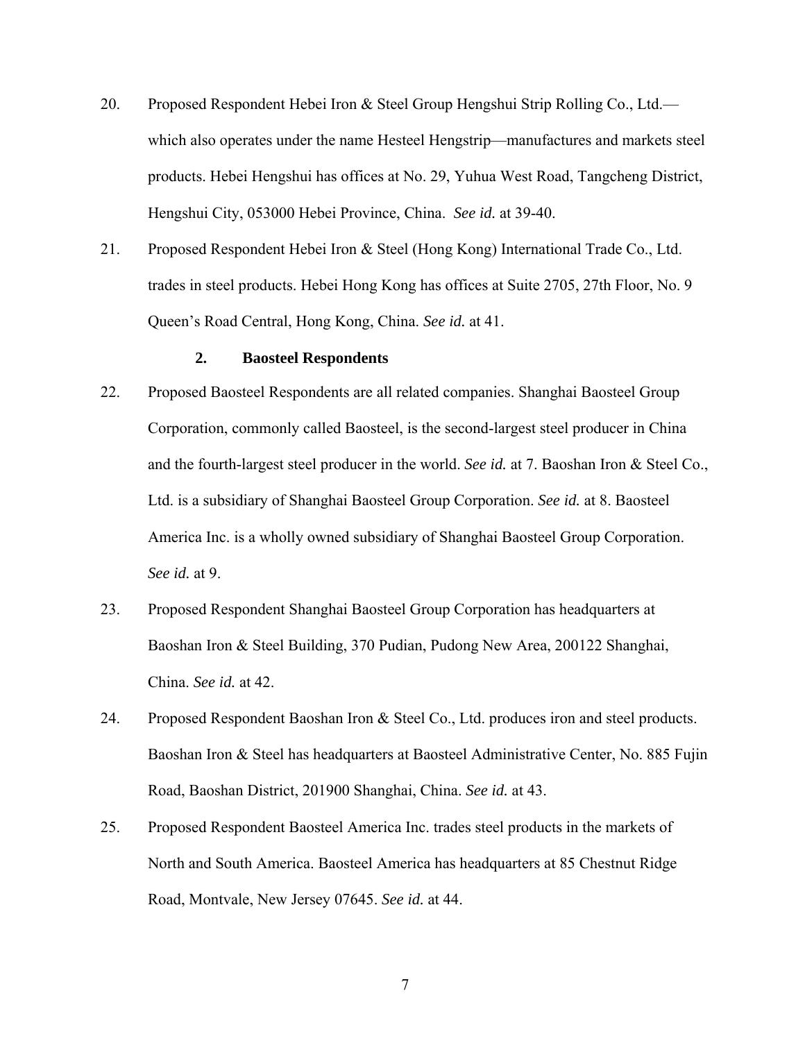20. Proposed Respondent Hebei Iron & Steel Group Hengshui Strip Rolling Co., Ltd.—which also operates under the name Hesteel Hengstrip—manufactures and markets steel products. Hebei Hengshui has offices at No. 29, Yuhua West Road, Tangcheng District, Hengshui City, 053000 Hebei Province, China. *See id.* at 39-40.

21. Proposed Respondent Hebei Iron & Steel (Hong Kong) International Trade Co., Ltd. trades in steel products. Hebei Hong Kong has offices at Suite 2705, 27th Floor, No. 9 Queen's Road Central, Hong Kong, China. *See id.* at 41.

### 2. Baosteel Respondents

22. Proposed Baosteel Respondents are all related companies. Shanghai Baosteel Group Corporation, commonly called Baosteel, is the second-largest steel producer in China and the fourth-largest steel producer in the world. *See id.* at 7. Baoshan Iron & Steel Co., Ltd. is a subsidiary of Shanghai Baosteel Group Corporation. *See id.* at 8. Baosteel America Inc. is a wholly owned subsidiary of Shanghai Baosteel Group Corporation. *See id.* at 9.

23. Proposed Respondent Shanghai Baosteel Group Corporation has headquarters at Baoshan Iron & Steel Building, 370 Pudian, Pudong New Area, 200122 Shanghai, China. *See id.* at 42.

24. Proposed Respondent Baoshan Iron & Steel Co., Ltd. produces iron and steel products. Baoshan Iron & Steel has headquarters at Baosteel Administrative Center, No. 885 Fujin Road, Baoshan District, 201900 Shanghai, China. *See id.* at 43.

25. Proposed Respondent Baosteel America Inc. trades steel products in the markets of North and South America. Baosteel America has headquarters at 85 Chestnut Ridge Road, Montvale, New Jersey 07645. *See id.* at 44.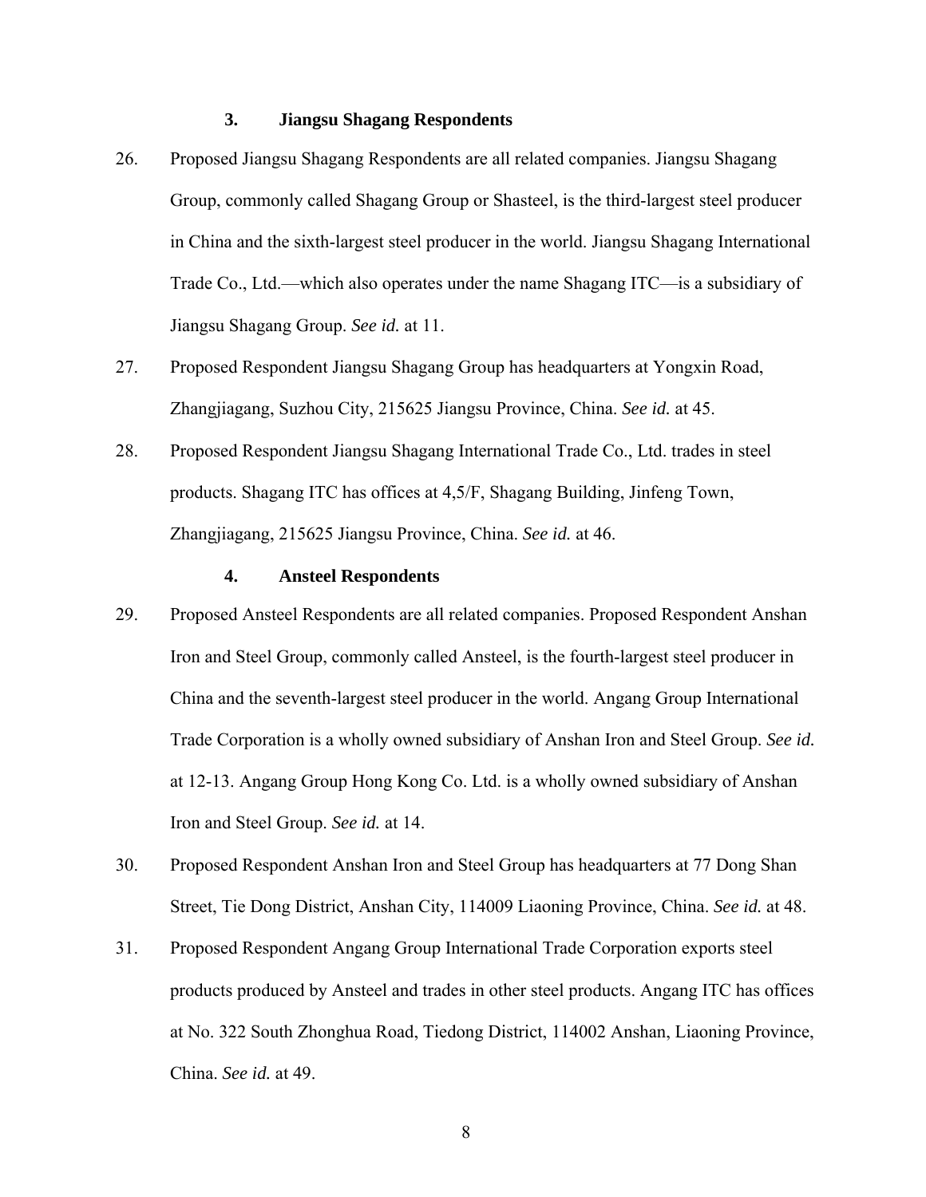### 3. Jiangsu Shagang Respondents

26. Proposed Jiangsu Shagang Respondents are all related companies. Jiangsu Shagang Group, commonly called Shagang Group or Shasteel, is the third-largest steel producer in China and the sixth-largest steel producer in the world. Jiangsu Shagang International Trade Co., Ltd.—which also operates under the name Shagang ITC—is a subsidiary of Jiangsu Shagang Group. *See id.* at 11.

27. Proposed Respondent Jiangsu Shagang Group has headquarters at Yongxin Road, Zhangjiagang, Suzhou City, 215625 Jiangsu Province, China. *See id.* at 45.

28. Proposed Respondent Jiangsu Shagang International Trade Co., Ltd. trades in steel products. Shagang ITC has offices at 4,5/F, Shagang Building, Jinfeng Town, Zhangjiagang, 215625 Jiangsu Province, China. *See id.* at 46.

### 4. Ansteel Respondents

29. Proposed Ansteel Respondents are all related companies. Proposed Respondent Anshan Iron and Steel Group, commonly called Ansteel, is the fourth-largest steel producer in China and the seventh-largest steel producer in the world. Angang Group International Trade Corporation is a wholly owned subsidiary of Anshan Iron and Steel Group. *See id.* at 12-13. Angang Group Hong Kong Co. Ltd. is a wholly owned subsidiary of Anshan Iron and Steel Group. *See id.* at 14.

30. Proposed Respondent Anshan Iron and Steel Group has headquarters at 77 Dong Shan Street, Tie Dong District, Anshan City, 114009 Liaoning Province, China. *See id.* at 48.

31. Proposed Respondent Angang Group International Trade Corporation exports steel products produced by Ansteel and trades in other steel products. Angang ITC has offices at No. 322 South Zhonghua Road, Tiedong District, 114002 Anshan, Liaoning Province, China. *See id.* at 49.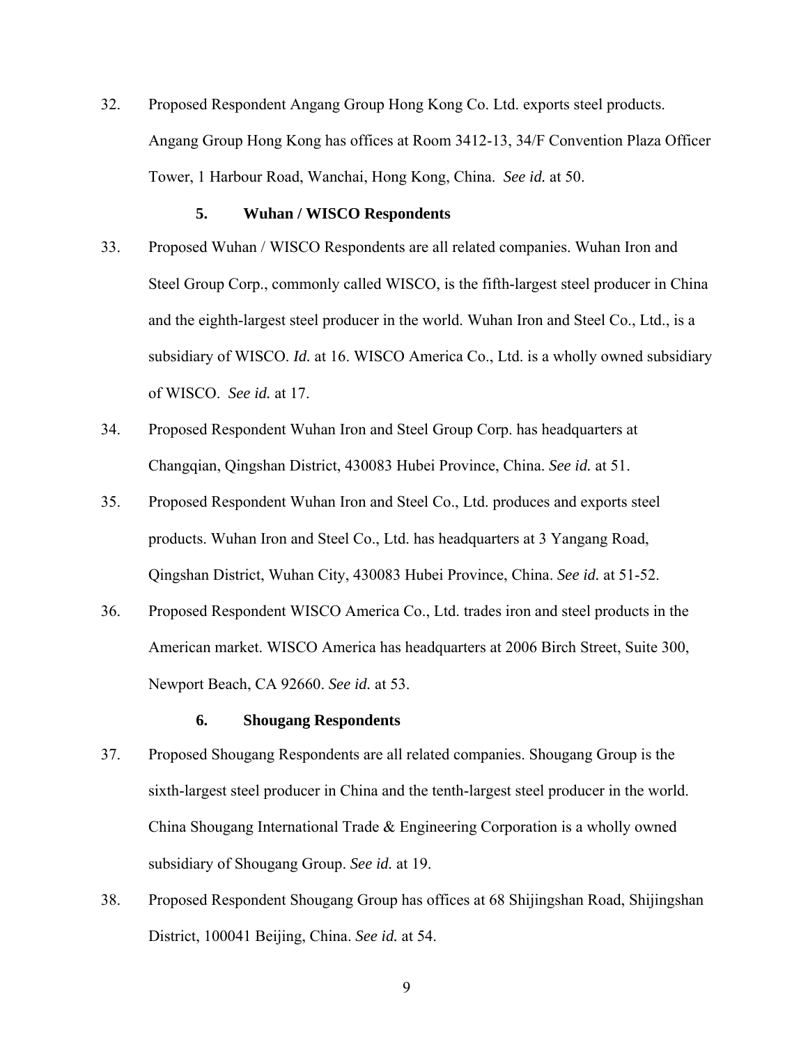32. Proposed Respondent Angang Group Hong Kong Co. Ltd. exports steel products. Angang Group Hong Kong has offices at Room 3412-13, 34/F Convention Plaza Officer Tower, 1 Harbour Road, Wanchai, Hong Kong, China. *See id.* at 50.

### 5. Wuhan / WISCO Respondents

33. Proposed Wuhan / WISCO Respondents are all related companies. Wuhan Iron and Steel Group Corp., commonly called WISCO, is the fifth-largest steel producer in China and the eighth-largest steel producer in the world. Wuhan Iron and Steel Co., Ltd., is a subsidiary of WISCO. *Id.* at 16. WISCO America Co., Ltd. is a wholly owned subsidiary of WISCO. *See id.* at 17.

34. Proposed Respondent Wuhan Iron and Steel Group Corp. has headquarters at Changqian, Qingshan District, 430083 Hubei Province, China. *See id.* at 51.

35. Proposed Respondent Wuhan Iron and Steel Co., Ltd. produces and exports steel products. Wuhan Iron and Steel Co., Ltd. has headquarters at 3 Yangang Road, Qingshan District, Wuhan City, 430083 Hubei Province, China. *See id.* at 51-52.

36. Proposed Respondent WISCO America Co., Ltd. trades iron and steel products in the American market. WISCO America has headquarters at 2006 Birch Street, Suite 300, Newport Beach, CA 92660. *See id.* at 53.

### 6. Shougang Respondents

37. Proposed Shougang Respondents are all related companies. Shougang Group is the sixth-largest steel producer in China and the tenth-largest steel producer in the world. China Shougang International Trade & Engineering Corporation is a wholly owned subsidiary of Shougang Group. *See id.* at 19.

38. Proposed Respondent Shougang Group has offices at 68 Shijingshan Road, Shijingshan District, 100041 Beijing, China. *See id.* at 54.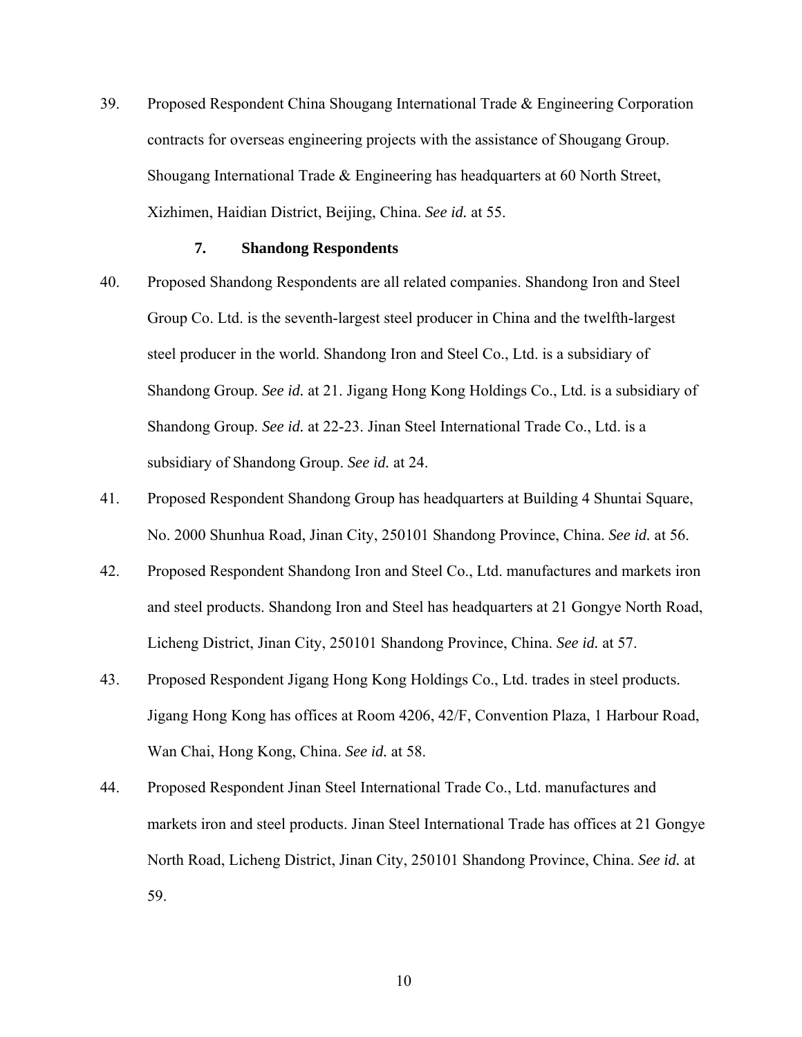39. Proposed Respondent China Shougang International Trade & Engineering Corporation contracts for overseas engineering projects with the assistance of Shougang Group. Shougang International Trade & Engineering has headquarters at 60 North Street, Xizhimen, Haidian District, Beijing, China. *See id.* at 55.

### 7. Shandong Respondents

40. Proposed Shandong Respondents are all related companies. Shandong Iron and Steel Group Co. Ltd. is the seventh-largest steel producer in China and the twelfth-largest steel producer in the world. Shandong Iron and Steel Co., Ltd. is a subsidiary of Shandong Group. *See id.* at 21. Jigang Hong Kong Holdings Co., Ltd. is a subsidiary of Shandong Group. *See id.* at 22-23. Jinan Steel International Trade Co., Ltd. is a subsidiary of Shandong Group. *See id.* at 24.

41. Proposed Respondent Shandong Group has headquarters at Building 4 Shuntai Square, No. 2000 Shunhua Road, Jinan City, 250101 Shandong Province, China. *See id.* at 56.

42. Proposed Respondent Shandong Iron and Steel Co., Ltd. manufactures and markets iron and steel products. Shandong Iron and Steel has headquarters at 21 Gongye North Road, Licheng District, Jinan City, 250101 Shandong Province, China. *See id.* at 57.

43. Proposed Respondent Jigang Hong Kong Holdings Co., Ltd. trades in steel products. Jigang Hong Kong has offices at Room 4206, 42/F, Convention Plaza, 1 Harbour Road, Wan Chai, Hong Kong, China. *See id.* at 58.

44. Proposed Respondent Jinan Steel International Trade Co., Ltd. manufactures and markets iron and steel products. Jinan Steel International Trade has offices at 21 Gongye North Road, Licheng District, Jinan City, 250101 Shandong Province, China. *See id.* at 59.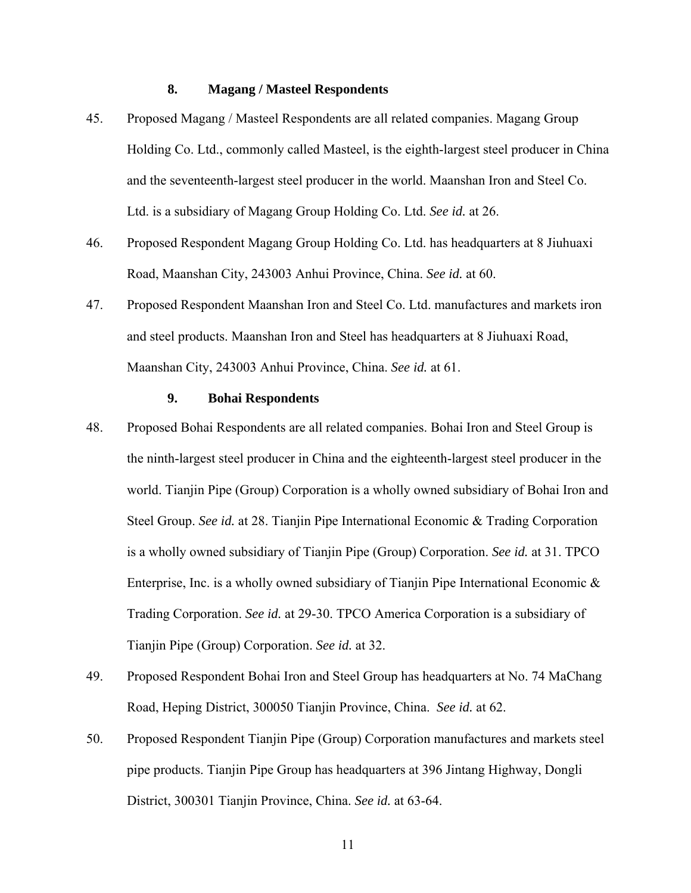### 8. Magang / Masteel Respondents

45. Proposed Magang / Masteel Respondents are all related companies. Magang Group Holding Co. Ltd., commonly called Masteel, is the eighth-largest steel producer in China and the seventeenth-largest steel producer in the world. Maanshan Iron and Steel Co. Ltd. is a subsidiary of Magang Group Holding Co. Ltd. *See id.* at 26.

46. Proposed Respondent Magang Group Holding Co. Ltd. has headquarters at 8 Jiuhuaxi Road, Maanshan City, 243003 Anhui Province, China. *See id.* at 60.

47. Proposed Respondent Maanshan Iron and Steel Co. Ltd. manufactures and markets iron and steel products. Maanshan Iron and Steel has headquarters at 8 Jiuhuaxi Road, Maanshan City, 243003 Anhui Province, China. *See id.* at 61.

### 9. Bohai Respondents

48. Proposed Bohai Respondents are all related companies. Bohai Iron and Steel Group is the ninth-largest steel producer in China and the eighteenth-largest steel producer in the world. Tianjin Pipe (Group) Corporation is a wholly owned subsidiary of Bohai Iron and Steel Group. *See id.* at 28. Tianjin Pipe International Economic & Trading Corporation is a wholly owned subsidiary of Tianjin Pipe (Group) Corporation. *See id.* at 31. TPCO Enterprise, Inc. is a wholly owned subsidiary of Tianjin Pipe International Economic & Trading Corporation. *See id.* at 29-30. TPCO America Corporation is a subsidiary of Tianjin Pipe (Group) Corporation. *See id.* at 32.

49. Proposed Respondent Bohai Iron and Steel Group has headquarters at No. 74 MaChang Road, Heping District, 300050 Tianjin Province, China. *See id.* at 62.

50. Proposed Respondent Tianjin Pipe (Group) Corporation manufactures and markets steel pipe products. Tianjin Pipe Group has headquarters at 396 Jintang Highway, Dongli District, 300301 Tianjin Province, China. *See id.* at 63-64.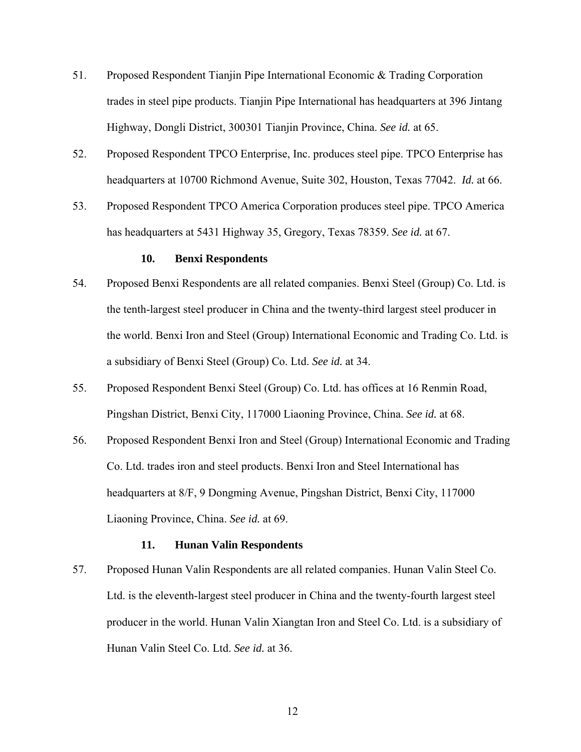51. Proposed Respondent Tianjin Pipe International Economic & Trading Corporation trades in steel pipe products. Tianjin Pipe International has headquarters at 396 Jintang Highway, Dongli District, 300301 Tianjin Province, China. *See id.* at 65.

52. Proposed Respondent TPCO Enterprise, Inc. produces steel pipe. TPCO Enterprise has headquarters at 10700 Richmond Avenue, Suite 302, Houston, Texas 77042. *Id.* at 66.

53. Proposed Respondent TPCO America Corporation produces steel pipe. TPCO America has headquarters at 5431 Highway 35, Gregory, Texas 78359. *See id.* at 67.

### 10. Benxi Respondents

54. Proposed Benxi Respondents are all related companies. Benxi Steel (Group) Co. Ltd. is the tenth-largest steel producer in China and the twenty-third largest steel producer in the world. Benxi Iron and Steel (Group) International Economic and Trading Co. Ltd. is a subsidiary of Benxi Steel (Group) Co. Ltd. *See id.* at 34.

55. Proposed Respondent Benxi Steel (Group) Co. Ltd. has offices at 16 Renmin Road, Pingshan District, Benxi City, 117000 Liaoning Province, China. *See id.* at 68.

56. Proposed Respondent Benxi Iron and Steel (Group) International Economic and Trading Co. Ltd. trades iron and steel products. Benxi Iron and Steel International has headquarters at 8/F, 9 Dongming Avenue, Pingshan District, Benxi City, 117000 Liaoning Province, China. *See id.* at 69.

### 11. Hunan Valin Respondents

57. Proposed Hunan Valin Respondents are all related companies. Hunan Valin Steel Co. Ltd. is the eleventh-largest steel producer in China and the twenty-fourth largest steel producer in the world. Hunan Valin Xiangtan Iron and Steel Co. Ltd. is a subsidiary of Hunan Valin Steel Co. Ltd. *See id.* at 36.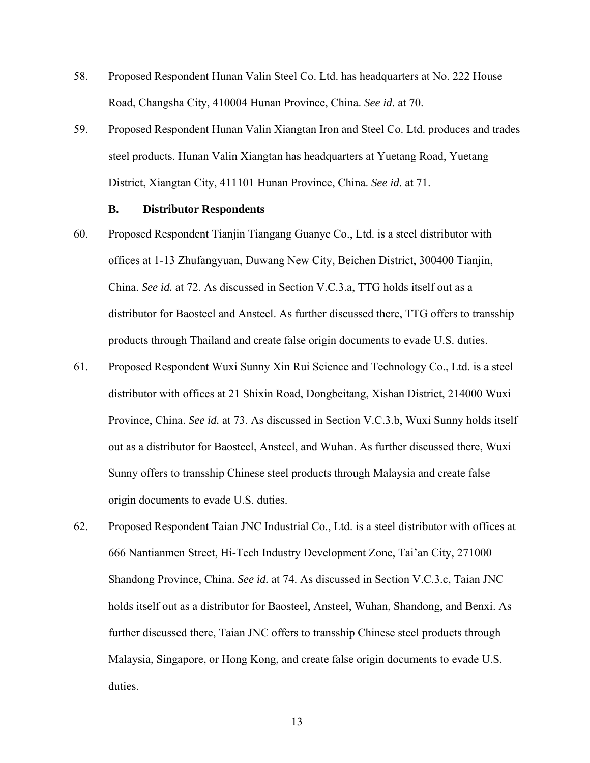58. Proposed Respondent Hunan Valin Steel Co. Ltd. has headquarters at No. 222 House Road, Changsha City, 410004 Hunan Province, China. *See id.* at 70.

59. Proposed Respondent Hunan Valin Xiangtan Iron and Steel Co. Ltd. produces and trades steel products. Hunan Valin Xiangtan has headquarters at Yuetang Road, Yuetang District, Xiangtan City, 411101 Hunan Province, China. *See id.* at 71.

### B. Distributor Respondents

60. Proposed Respondent Tianjin Tiangang Guanye Co., Ltd. is a steel distributor with offices at 1-13 Zhufangyuan, Duwang New City, Beichen District, 300400 Tianjin, China. *See id.* at 72. As discussed in Section V.C.3.a, TTG holds itself out as a distributor for Baosteel and Ansteel. As further discussed there, TTG offers to transship products through Thailand and create false origin documents to evade U.S. duties.

61. Proposed Respondent Wuxi Sunny Xin Rui Science and Technology Co., Ltd. is a steel distributor with offices at 21 Shixin Road, Dongbeitang, Xishan District, 214000 Wuxi Province, China. *See id.* at 73. As discussed in Section V.C.3.b, Wuxi Sunny holds itself out as a distributor for Baosteel, Ansteel, and Wuhan. As further discussed there, Wuxi Sunny offers to transship Chinese steel products through Malaysia and create false origin documents to evade U.S. duties.

62. Proposed Respondent Taian JNC Industrial Co., Ltd. is a steel distributor with offices at 666 Nantianmen Street, Hi-Tech Industry Development Zone, Tai'an City, 271000 Shandong Province, China. *See id.* at 74. As discussed in Section V.C.3.c, Taian JNC holds itself out as a distributor for Baosteel, Ansteel, Wuhan, Shandong, and Benxi. As further discussed there, Taian JNC offers to transship Chinese steel products through Malaysia, Singapore, or Hong Kong, and create false origin documents to evade U.S. duties.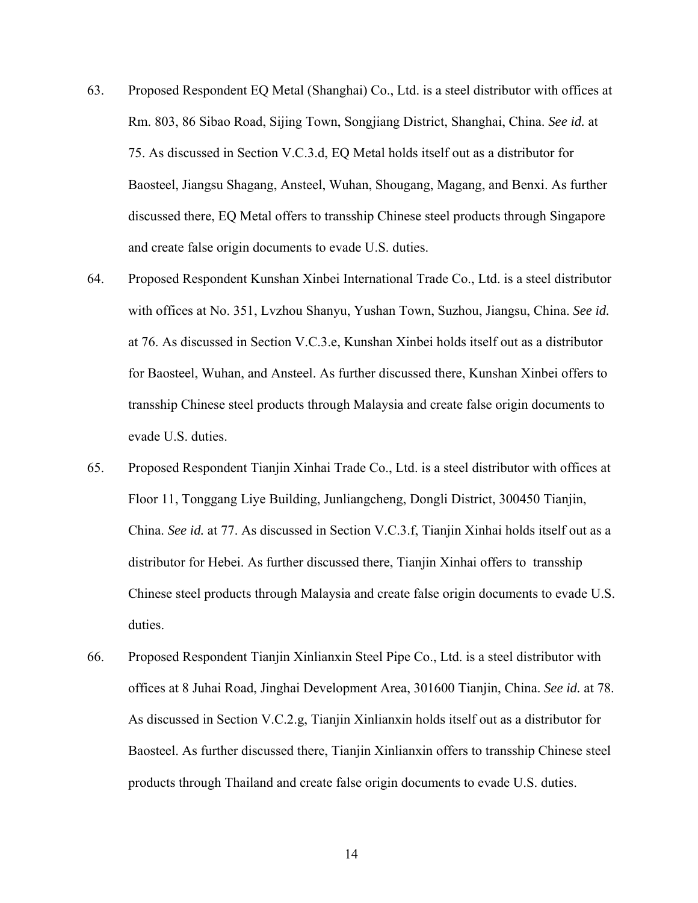63. Proposed Respondent EQ Metal (Shanghai) Co., Ltd. is a steel distributor with offices at Rm. 803, 86 Sibao Road, Sijing Town, Songjiang District, Shanghai, China. *See id.* at 75. As discussed in Section V.C.3.d, EQ Metal holds itself out as a distributor for Baosteel, Jiangsu Shagang, Ansteel, Wuhan, Shougang, Magang, and Benxi. As further discussed there, EQ Metal offers to transship Chinese steel products through Singapore and create false origin documents to evade U.S. duties.

64. Proposed Respondent Kunshan Xinbei International Trade Co., Ltd. is a steel distributor with offices at No. 351, Lvzhou Shanyu, Yushan Town, Suzhou, Jiangsu, China. *See id.* at 76. As discussed in Section V.C.3.e, Kunshan Xinbei holds itself out as a distributor for Baosteel, Wuhan, and Ansteel. As further discussed there, Kunshan Xinbei offers to transship Chinese steel products through Malaysia and create false origin documents to evade U.S. duties.

65. Proposed Respondent Tianjin Xinhai Trade Co., Ltd. is a steel distributor with offices at Floor 11, Tonggang Liye Building, Junliangcheng, Dongli District, 300450 Tianjin, China. *See id.* at 77. As discussed in Section V.C.3.f, Tianjin Xinhai holds itself out as a distributor for Hebei. As further discussed there, Tianjin Xinhai offers to transship Chinese steel products through Malaysia and create false origin documents to evade U.S. duties.

66. Proposed Respondent Tianjin Xinlianxin Steel Pipe Co., Ltd. is a steel distributor with offices at 8 Juhai Road, Jinghai Development Area, 301600 Tianjin, China. *See id.* at 78. As discussed in Section V.C.2.g, Tianjin Xinlianxin holds itself out as a distributor for Baosteel. As further discussed there, Tianjin Xinlianxin offers to transship Chinese steel products through Thailand and create false origin documents to evade U.S. duties.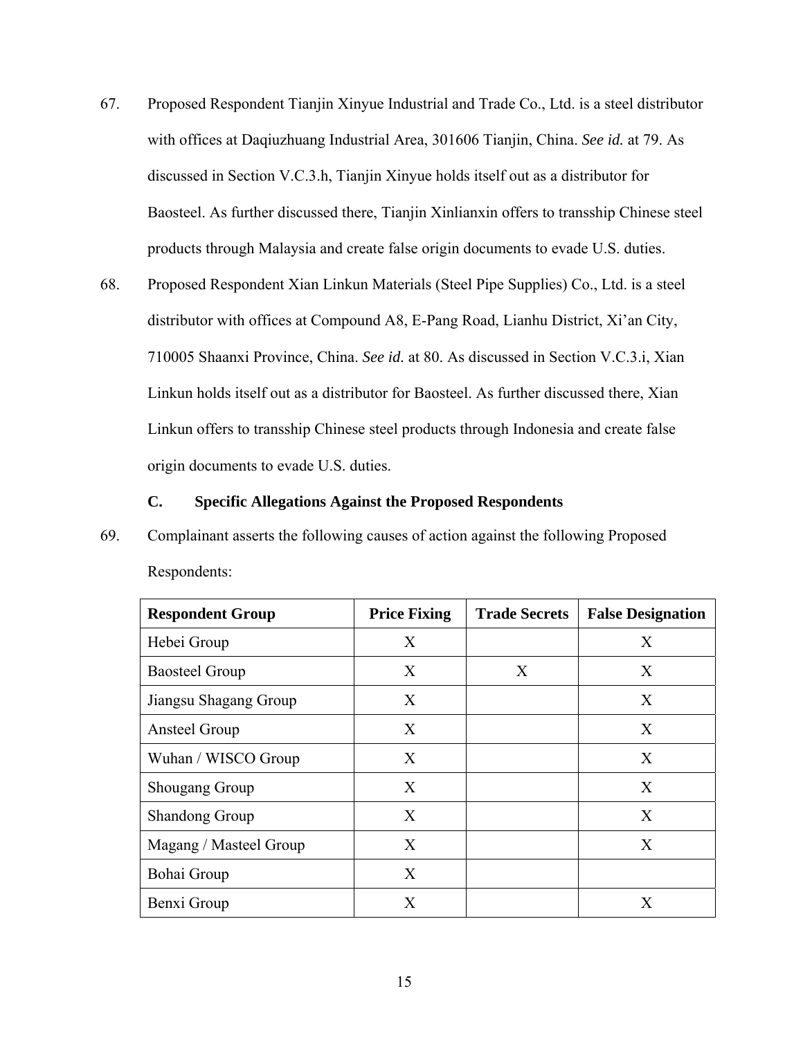67. Proposed Respondent Tianjin Xinyue Industrial and Trade Co., Ltd. is a steel distributor with offices at Daqiuzhuang Industrial Area, 301606 Tianjin, China. *See id.* at 79. As discussed in Section V.C.3.h, Tianjin Xinyue holds itself out as a distributor for Baosteel. As further discussed there, Tianjin Xinlianxin offers to transship Chinese steel products through Malaysia and create false origin documents to evade U.S. duties.

68. Proposed Respondent Xian Linkun Materials (Steel Pipe Supplies) Co., Ltd. is a steel distributor with offices at Compound A8, E-Pang Road, Lianhu District, Xi'an City, 710005 Shaanxi Province, China. *See id.* at 80. As discussed in Section V.C.3.i, Xian Linkun holds itself out as a distributor for Baosteel. As further discussed there, Xian Linkun offers to transship Chinese steel products through Indonesia and create false origin documents to evade U.S. duties.

### C. Specific Allegations Against the Proposed Respondents

69. Complainant asserts the following causes of action against the following Proposed Respondents:

| Respondent Group | Price Fixing | Trade Secrets | False Designation |
|---|---|---|---|
| Hebei Group | X | | X |
| Baosteel Group | X | X | X |
| Jiangsu Shagang Group | X | | X |
| Ansteel Group | X | | X |
| Wuhan / WISCO Group | X | | X |
| Shougang Group | X | | X |
| Shandong Group | X | | X |
| Magang / Masteel Group | X | | X |
| Bohai Group | X | | |
| Benxi Group | X | | X |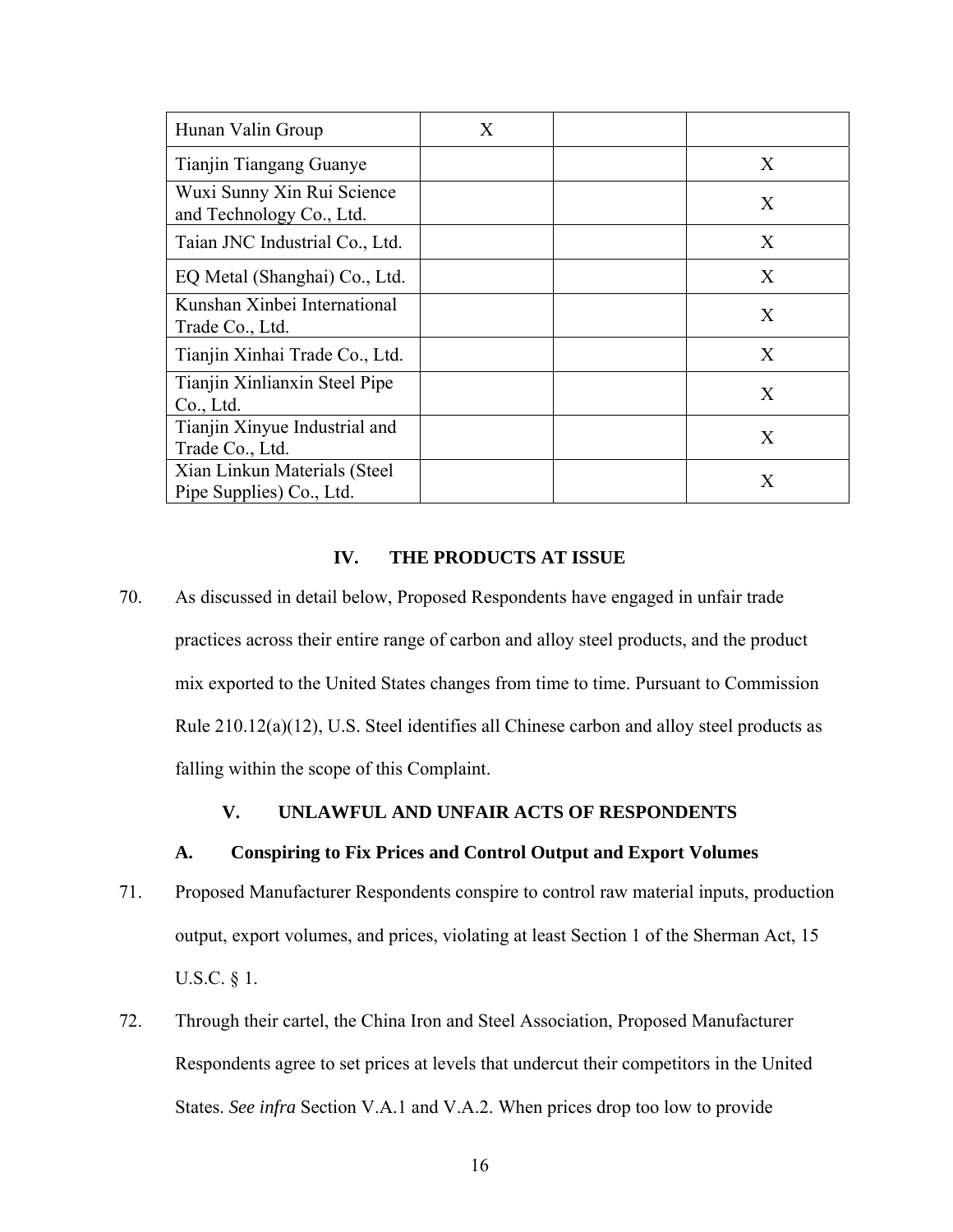| | | | |
|---|---|---|---|
| Hunan Valin Group | X | | |
| Tianjin Tiangang Guanye | | | X |
| Wuxi Sunny Xin Rui Science and Technology Co., Ltd. | | | X |
| Taian JNC Industrial Co., Ltd. | | | X |
| EQ Metal (Shanghai) Co., Ltd. | | | X |
| Kunshan Xinbei International Trade Co., Ltd. | | | X |
| Tianjin Xinhai Trade Co., Ltd. | | | X |
| Tianjin Xinlianxin Steel Pipe Co., Ltd. | | | X |
| Tianjin Xinyue Industrial and Trade Co., Ltd. | | | X |
| Xian Linkun Materials (Steel Pipe Supplies) Co., Ltd. | | | X |

## IV. THE PRODUCTS AT ISSUE

70. As discussed in detail below, Proposed Respondents have engaged in unfair trade practices across their entire range of carbon and alloy steel products, and the product mix exported to the United States changes from time to time. Pursuant to Commission Rule 210.12(a)(12), U.S. Steel identifies all Chinese carbon and alloy steel products as falling within the scope of this Complaint.

## V. UNLAWFUL AND UNFAIR ACTS OF RESPONDENTS

### A. Conspiring to Fix Prices and Control Output and Export Volumes

71. Proposed Manufacturer Respondents conspire to control raw material inputs, production output, export volumes, and prices, violating at least Section 1 of the Sherman Act, 15 U.S.C. § 1.

72. Through their cartel, the China Iron and Steel Association, Proposed Manufacturer Respondents agree to set prices at levels that undercut their competitors in the United States. *See infra* Section V.A.1 and V.A.2. When prices drop too low to provide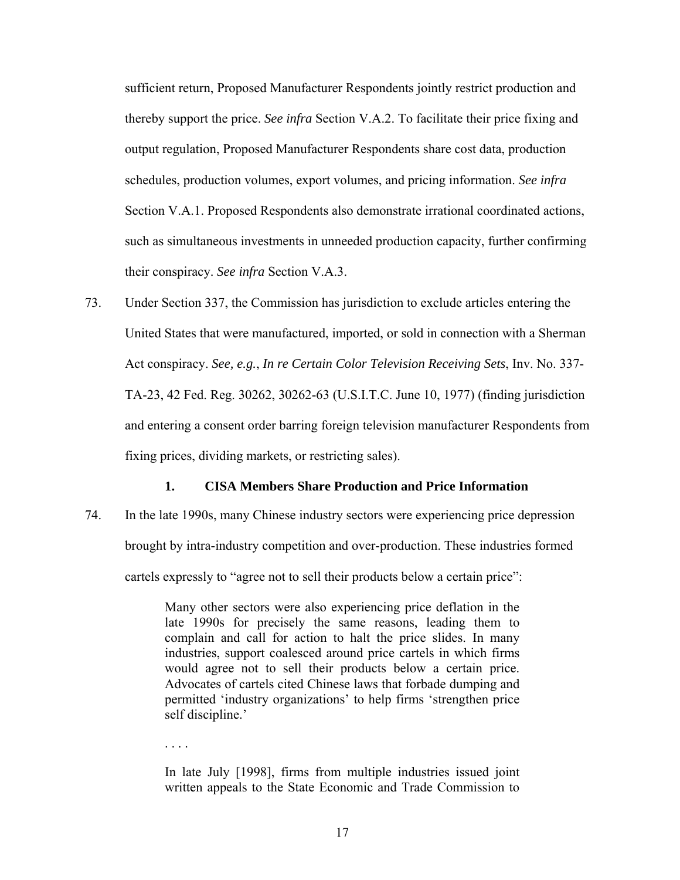sufficient return, Proposed Manufacturer Respondents jointly restrict production and thereby support the price. *See infra* Section V.A.2. To facilitate their price fixing and output regulation, Proposed Manufacturer Respondents share cost data, production schedules, production volumes, export volumes, and pricing information. *See infra* Section V.A.1. Proposed Respondents also demonstrate irrational coordinated actions, such as simultaneous investments in unneeded production capacity, further confirming their conspiracy. *See infra* Section V.A.3.

73. Under Section 337, the Commission has jurisdiction to exclude articles entering the United States that were manufactured, imported, or sold in connection with a Sherman Act conspiracy. *See, e.g.*, *In re Certain Color Television Receiving Sets*, Inv. No. 337-TA-23, 42 Fed. Reg. 30262, 30262-63 (U.S.I.T.C. June 10, 1977) (finding jurisdiction and entering a consent order barring foreign television manufacturer Respondents from fixing prices, dividing markets, or restricting sales).

### 1. CISA Members Share Production and Price Information

74. In the late 1990s, many Chinese industry sectors were experiencing price depression brought by intra-industry competition and over-production. These industries formed cartels expressly to "agree not to sell their products below a certain price":

> Many other sectors were also experiencing price deflation in the late 1990s for precisely the same reasons, leading them to complain and call for action to halt the price slides. In many industries, support coalesced around price cartels in which firms would agree not to sell their products below a certain price. Advocates of cartels cited Chinese laws that forbade dumping and permitted 'industry organizations' to help firms 'strengthen price self discipline.'
>
> . . . .
>
> In late July [1998], firms from multiple industries issued joint written appeals to the State Economic and Trade Commission to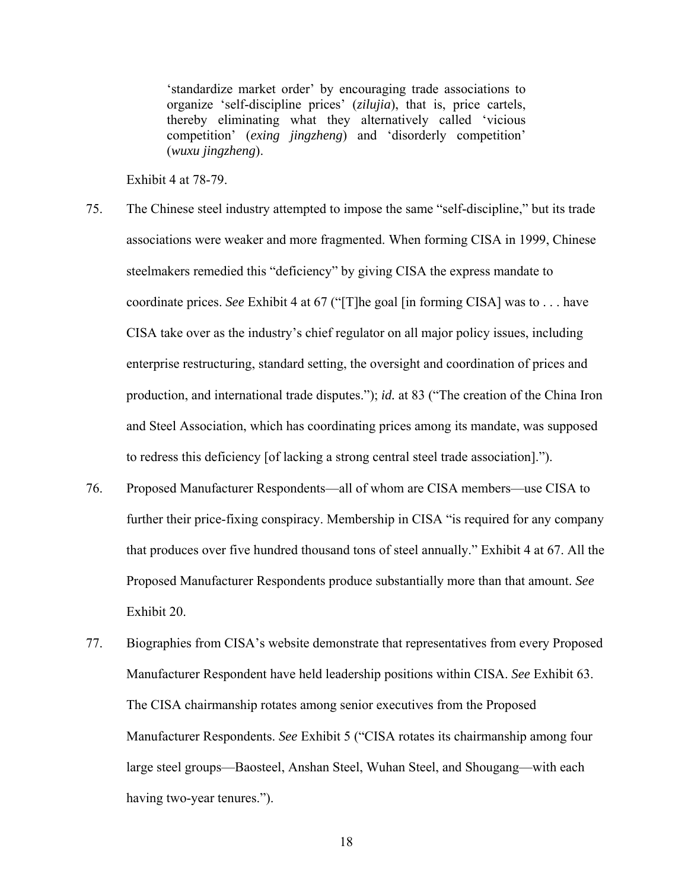> 'standardize market order' by encouraging trade associations to organize 'self-discipline prices' (*zilujia*), that is, price cartels, thereby eliminating what they alternatively called 'vicious competition' (*exing jingzheng*) and 'disorderly competition' (*wuxu jingzheng*).

Exhibit 4 at 78-79.

75. The Chinese steel industry attempted to impose the same "self-discipline," but its trade associations were weaker and more fragmented. When forming CISA in 1999, Chinese steelmakers remedied this "deficiency" by giving CISA the express mandate to coordinate prices. *See* Exhibit 4 at 67 ("[T]he goal [in forming CISA] was to . . . have CISA take over as the industry's chief regulator on all major policy issues, including enterprise restructuring, standard setting, the oversight and coordination of prices and production, and international trade disputes."); *id.* at 83 ("The creation of the China Iron and Steel Association, which has coordinating prices among its mandate, was supposed to redress this deficiency [of lacking a strong central steel trade association].").

76. Proposed Manufacturer Respondents—all of whom are CISA members—use CISA to further their price-fixing conspiracy. Membership in CISA "is required for any company that produces over five hundred thousand tons of steel annually." Exhibit 4 at 67. All the Proposed Manufacturer Respondents produce substantially more than that amount. *See* Exhibit 20.

77. Biographies from CISA's website demonstrate that representatives from every Proposed Manufacturer Respondent have held leadership positions within CISA. *See* Exhibit 63. The CISA chairmanship rotates among senior executives from the Proposed Manufacturer Respondents. *See* Exhibit 5 ("CISA rotates its chairmanship among four large steel groups—Baosteel, Anshan Steel, Wuhan Steel, and Shougang—with each having two-year tenures.").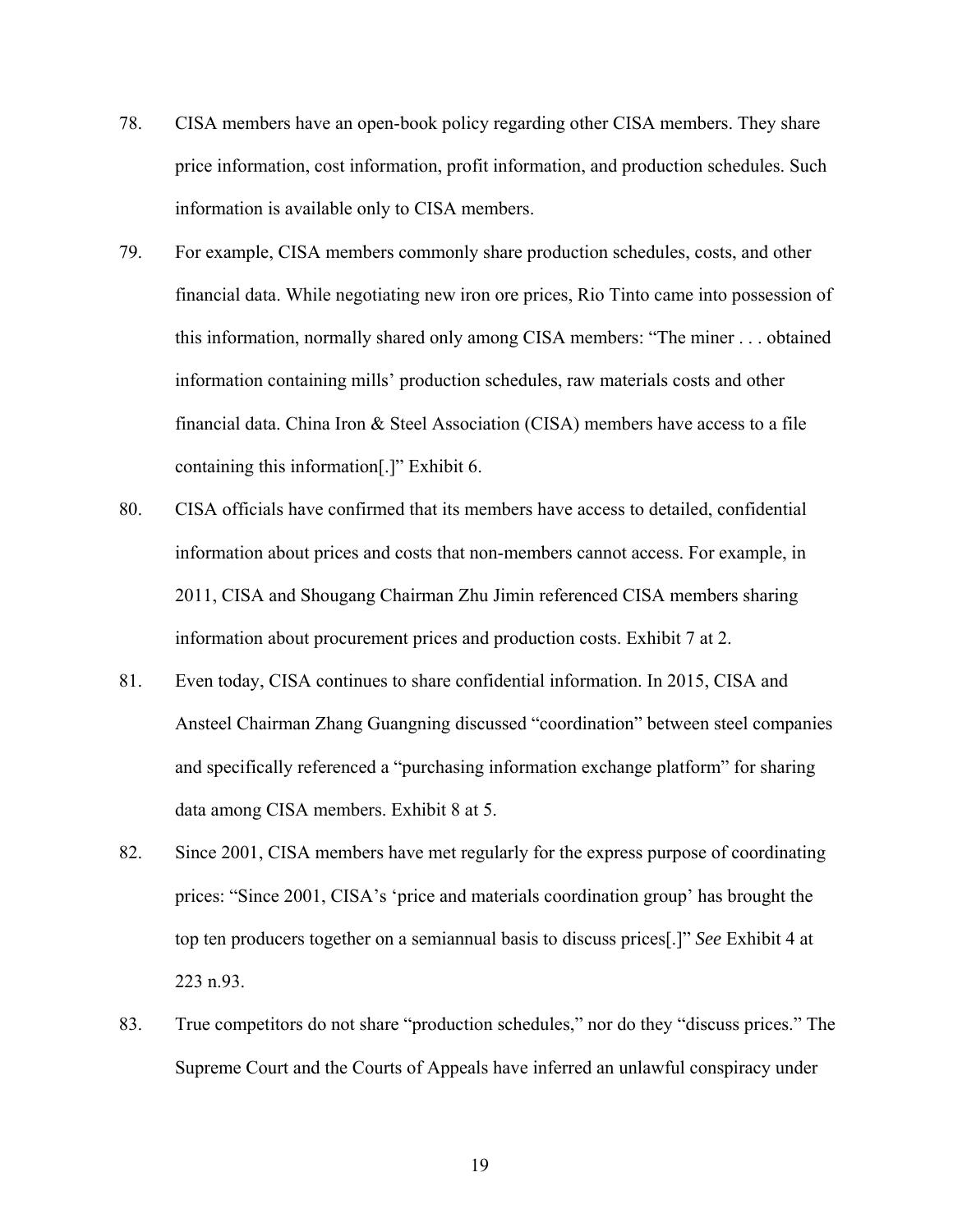78. CISA members have an open-book policy regarding other CISA members. They share price information, cost information, profit information, and production schedules. Such information is available only to CISA members.

79. For example, CISA members commonly share production schedules, costs, and other financial data. While negotiating new iron ore prices, Rio Tinto came into possession of this information, normally shared only among CISA members: "The miner . . . obtained information containing mills' production schedules, raw materials costs and other financial data. China Iron & Steel Association (CISA) members have access to a file containing this information[.]" Exhibit 6.

80. CISA officials have confirmed that its members have access to detailed, confidential information about prices and costs that non-members cannot access. For example, in 2011, CISA and Shougang Chairman Zhu Jimin referenced CISA members sharing information about procurement prices and production costs. Exhibit 7 at 2.

81. Even today, CISA continues to share confidential information. In 2015, CISA and Ansteel Chairman Zhang Guangning discussed "coordination" between steel companies and specifically referenced a "purchasing information exchange platform" for sharing data among CISA members. Exhibit 8 at 5.

82. Since 2001, CISA members have met regularly for the express purpose of coordinating prices: "Since 2001, CISA's 'price and materials coordination group' has brought the top ten producers together on a semiannual basis to discuss prices[.]" *See* Exhibit 4 at 223 n.93.

83. True competitors do not share "production schedules," nor do they "discuss prices." The Supreme Court and the Courts of Appeals have inferred an unlawful conspiracy under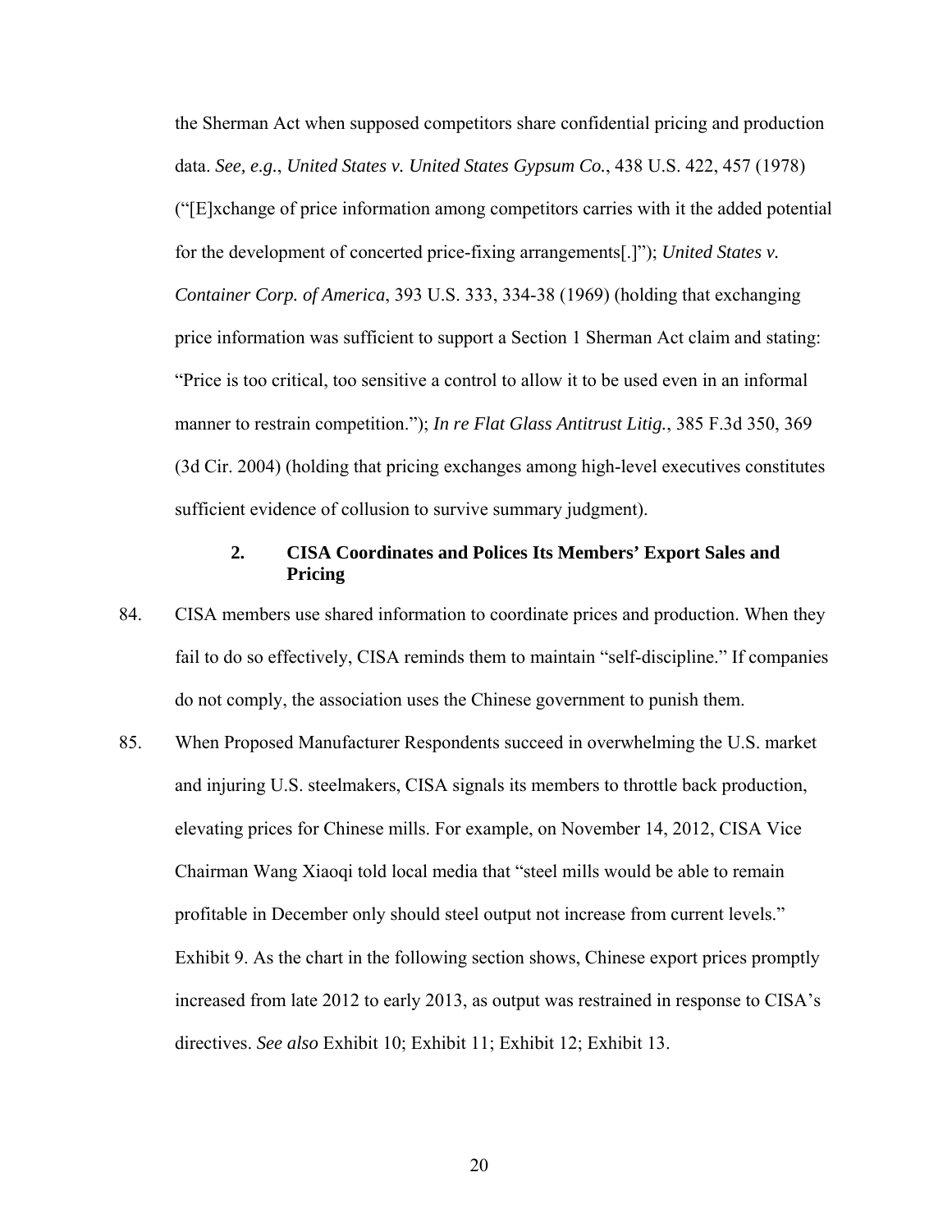the Sherman Act when supposed competitors share confidential pricing and production data. *See, e.g.*, *United States v. United States Gypsum Co.*, 438 U.S. 422, 457 (1978) ("[E]xchange of price information among competitors carries with it the added potential for the development of concerted price-fixing arrangements[.]"); *United States v. Container Corp. of America*, 393 U.S. 333, 334-38 (1969) (holding that exchanging price information was sufficient to support a Section 1 Sherman Act claim and stating: "Price is too critical, too sensitive a control to allow it to be used even in an informal manner to restrain competition."); *In re Flat Glass Antitrust Litig.*, 385 F.3d 350, 369 (3d Cir. 2004) (holding that pricing exchanges among high-level executives constitutes sufficient evidence of collusion to survive summary judgment).

### 2. CISA Coordinates and Polices Its Members' Export Sales and Pricing

84. CISA members use shared information to coordinate prices and production. When they fail to do so effectively, CISA reminds them to maintain "self-discipline." If companies do not comply, the association uses the Chinese government to punish them.

85. When Proposed Manufacturer Respondents succeed in overwhelming the U.S. market and injuring U.S. steelmakers, CISA signals its members to throttle back production, elevating prices for Chinese mills. For example, on November 14, 2012, CISA Vice Chairman Wang Xiaoqi told local media that "steel mills would be able to remain profitable in December only should steel output not increase from current levels." Exhibit 9. As the chart in the following section shows, Chinese export prices promptly increased from late 2012 to early 2013, as output was restrained in response to CISA's directives. *See also* Exhibit 10; Exhibit 11; Exhibit 12; Exhibit 13.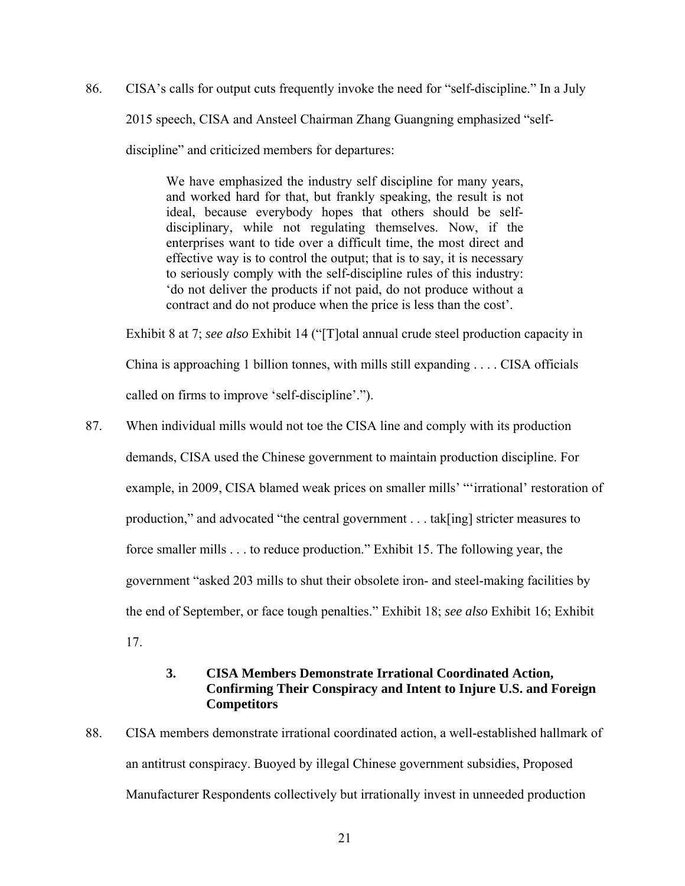86. CISA's calls for output cuts frequently invoke the need for "self-discipline." In a July 2015 speech, CISA and Ansteel Chairman Zhang Guangning emphasized "self-discipline" and criticized members for departures:

> We have emphasized the industry self discipline for many years, and worked hard for that, but frankly speaking, the result is not ideal, because everybody hopes that others should be self-disciplinary, while not regulating themselves. Now, if the enterprises want to tide over a difficult time, the most direct and effective way is to control the output; that is to say, it is necessary to seriously comply with the self-discipline rules of this industry: 'do not deliver the products if not paid, do not produce without a contract and do not produce when the price is less than the cost'.

Exhibit 8 at 7; *see also* Exhibit 14 ("[T]otal annual crude steel production capacity in China is approaching 1 billion tonnes, with mills still expanding . . . . CISA officials called on firms to improve 'self-discipline'.").

87. When individual mills would not toe the CISA line and comply with its production demands, CISA used the Chinese government to maintain production discipline. For example, in 2009, CISA blamed weak prices on smaller mills' "'irrational' restoration of production," and advocated "the central government . . . tak[ing] stricter measures to force smaller mills . . . to reduce production." Exhibit 15. The following year, the government "asked 203 mills to shut their obsolete iron- and steel-making facilities by the end of September, or face tough penalties." Exhibit 18; *see also* Exhibit 16; Exhibit 17.

### 3. CISA Members Demonstrate Irrational Coordinated Action, Confirming Their Conspiracy and Intent to Injure U.S. and Foreign Competitors

88. CISA members demonstrate irrational coordinated action, a well-established hallmark of an antitrust conspiracy. Buoyed by illegal Chinese government subsidies, Proposed Manufacturer Respondents collectively but irrationally invest in unneeded production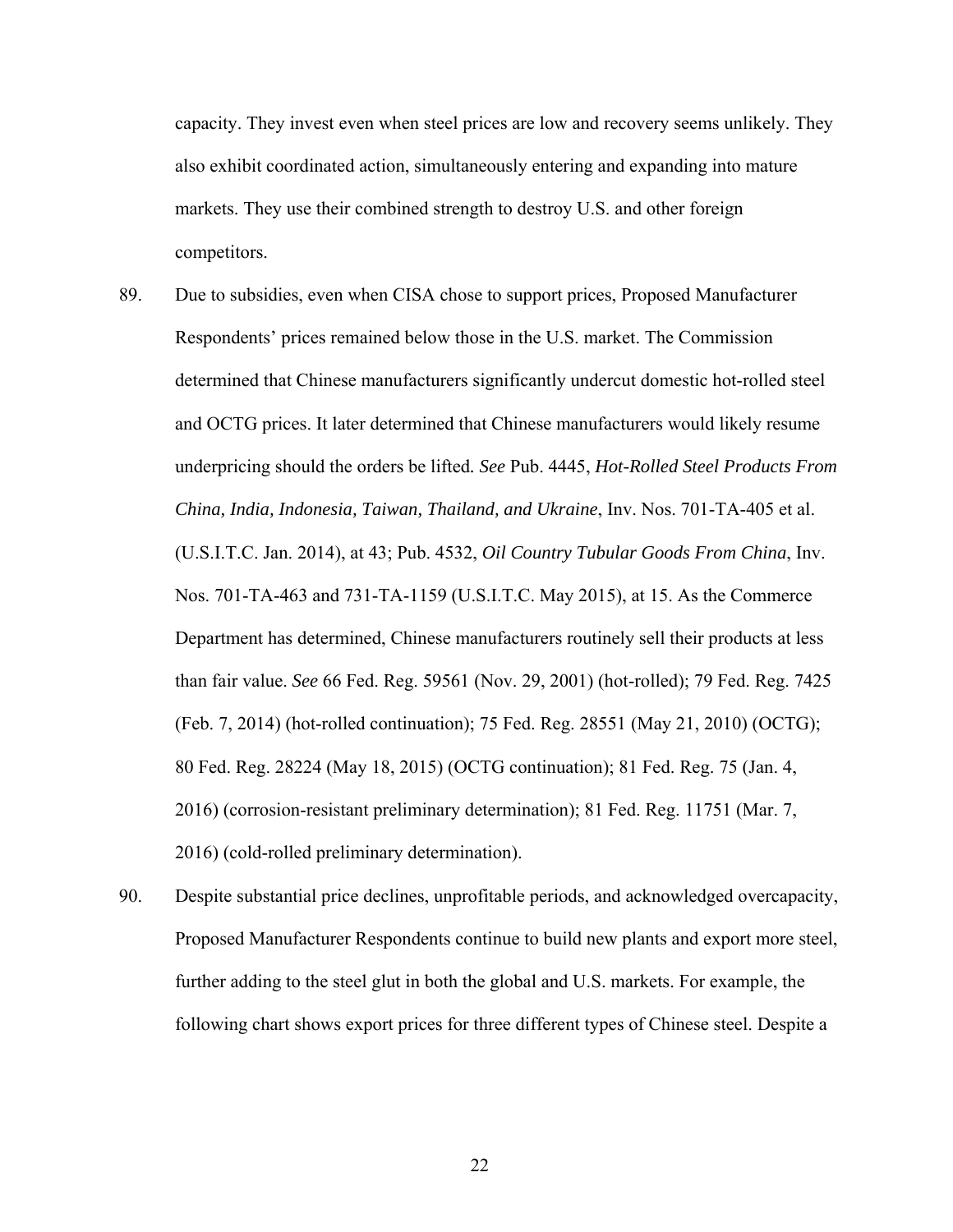capacity. They invest even when steel prices are low and recovery seems unlikely. They also exhibit coordinated action, simultaneously entering and expanding into mature markets. They use their combined strength to destroy U.S. and other foreign competitors.

89. Due to subsidies, even when CISA chose to support prices, Proposed Manufacturer Respondents' prices remained below those in the U.S. market. The Commission determined that Chinese manufacturers significantly undercut domestic hot-rolled steel and OCTG prices. It later determined that Chinese manufacturers would likely resume underpricing should the orders be lifted. *See* Pub. 4445, *Hot-Rolled Steel Products From China, India, Indonesia, Taiwan, Thailand, and Ukraine*, Inv. Nos. 701-TA-405 et al. (U.S.I.T.C. Jan. 2014), at 43; Pub. 4532, *Oil Country Tubular Goods From China*, Inv. Nos. 701-TA-463 and 731-TA-1159 (U.S.I.T.C. May 2015), at 15. As the Commerce Department has determined, Chinese manufacturers routinely sell their products at less than fair value. *See* 66 Fed. Reg. 59561 (Nov. 29, 2001) (hot-rolled); 79 Fed. Reg. 7425 (Feb. 7, 2014) (hot-rolled continuation); 75 Fed. Reg. 28551 (May 21, 2010) (OCTG); 80 Fed. Reg. 28224 (May 18, 2015) (OCTG continuation); 81 Fed. Reg. 75 (Jan. 4, 2016) (corrosion-resistant preliminary determination); 81 Fed. Reg. 11751 (Mar. 7, 2016) (cold-rolled preliminary determination).

90. Despite substantial price declines, unprofitable periods, and acknowledged overcapacity, Proposed Manufacturer Respondents continue to build new plants and export more steel, further adding to the steel glut in both the global and U.S. markets. For example, the following chart shows export prices for three different types of Chinese steel. Despite a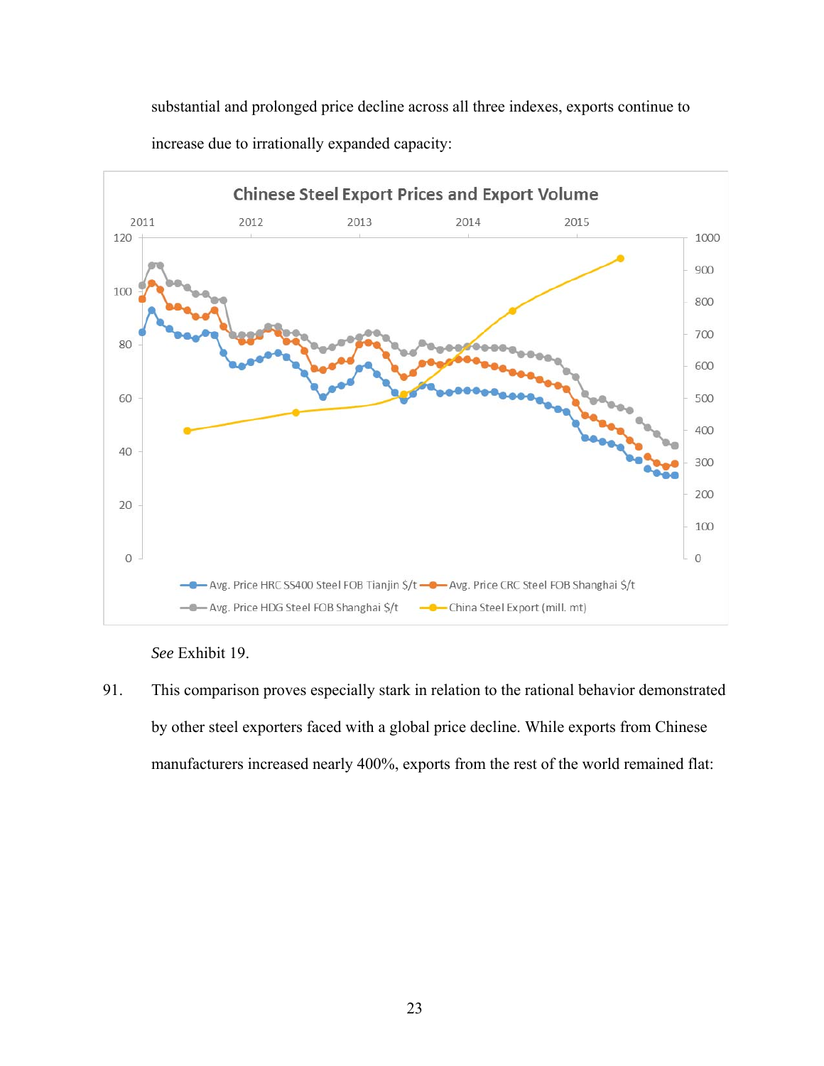substantial and prolonged price decline across all three indexes, exports continue to increase due to irrationally expanded capacity:

See Exhibit 19.

91. This comparison proves especially stark in relation to the rational behavior demonstrated by other steel exporters faced with a global price decline. While exports from Chinese manufacturers increased nearly 400%, exports from the rest of the world remained flat: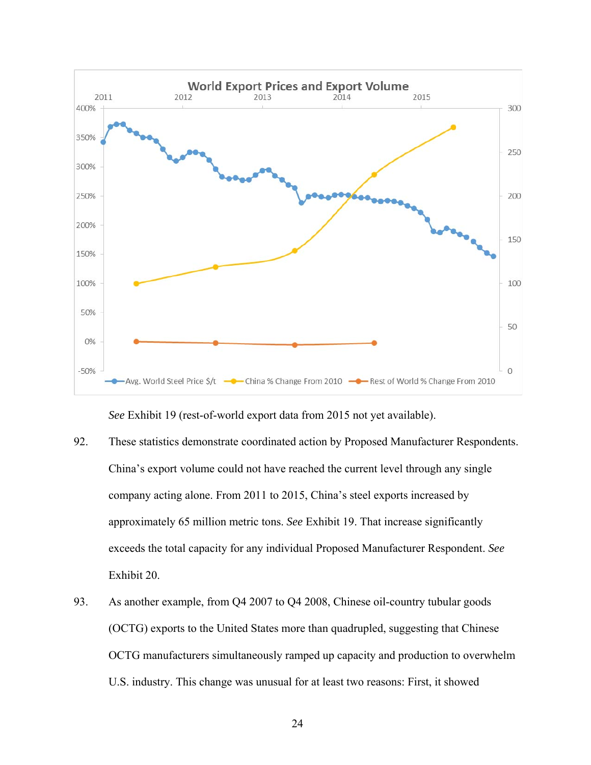World Export Prices and Export Volume

*See* Exhibit 19 (rest-of-world export data from 2015 not yet available).

92. These statistics demonstrate coordinated action by Proposed Manufacturer Respondents. China's export volume could not have reached the current level through any single company acting alone. From 2011 to 2015, China's steel exports increased by approximately 65 million metric tons. *See* Exhibit 19. That increase significantly exceeds the total capacity for any individual Proposed Manufacturer Respondent. *See* Exhibit 20.

93. As another example, from Q4 2007 to Q4 2008, Chinese oil-country tubular goods (OCTG) exports to the United States more than quadrupled, suggesting that Chinese OCTG manufacturers simultaneously ramped up capacity and production to overwhelm U.S. industry. This change was unusual for at least two reasons: First, it showed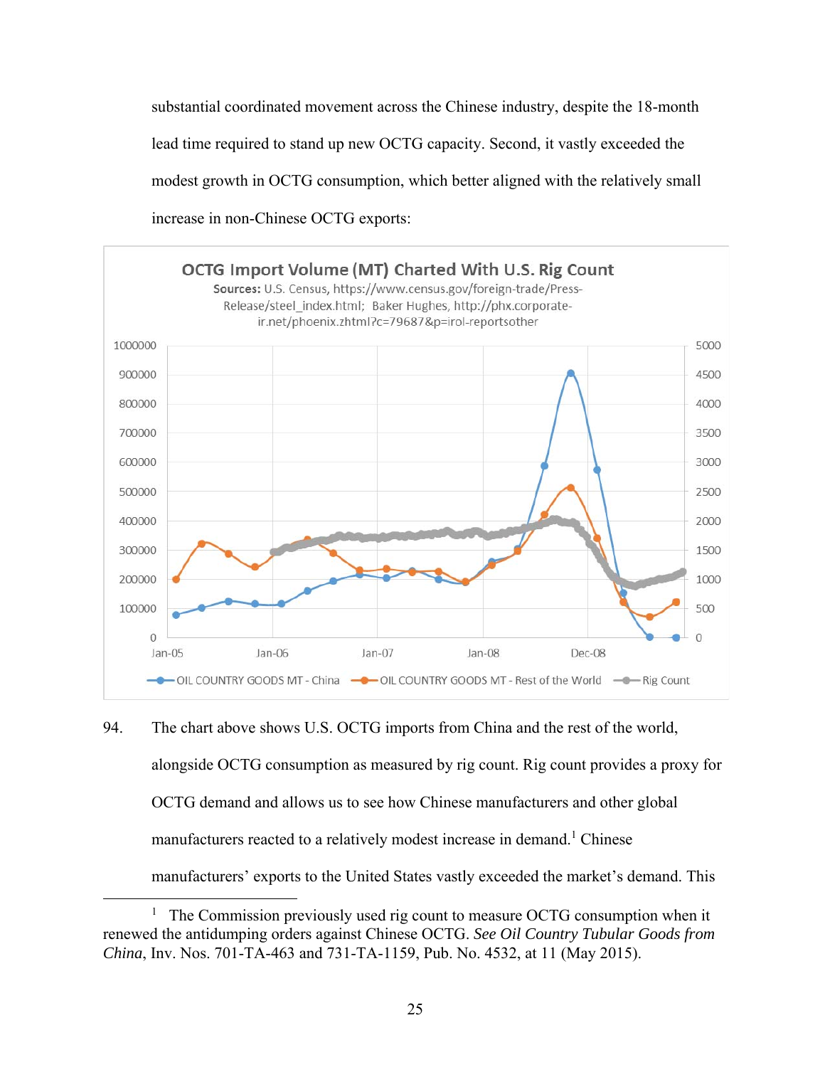substantial coordinated movement across the Chinese industry, despite the 18-month lead time required to stand up new OCTG capacity. Second, it vastly exceeded the modest growth in OCTG consumption, which better aligned with the relatively small increase in non-Chinese OCTG exports:

**OCTG Import Volume (MT) Charted With U.S. Rig Count**

**Sources:** U.S. Census, https://www.census.gov/foreign-trade/Press-Release/steel_index.html; Baker Hughes, http://phx.corporate-ir.net/phoenix.zhtml?c=79687&p=irol-reportsother

94. The chart above shows U.S. OCTG imports from China and the rest of the world, alongside OCTG consumption as measured by rig count. Rig count provides a proxy for OCTG demand and allows us to see how Chinese manufacturers and other global manufacturers reacted to a relatively modest increase in demand.[1] Chinese manufacturers' exports to the United States vastly exceeded the market's demand. This

[1] The Commission previously used rig count to measure OCTG consumption when it renewed the antidumping orders against Chinese OCTG. *See Oil Country Tubular Goods from China*, Inv. Nos. 701-TA-463 and 731-TA-1159, Pub. No. 4532, at 11 (May 2015).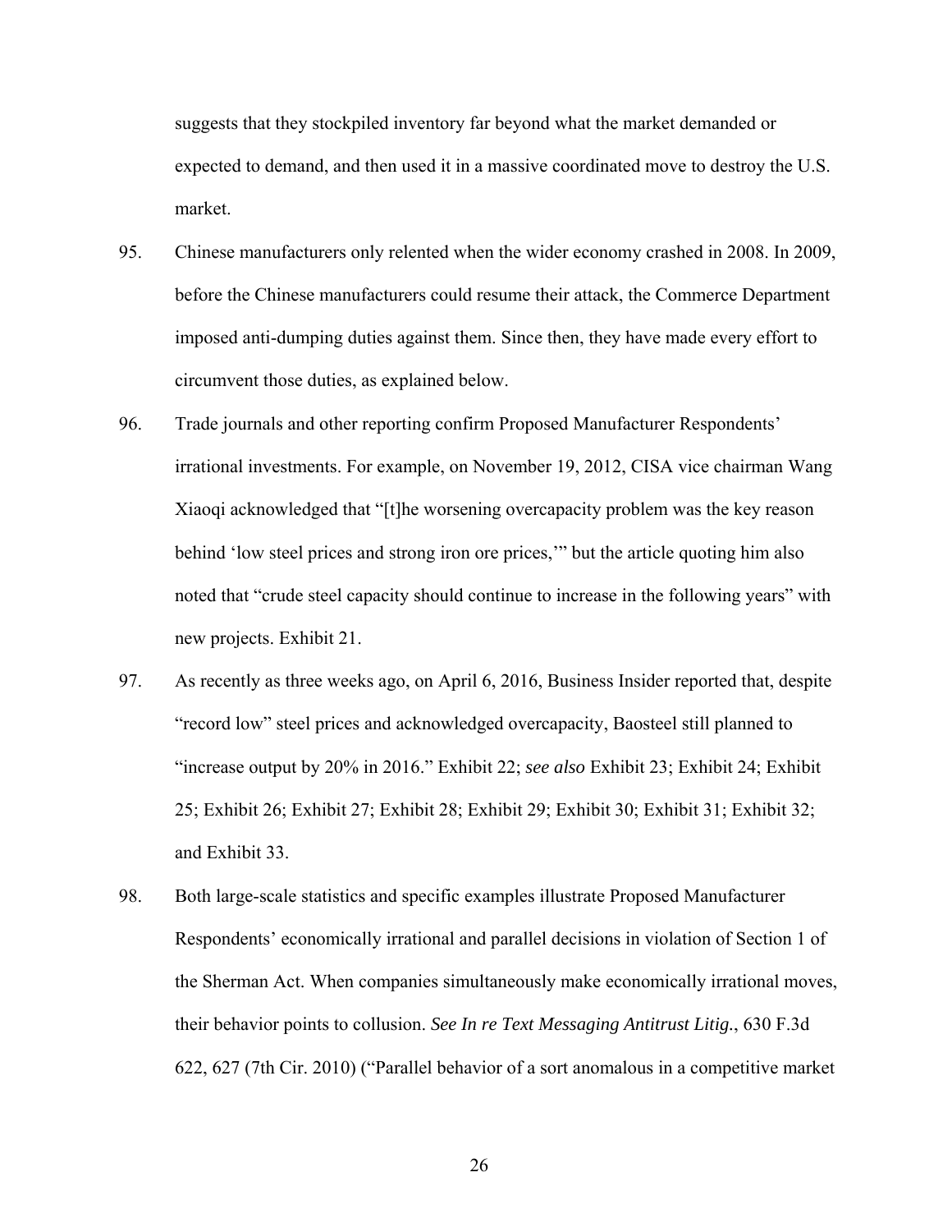suggests that they stockpiled inventory far beyond what the market demanded or expected to demand, and then used it in a massive coordinated move to destroy the U.S. market.

95. Chinese manufacturers only relented when the wider economy crashed in 2008. In 2009, before the Chinese manufacturers could resume their attack, the Commerce Department imposed anti-dumping duties against them. Since then, they have made every effort to circumvent those duties, as explained below.

96. Trade journals and other reporting confirm Proposed Manufacturer Respondents' irrational investments. For example, on November 19, 2012, CISA vice chairman Wang Xiaoqi acknowledged that "[t]he worsening overcapacity problem was the key reason behind 'low steel prices and strong iron ore prices,'" but the article quoting him also noted that "crude steel capacity should continue to increase in the following years" with new projects. Exhibit 21.

97. As recently as three weeks ago, on April 6, 2016, Business Insider reported that, despite "record low" steel prices and acknowledged overcapacity, Baosteel still planned to "increase output by 20% in 2016." Exhibit 22; *see also* Exhibit 23; Exhibit 24; Exhibit 25; Exhibit 26; Exhibit 27; Exhibit 28; Exhibit 29; Exhibit 30; Exhibit 31; Exhibit 32; and Exhibit 33.

98. Both large-scale statistics and specific examples illustrate Proposed Manufacturer Respondents' economically irrational and parallel decisions in violation of Section 1 of the Sherman Act. When companies simultaneously make economically irrational moves, their behavior points to collusion. *See In re Text Messaging Antitrust Litig.*, 630 F.3d 622, 627 (7th Cir. 2010) ("Parallel behavior of a sort anomalous in a competitive market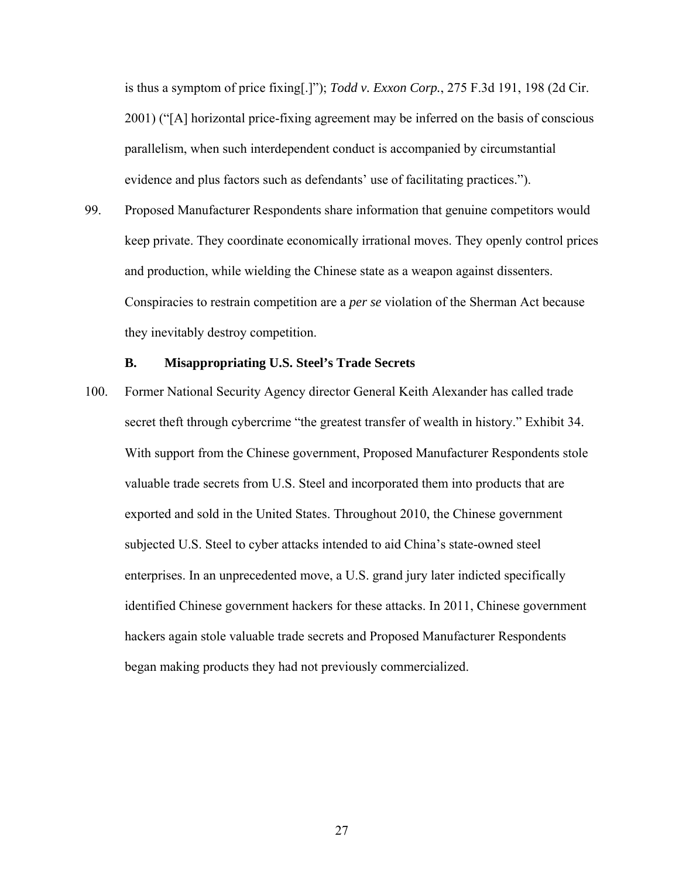is thus a symptom of price fixing[.]"); *Todd v. Exxon Corp.*, 275 F.3d 191, 198 (2d Cir. 2001) ("[A] horizontal price-fixing agreement may be inferred on the basis of conscious parallelism, when such interdependent conduct is accompanied by circumstantial evidence and plus factors such as defendants' use of facilitating practices.").

99. Proposed Manufacturer Respondents share information that genuine competitors would keep private. They coordinate economically irrational moves. They openly control prices and production, while wielding the Chinese state as a weapon against dissenters. Conspiracies to restrain competition are a *per se* violation of the Sherman Act because they inevitably destroy competition.

### B. Misappropriating U.S. Steel's Trade Secrets

100. Former National Security Agency director General Keith Alexander has called trade secret theft through cybercrime "the greatest transfer of wealth in history." Exhibit 34. With support from the Chinese government, Proposed Manufacturer Respondents stole valuable trade secrets from U.S. Steel and incorporated them into products that are exported and sold in the United States. Throughout 2010, the Chinese government subjected U.S. Steel to cyber attacks intended to aid China's state-owned steel enterprises. In an unprecedented move, a U.S. grand jury later indicted specifically identified Chinese government hackers for these attacks. In 2011, Chinese government hackers again stole valuable trade secrets and Proposed Manufacturer Respondents began making products they had not previously commercialized.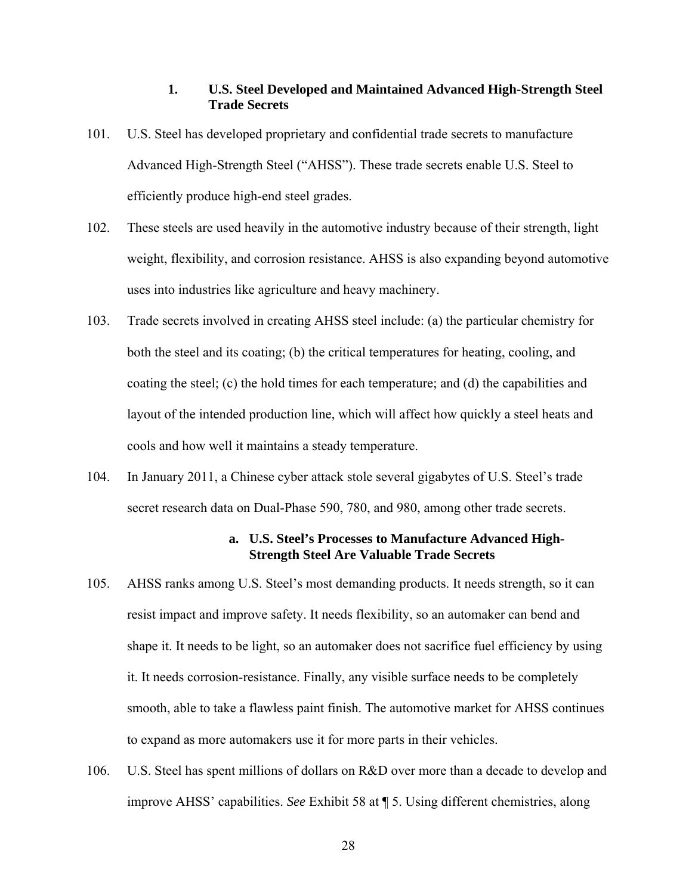### 1. U.S. Steel Developed and Maintained Advanced High-Strength Steel Trade Secrets

101. U.S. Steel has developed proprietary and confidential trade secrets to manufacture Advanced High-Strength Steel ("AHSS"). These trade secrets enable U.S. Steel to efficiently produce high-end steel grades.

102. These steels are used heavily in the automotive industry because of their strength, light weight, flexibility, and corrosion resistance. AHSS is also expanding beyond automotive uses into industries like agriculture and heavy machinery.

103. Trade secrets involved in creating AHSS steel include: (a) the particular chemistry for both the steel and its coating; (b) the critical temperatures for heating, cooling, and coating the steel; (c) the hold times for each temperature; and (d) the capabilities and layout of the intended production line, which will affect how quickly a steel heats and cools and how well it maintains a steady temperature.

104. In January 2011, a Chinese cyber attack stole several gigabytes of U.S. Steel's trade secret research data on Dual-Phase 590, 780, and 980, among other trade secrets.

#### a. U.S. Steel's Processes to Manufacture Advanced High-Strength Steel Are Valuable Trade Secrets

105. AHSS ranks among U.S. Steel's most demanding products. It needs strength, so it can resist impact and improve safety. It needs flexibility, so an automaker can bend and shape it. It needs to be light, so an automaker does not sacrifice fuel efficiency by using it. It needs corrosion-resistance. Finally, any visible surface needs to be completely smooth, able to take a flawless paint finish. The automotive market for AHSS continues to expand as more automakers use it for more parts in their vehicles.

106. U.S. Steel has spent millions of dollars on R&D over more than a decade to develop and improve AHSS' capabilities. *See* Exhibit 58 at ¶ 5. Using different chemistries, along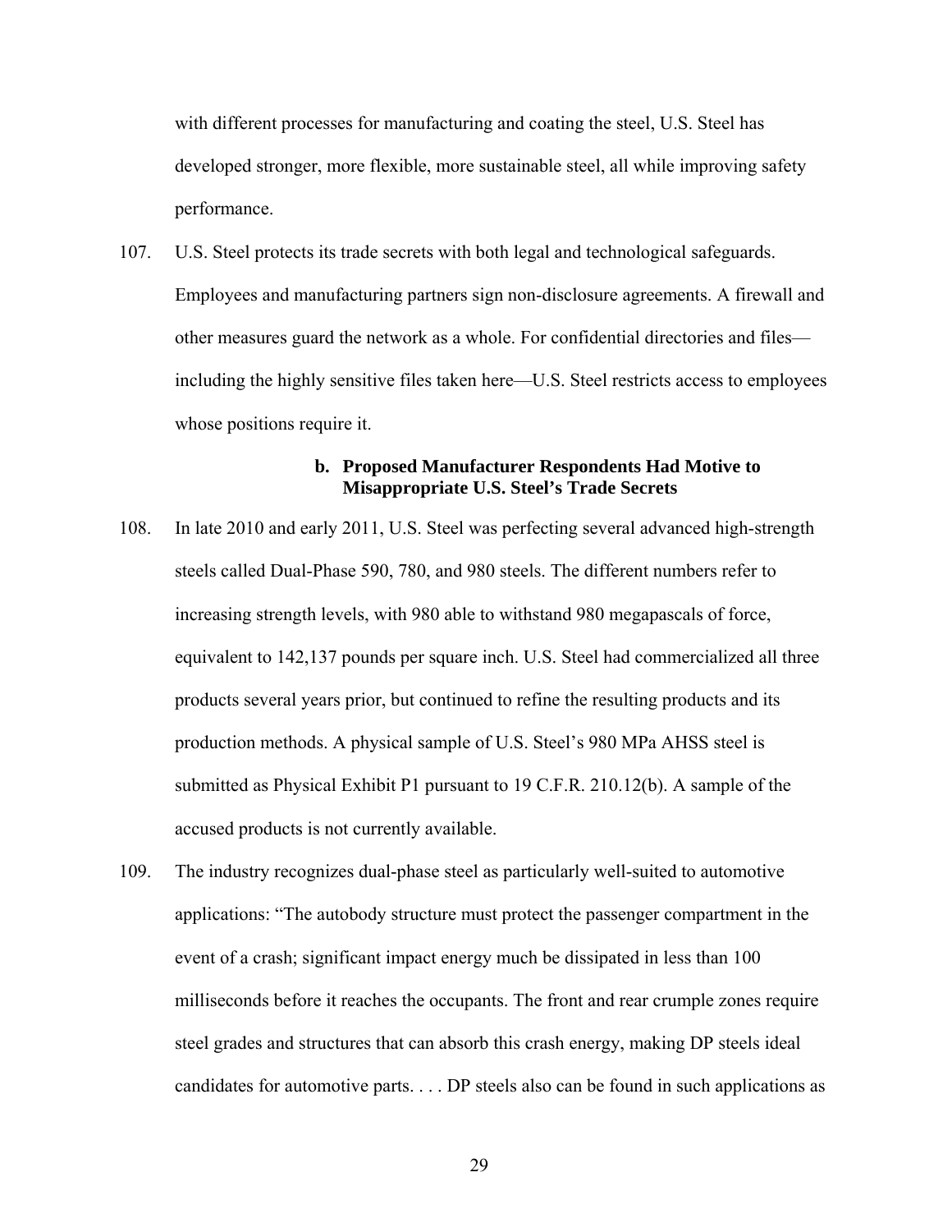with different processes for manufacturing and coating the steel, U.S. Steel has developed stronger, more flexible, more sustainable steel, all while improving safety performance.

107. U.S. Steel protects its trade secrets with both legal and technological safeguards. Employees and manufacturing partners sign non-disclosure agreements. A firewall and other measures guard the network as a whole. For confidential directories and files—including the highly sensitive files taken here—U.S. Steel restricts access to employees whose positions require it.

**b. Proposed Manufacturer Respondents Had Motive to Misappropriate U.S. Steel's Trade Secrets**

108. In late 2010 and early 2011, U.S. Steel was perfecting several advanced high-strength steels called Dual-Phase 590, 780, and 980 steels. The different numbers refer to increasing strength levels, with 980 able to withstand 980 megapascals of force, equivalent to 142,137 pounds per square inch. U.S. Steel had commercialized all three products several years prior, but continued to refine the resulting products and its production methods. A physical sample of U.S. Steel's 980 MPa AHSS steel is submitted as Physical Exhibit P1 pursuant to 19 C.F.R. 210.12(b). A sample of the accused products is not currently available.

109. The industry recognizes dual-phase steel as particularly well-suited to automotive applications: "The autobody structure must protect the passenger compartment in the event of a crash; significant impact energy much be dissipated in less than 100 milliseconds before it reaches the occupants. The front and rear crumple zones require steel grades and structures that can absorb this crash energy, making DP steels ideal candidates for automotive parts. . . . DP steels also can be found in such applications as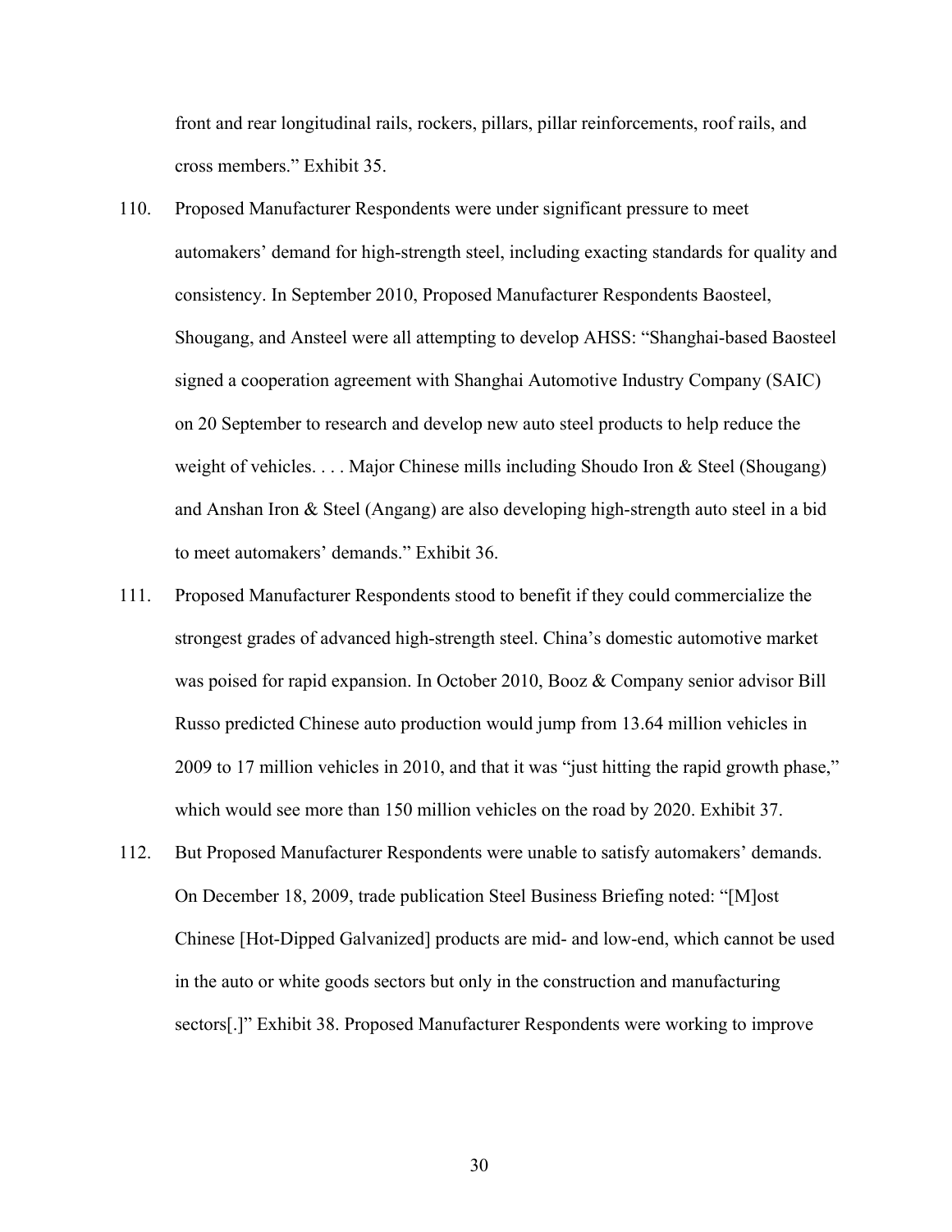front and rear longitudinal rails, rockers, pillars, pillar reinforcements, roof rails, and cross members." Exhibit 35.

110. Proposed Manufacturer Respondents were under significant pressure to meet automakers' demand for high-strength steel, including exacting standards for quality and consistency. In September 2010, Proposed Manufacturer Respondents Baosteel, Shougang, and Ansteel were all attempting to develop AHSS: "Shanghai-based Baosteel signed a cooperation agreement with Shanghai Automotive Industry Company (SAIC) on 20 September to research and develop new auto steel products to help reduce the weight of vehicles. . . . Major Chinese mills including Shoudo Iron & Steel (Shougang) and Anshan Iron & Steel (Angang) are also developing high-strength auto steel in a bid to meet automakers' demands." Exhibit 36.

111. Proposed Manufacturer Respondents stood to benefit if they could commercialize the strongest grades of advanced high-strength steel. China's domestic automotive market was poised for rapid expansion. In October 2010, Booz & Company senior advisor Bill Russo predicted Chinese auto production would jump from 13.64 million vehicles in 2009 to 17 million vehicles in 2010, and that it was "just hitting the rapid growth phase," which would see more than 150 million vehicles on the road by 2020. Exhibit 37.

112. But Proposed Manufacturer Respondents were unable to satisfy automakers' demands. On December 18, 2009, trade publication Steel Business Briefing noted: "[M]ost Chinese [Hot-Dipped Galvanized] products are mid- and low-end, which cannot be used in the auto or white goods sectors but only in the construction and manufacturing sectors[.]" Exhibit 38. Proposed Manufacturer Respondents were working to improve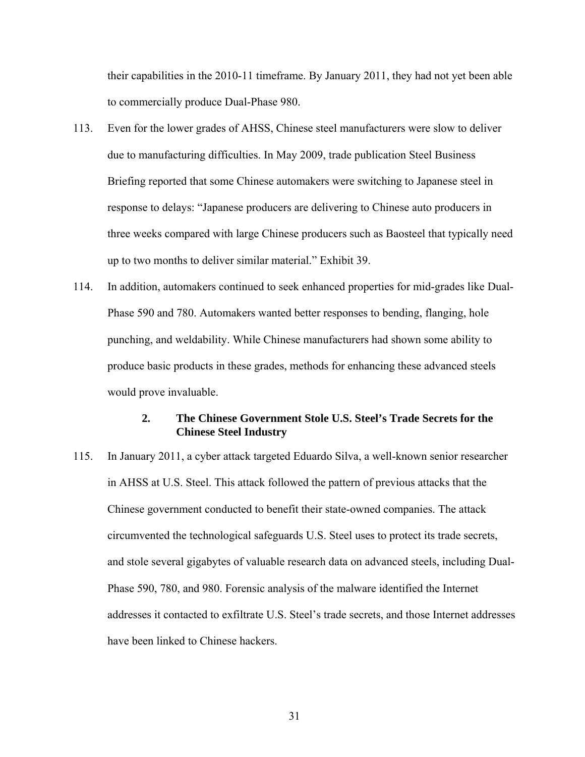their capabilities in the 2010-11 timeframe. By January 2011, they had not yet been able to commercially produce Dual-Phase 980.

113. Even for the lower grades of AHSS, Chinese steel manufacturers were slow to deliver due to manufacturing difficulties. In May 2009, trade publication Steel Business Briefing reported that some Chinese automakers were switching to Japanese steel in response to delays: "Japanese producers are delivering to Chinese auto producers in three weeks compared with large Chinese producers such as Baosteel that typically need up to two months to deliver similar material." Exhibit 39.

114. In addition, automakers continued to seek enhanced properties for mid-grades like Dual-Phase 590 and 780. Automakers wanted better responses to bending, flanging, hole punching, and weldability. While Chinese manufacturers had shown some ability to produce basic products in these grades, methods for enhancing these advanced steels would prove invaluable.

### 2. The Chinese Government Stole U.S. Steel's Trade Secrets for the Chinese Steel Industry

115. In January 2011, a cyber attack targeted Eduardo Silva, a well-known senior researcher in AHSS at U.S. Steel. This attack followed the pattern of previous attacks that the Chinese government conducted to benefit their state-owned companies. The attack circumvented the technological safeguards U.S. Steel uses to protect its trade secrets, and stole several gigabytes of valuable research data on advanced steels, including Dual-Phase 590, 780, and 980. Forensic analysis of the malware identified the Internet addresses it contacted to exfiltrate U.S. Steel's trade secrets, and those Internet addresses have been linked to Chinese hackers.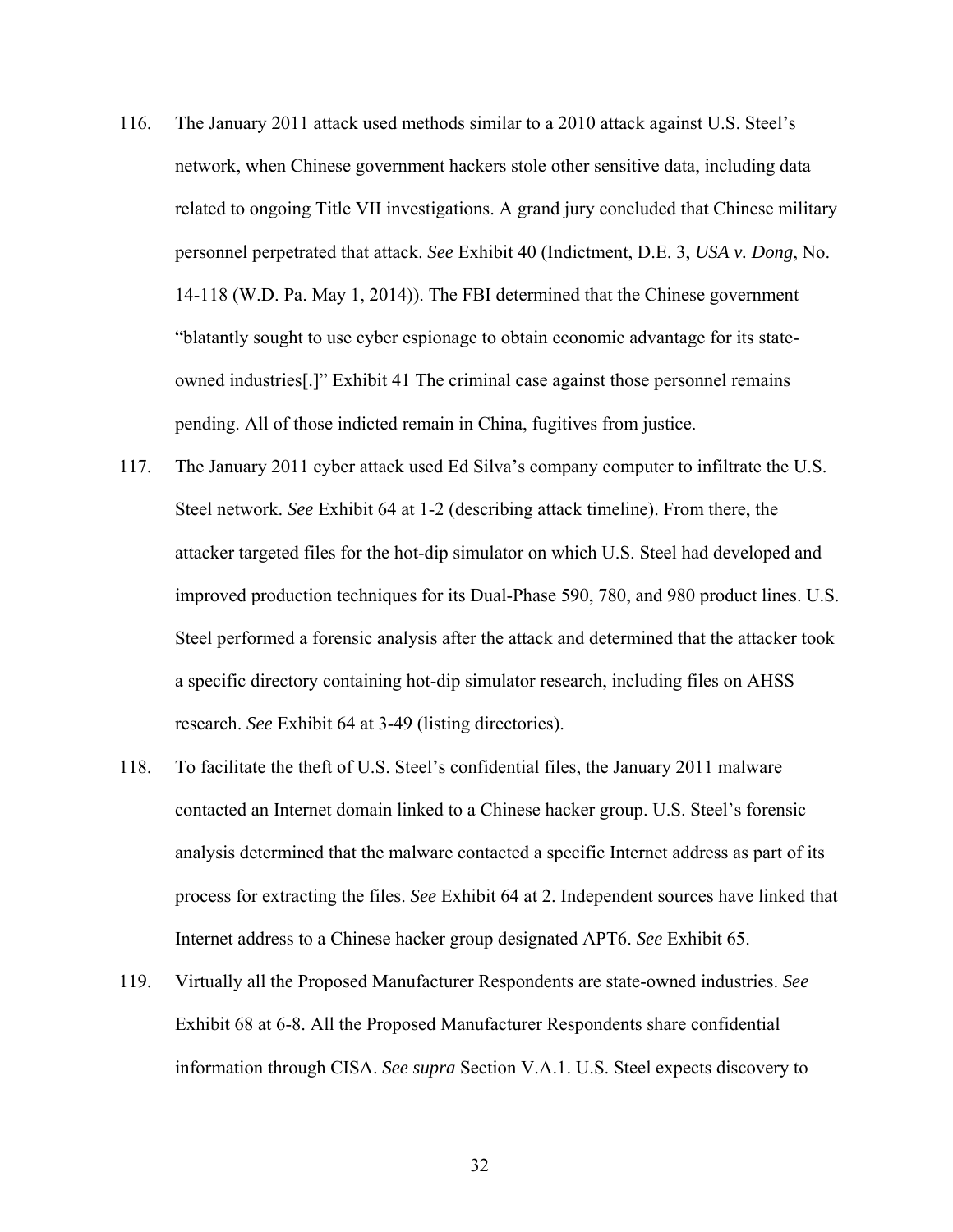116. The January 2011 attack used methods similar to a 2010 attack against U.S. Steel's network, when Chinese government hackers stole other sensitive data, including data related to ongoing Title VII investigations. A grand jury concluded that Chinese military personnel perpetrated that attack. *See* Exhibit 40 (Indictment, D.E. 3, *USA v. Dong*, No. 14-118 (W.D. Pa. May 1, 2014)). The FBI determined that the Chinese government "blatantly sought to use cyber espionage to obtain economic advantage for its state-owned industries[.]" Exhibit 41 The criminal case against those personnel remains pending. All of those indicted remain in China, fugitives from justice.

117. The January 2011 cyber attack used Ed Silva's company computer to infiltrate the U.S. Steel network. *See* Exhibit 64 at 1-2 (describing attack timeline). From there, the attacker targeted files for the hot-dip simulator on which U.S. Steel had developed and improved production techniques for its Dual-Phase 590, 780, and 980 product lines. U.S. Steel performed a forensic analysis after the attack and determined that the attacker took a specific directory containing hot-dip simulator research, including files on AHSS research. *See* Exhibit 64 at 3-49 (listing directories).

118. To facilitate the theft of U.S. Steel's confidential files, the January 2011 malware contacted an Internet domain linked to a Chinese hacker group. U.S. Steel's forensic analysis determined that the malware contacted a specific Internet address as part of its process for extracting the files. *See* Exhibit 64 at 2. Independent sources have linked that Internet address to a Chinese hacker group designated APT6. *See* Exhibit 65.

119. Virtually all the Proposed Manufacturer Respondents are state-owned industries. *See* Exhibit 68 at 6-8. All the Proposed Manufacturer Respondents share confidential information through CISA. *See supra* Section V.A.1. U.S. Steel expects discovery to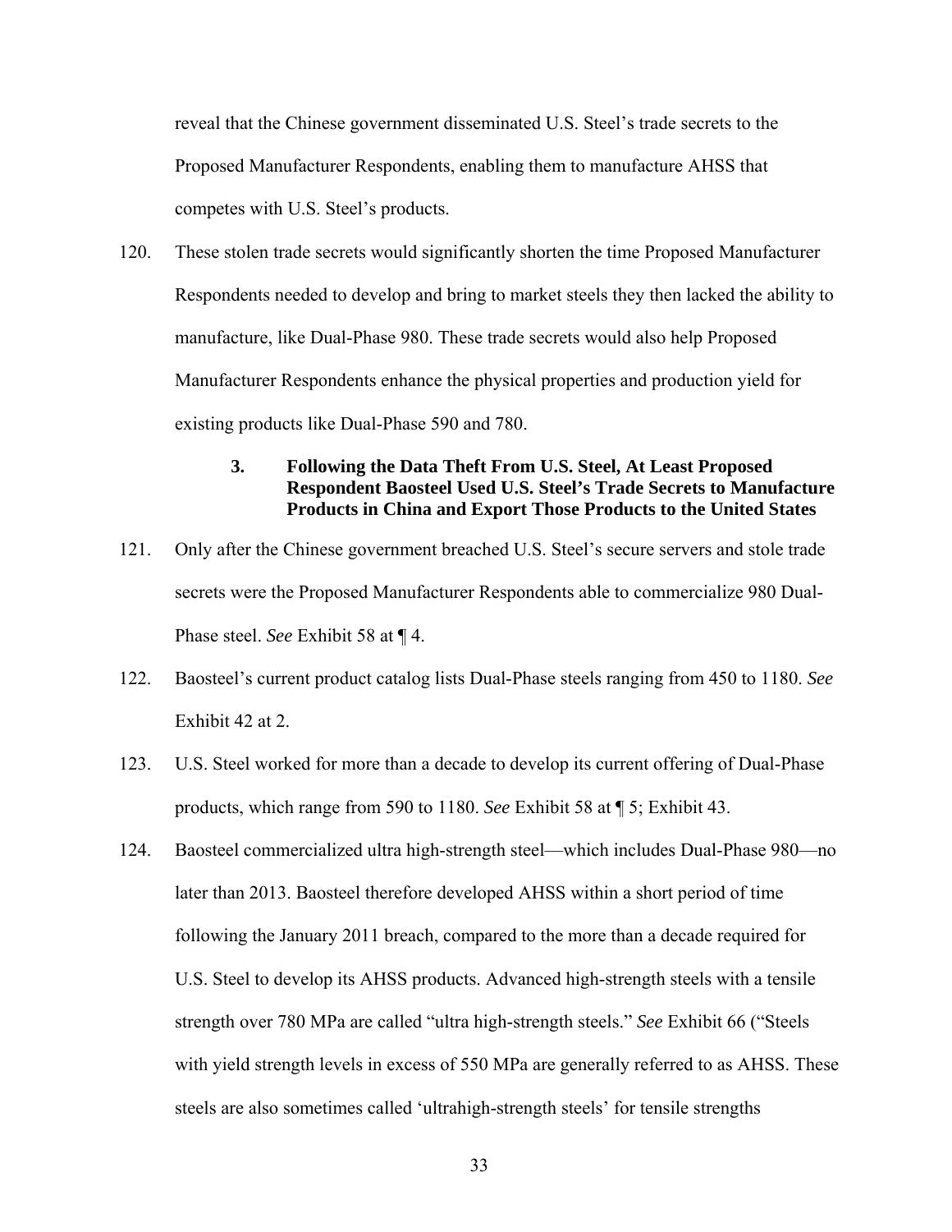reveal that the Chinese government disseminated U.S. Steel's trade secrets to the Proposed Manufacturer Respondents, enabling them to manufacture AHSS that competes with U.S. Steel's products.

120. These stolen trade secrets would significantly shorten the time Proposed Manufacturer Respondents needed to develop and bring to market steels they then lacked the ability to manufacture, like Dual-Phase 980. These trade secrets would also help Proposed Manufacturer Respondents enhance the physical properties and production yield for existing products like Dual-Phase 590 and 780.

### 3. Following the Data Theft From U.S. Steel, At Least Proposed Respondent Baosteel Used U.S. Steel's Trade Secrets to Manufacture Products in China and Export Those Products to the United States

121. Only after the Chinese government breached U.S. Steel's secure servers and stole trade secrets were the Proposed Manufacturer Respondents able to commercialize 980 Dual-Phase steel. *See* Exhibit 58 at ¶ 4.

122. Baosteel's current product catalog lists Dual-Phase steels ranging from 450 to 1180. *See* Exhibit 42 at 2.

123. U.S. Steel worked for more than a decade to develop its current offering of Dual-Phase products, which range from 590 to 1180. *See* Exhibit 58 at ¶ 5; Exhibit 43.

124. Baosteel commercialized ultra high-strength steel—which includes Dual-Phase 980—no later than 2013. Baosteel therefore developed AHSS within a short period of time following the January 2011 breach, compared to the more than a decade required for U.S. Steel to develop its AHSS products. Advanced high-strength steels with a tensile strength over 780 MPa are called "ultra high-strength steels." *See* Exhibit 66 ("Steels with yield strength levels in excess of 550 MPa are generally referred to as AHSS. These steels are also sometimes called 'ultrahigh-strength steels' for tensile strengths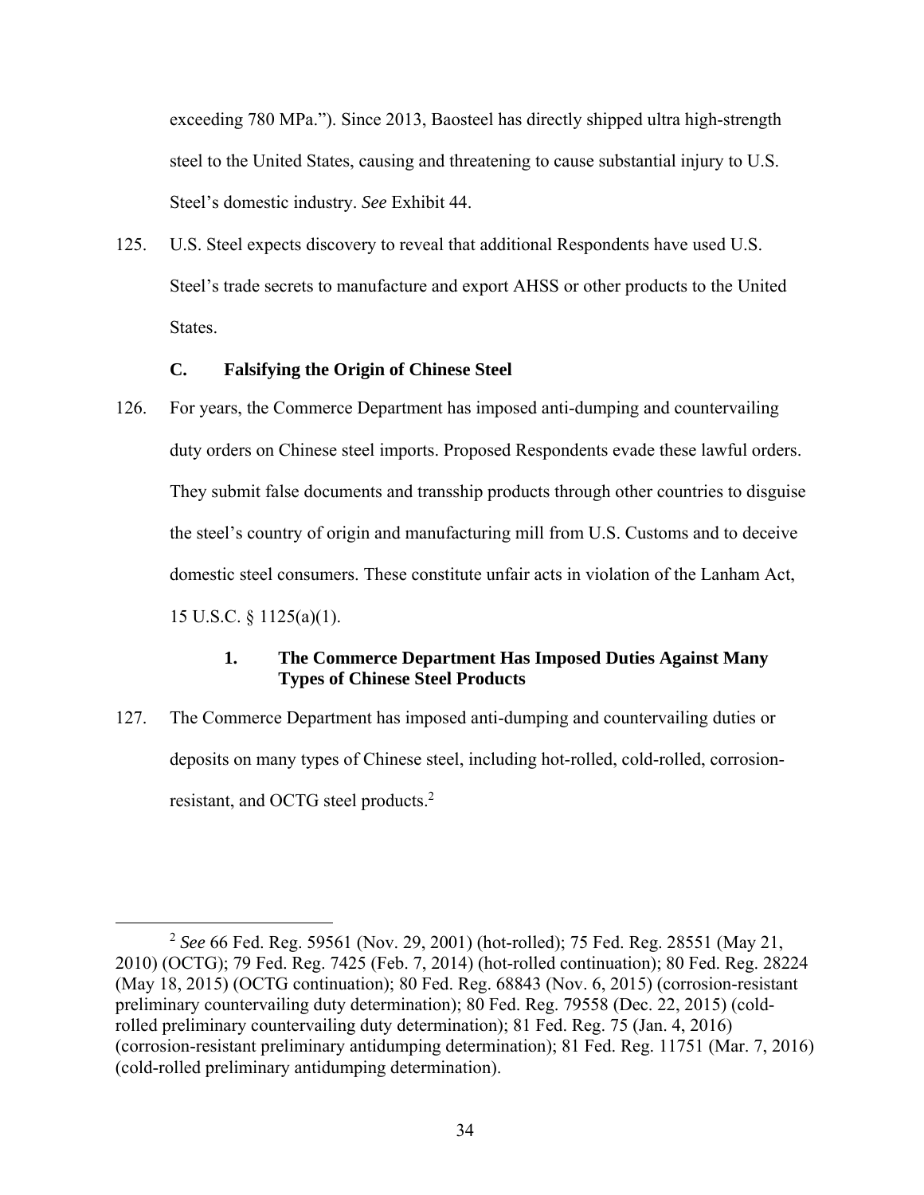exceeding 780 MPa."). Since 2013, Baosteel has directly shipped ultra high-strength steel to the United States, causing and threatening to cause substantial injury to U.S. Steel's domestic industry. *See* Exhibit 44.

125. U.S. Steel expects discovery to reveal that additional Respondents have used U.S. Steel's trade secrets to manufacture and export AHSS or other products to the United States.

### C. Falsifying the Origin of Chinese Steel

126. For years, the Commerce Department has imposed anti-dumping and countervailing duty orders on Chinese steel imports. Proposed Respondents evade these lawful orders. They submit false documents and transship products through other countries to disguise the steel's country of origin and manufacturing mill from U.S. Customs and to deceive domestic steel consumers. These constitute unfair acts in violation of the Lanham Act, 15 U.S.C. § 1125(a)(1).

#### 1. The Commerce Department Has Imposed Duties Against Many Types of Chinese Steel Products

127. The Commerce Department has imposed anti-dumping and countervailing duties or deposits on many types of Chinese steel, including hot-rolled, cold-rolled, corrosion-resistant, and OCTG steel products.[2]

---

[2] *See* 66 Fed. Reg. 59561 (Nov. 29, 2001) (hot-rolled); 75 Fed. Reg. 28551 (May 21, 2010) (OCTG); 79 Fed. Reg. 7425 (Feb. 7, 2014) (hot-rolled continuation); 80 Fed. Reg. 28224 (May 18, 2015) (OCTG continuation); 80 Fed. Reg. 68843 (Nov. 6, 2015) (corrosion-resistant preliminary countervailing duty determination); 80 Fed. Reg. 79558 (Dec. 22, 2015) (cold-rolled preliminary countervailing duty determination); 81 Fed. Reg. 75 (Jan. 4, 2016) (corrosion-resistant preliminary antidumping determination); 81 Fed. Reg. 11751 (Mar. 7, 2016) (cold-rolled preliminary antidumping determination).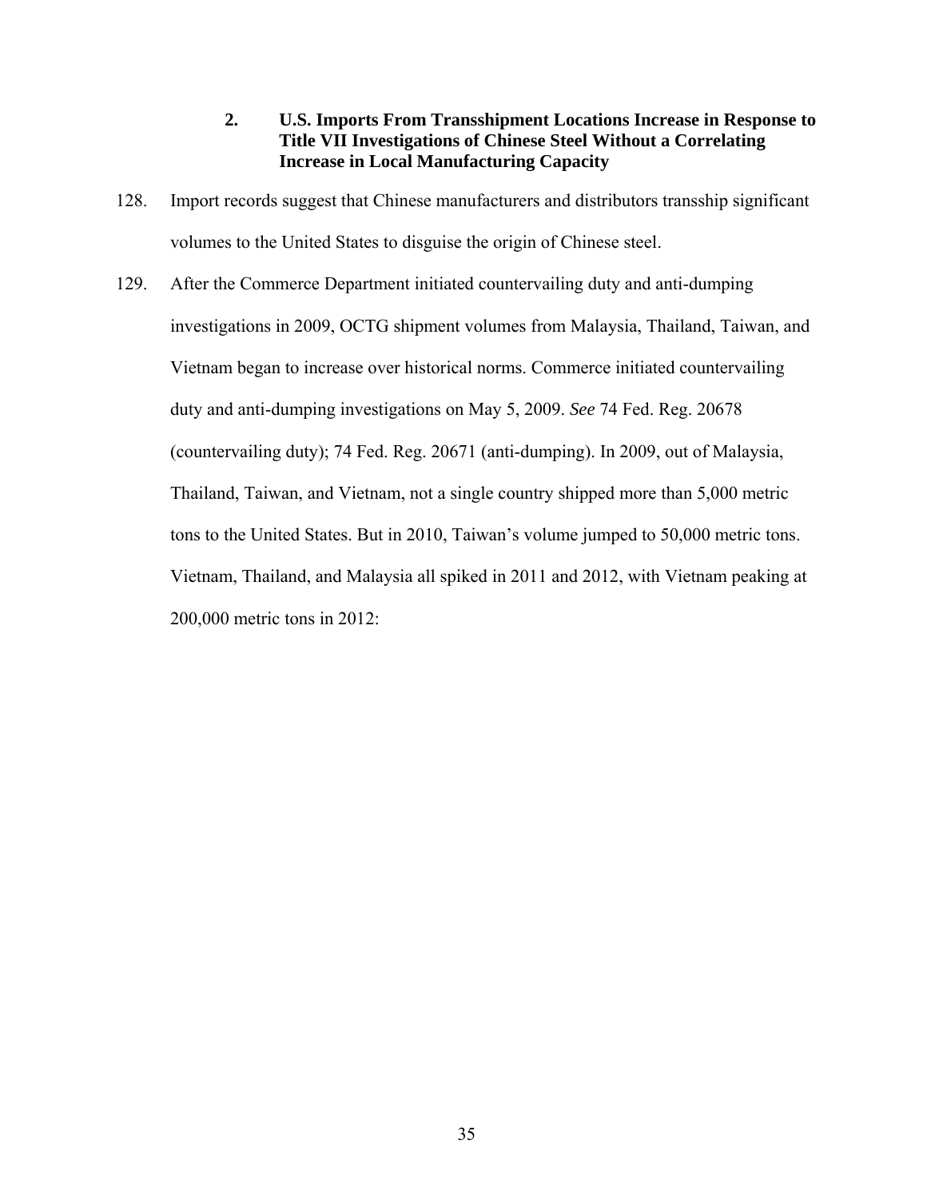### 2. U.S. Imports From Transshipment Locations Increase in Response to Title VII Investigations of Chinese Steel Without a Correlating Increase in Local Manufacturing Capacity

128. Import records suggest that Chinese manufacturers and distributors transship significant volumes to the United States to disguise the origin of Chinese steel.

129. After the Commerce Department initiated countervailing duty and anti-dumping investigations in 2009, OCTG shipment volumes from Malaysia, Thailand, Taiwan, and Vietnam began to increase over historical norms. Commerce initiated countervailing duty and anti-dumping investigations on May 5, 2009. *See* 74 Fed. Reg. 20678 (countervailing duty); 74 Fed. Reg. 20671 (anti-dumping). In 2009, out of Malaysia, Thailand, Taiwan, and Vietnam, not a single country shipped more than 5,000 metric tons to the United States. But in 2010, Taiwan's volume jumped to 50,000 metric tons. Vietnam, Thailand, and Malaysia all spiked in 2011 and 2012, with Vietnam peaking at 200,000 metric tons in 2012: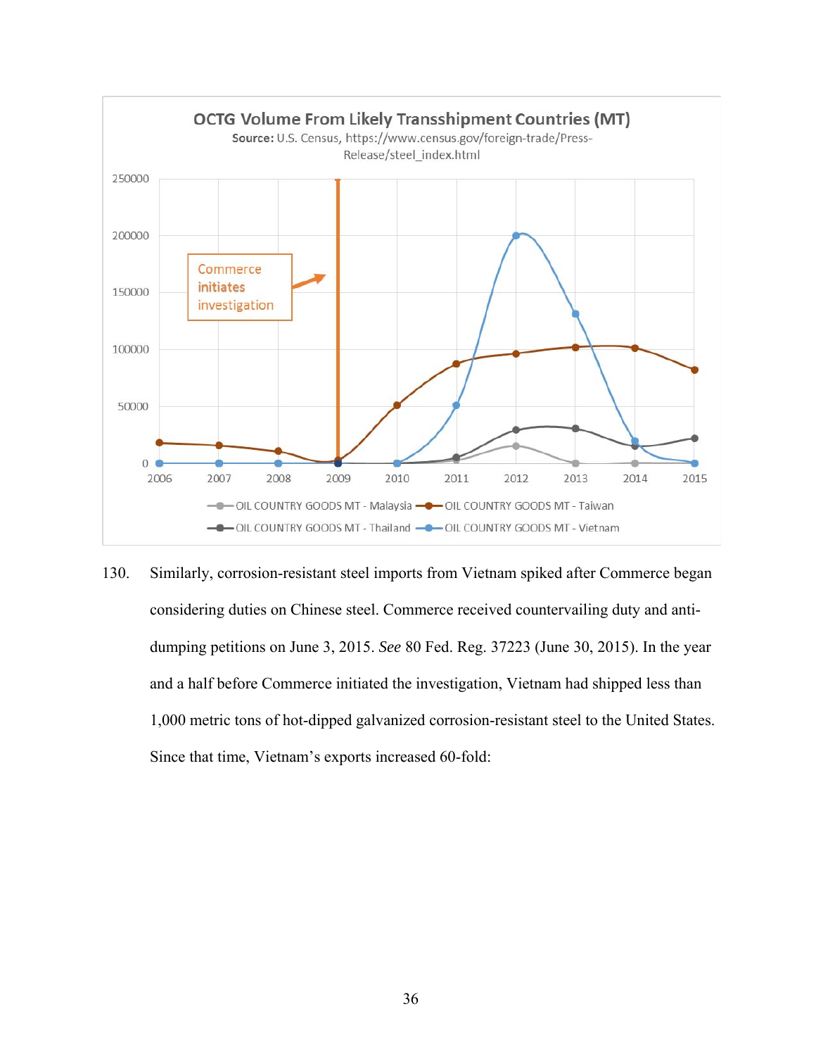130. Similarly, corrosion-resistant steel imports from Vietnam spiked after Commerce began considering duties on Chinese steel. Commerce received countervailing duty and anti-dumping petitions on June 3, 2015. *See* 80 Fed. Reg. 37223 (June 30, 2015). In the year and a half before Commerce initiated the investigation, Vietnam had shipped less than 1,000 metric tons of hot-dipped galvanized corrosion-resistant steel to the United States. Since that time, Vietnam's exports increased 60-fold: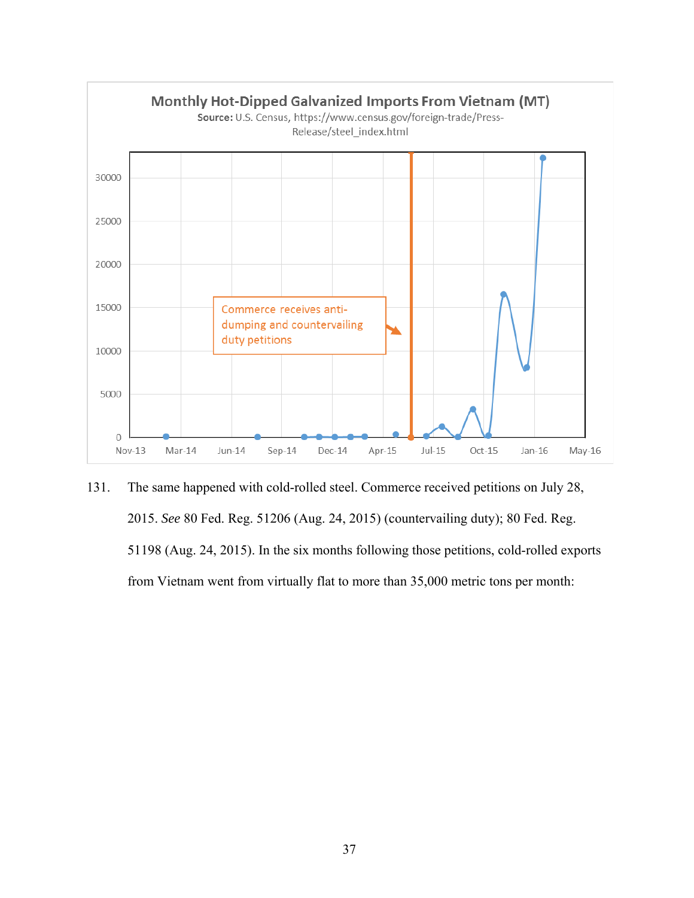**Monthly Hot-Dipped Galvanized Imports From Vietnam (MT)**

**Source:** U.S. Census, https://www.census.gov/foreign-trade/Press-Release/steel_index.html

Commerce receives anti-dumping and countervailing duty petitions

131. The same happened with cold-rolled steel. Commerce received petitions on July 28, 2015. *See* 80 Fed. Reg. 51206 (Aug. 24, 2015) (countervailing duty); 80 Fed. Reg. 51198 (Aug. 24, 2015). In the six months following those petitions, cold-rolled exports from Vietnam went from virtually flat to more than 35,000 metric tons per month: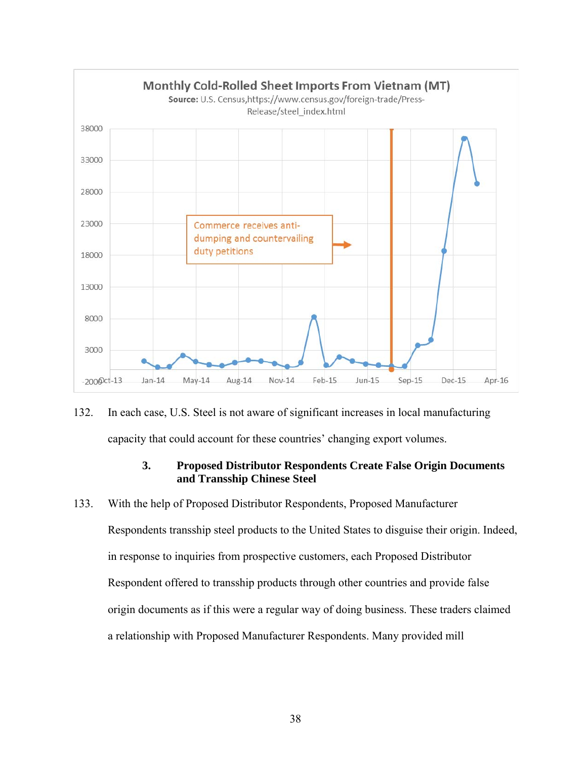**Monthly Cold-Rolled Sheet Imports From Vietnam (MT)**

**Source:** U.S. Census,https://www.census.gov/foreign-trade/Press-Release/steel_index.html

Commerce receives anti-dumping and countervailing duty petitions

132. In each case, U.S. Steel is not aware of significant increases in local manufacturing capacity that could account for these countries' changing export volumes.

### 3. Proposed Distributor Respondents Create False Origin Documents and Transship Chinese Steel

133. With the help of Proposed Distributor Respondents, Proposed Manufacturer Respondents transship steel products to the United States to disguise their origin. Indeed, in response to inquiries from prospective customers, each Proposed Distributor Respondent offered to transship products through other countries and provide false origin documents as if this were a regular way of doing business. These traders claimed a relationship with Proposed Manufacturer Respondents. Many provided mill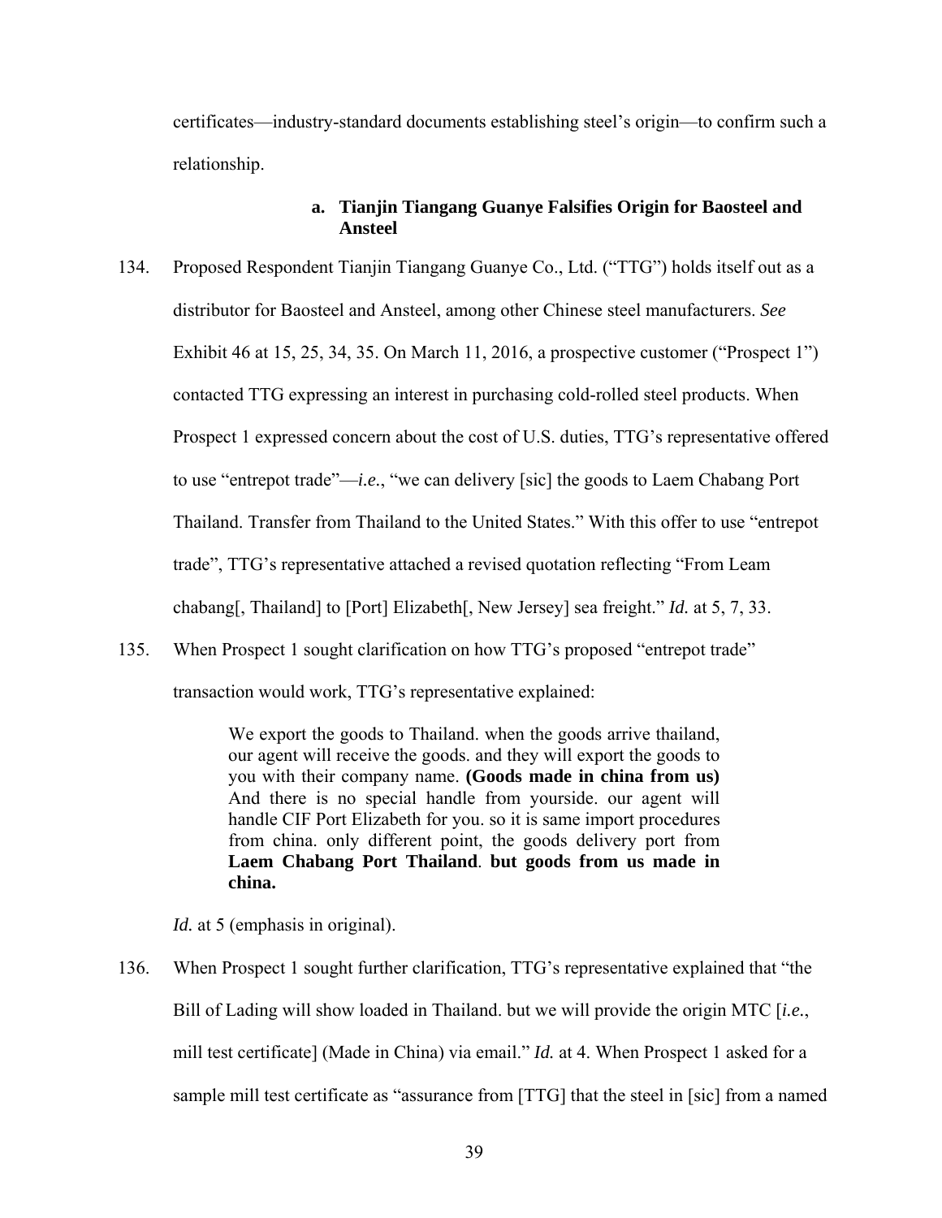certificates—industry-standard documents establishing steel's origin—to confirm such a relationship.

### a. Tianjin Tiangang Guanye Falsifies Origin for Baosteel and Ansteel

134. Proposed Respondent Tianjin Tiangang Guanye Co., Ltd. ("TTG") holds itself out as a distributor for Baosteel and Ansteel, among other Chinese steel manufacturers. *See* Exhibit 46 at 15, 25, 34, 35. On March 11, 2016, a prospective customer ("Prospect 1") contacted TTG expressing an interest in purchasing cold-rolled steel products. When Prospect 1 expressed concern about the cost of U.S. duties, TTG's representative offered to use "entrepot trade"—*i.e.*, "we can delivery [sic] the goods to Laem Chabang Port Thailand. Transfer from Thailand to the United States." With this offer to use "entrepot trade", TTG's representative attached a revised quotation reflecting "From Leam chabang[, Thailand] to [Port] Elizabeth[, New Jersey] sea freight." *Id.* at 5, 7, 33.

135. When Prospect 1 sought clarification on how TTG's proposed "entrepot trade" transaction would work, TTG's representative explained:

> We export the goods to Thailand. when the goods arrive thailand, our agent will receive the goods. and they will export the goods to you with their company name. **(Goods made in china from us)** And there is no special handle from yourside. our agent will handle CIF Port Elizabeth for you. so it is same import procedures from china. only different point, the goods delivery port from **Laem Chabang Port Thailand**. **but goods from us made in china.**

*Id.* at 5 (emphasis in original).

136. When Prospect 1 sought further clarification, TTG's representative explained that "the Bill of Lading will show loaded in Thailand. but we will provide the origin MTC [*i.e.*, mill test certificate] (Made in China) via email." *Id.* at 4. When Prospect 1 asked for a sample mill test certificate as "assurance from [TTG] that the steel in [sic] from a named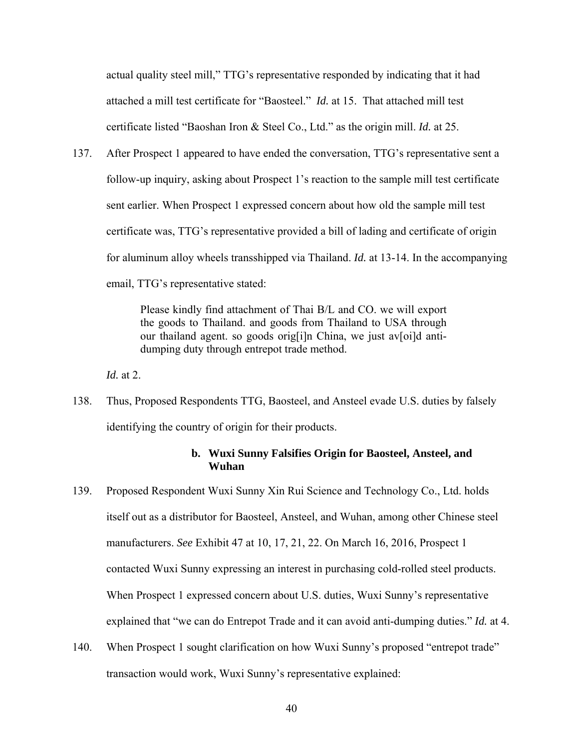actual quality steel mill," TTG's representative responded by indicating that it had attached a mill test certificate for "Baosteel." *Id.* at 15. That attached mill test certificate listed "Baoshan Iron & Steel Co., Ltd." as the origin mill. *Id.* at 25.

137. After Prospect 1 appeared to have ended the conversation, TTG's representative sent a follow-up inquiry, asking about Prospect 1's reaction to the sample mill test certificate sent earlier. When Prospect 1 expressed concern about how old the sample mill test certificate was, TTG's representative provided a bill of lading and certificate of origin for aluminum alloy wheels transshipped via Thailand. *Id.* at 13-14. In the accompanying email, TTG's representative stated:

> Please kindly find attachment of Thai B/L and CO. we will export the goods to Thailand. and goods from Thailand to USA through our thailand agent. so goods orig[i]n China, we just av[oi]d anti-dumping duty through entrepot trade method.

*Id.* at 2.

138. Thus, Proposed Respondents TTG, Baosteel, and Ansteel evade U.S. duties by falsely identifying the country of origin for their products.

#### b. Wuxi Sunny Falsifies Origin for Baosteel, Ansteel, and Wuhan

139. Proposed Respondent Wuxi Sunny Xin Rui Science and Technology Co., Ltd. holds itself out as a distributor for Baosteel, Ansteel, and Wuhan, among other Chinese steel manufacturers. *See* Exhibit 47 at 10, 17, 21, 22. On March 16, 2016, Prospect 1 contacted Wuxi Sunny expressing an interest in purchasing cold-rolled steel products. When Prospect 1 expressed concern about U.S. duties, Wuxi Sunny's representative explained that "we can do Entrepot Trade and it can avoid anti-dumping duties." *Id.* at 4.

140. When Prospect 1 sought clarification on how Wuxi Sunny's proposed "entrepot trade" transaction would work, Wuxi Sunny's representative explained: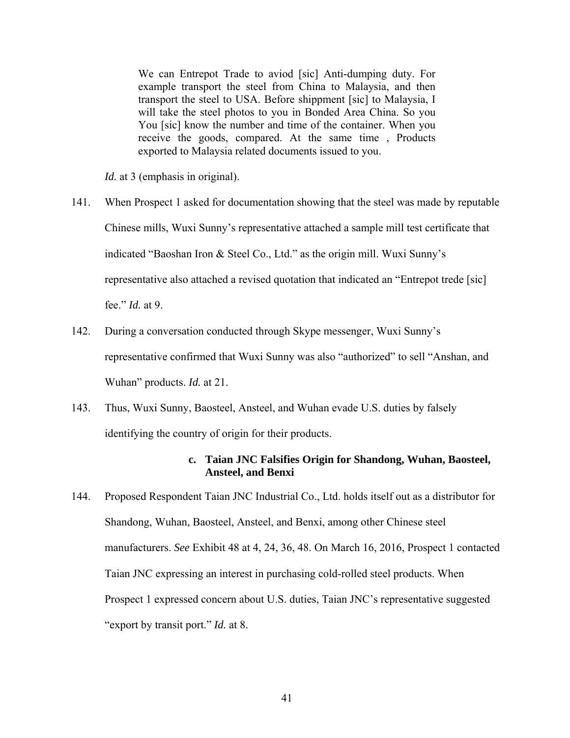> We can Entrepot Trade to aviod [sic] Anti-dumping duty. For example transport the steel from China to Malaysia, and then transport the steel to USA. Before shippment [sic] to Malaysia, I will take the steel photos to you in Bonded Area China. So you You [sic] know the number and time of the container. When you receive the goods, compared. At the same time , Products exported to Malaysia related documents issued to you.

*Id.* at 3 (emphasis in original).

141. When Prospect 1 asked for documentation showing that the steel was made by reputable Chinese mills, Wuxi Sunny's representative attached a sample mill test certificate that indicated "Baoshan Iron & Steel Co., Ltd." as the origin mill. Wuxi Sunny's representative also attached a revised quotation that indicated an "Entrepot trede [sic] fee." *Id.* at 9.

142. During a conversation conducted through Skype messenger, Wuxi Sunny's representative confirmed that Wuxi Sunny was also "authorized" to sell "Anshan, and Wuhan" products. *Id.* at 21.

143. Thus, Wuxi Sunny, Baosteel, Ansteel, and Wuhan evade U.S. duties by falsely identifying the country of origin for their products.

#### c. Taian JNC Falsifies Origin for Shandong, Wuhan, Baosteel, Ansteel, and Benxi

144. Proposed Respondent Taian JNC Industrial Co., Ltd. holds itself out as a distributor for Shandong, Wuhan, Baosteel, Ansteel, and Benxi, among other Chinese steel manufacturers. *See* Exhibit 48 at 4, 24, 36, 48. On March 16, 2016, Prospect 1 contacted Taian JNC expressing an interest in purchasing cold-rolled steel products. When Prospect 1 expressed concern about U.S. duties, Taian JNC's representative suggested "export by transit port." *Id.* at 8.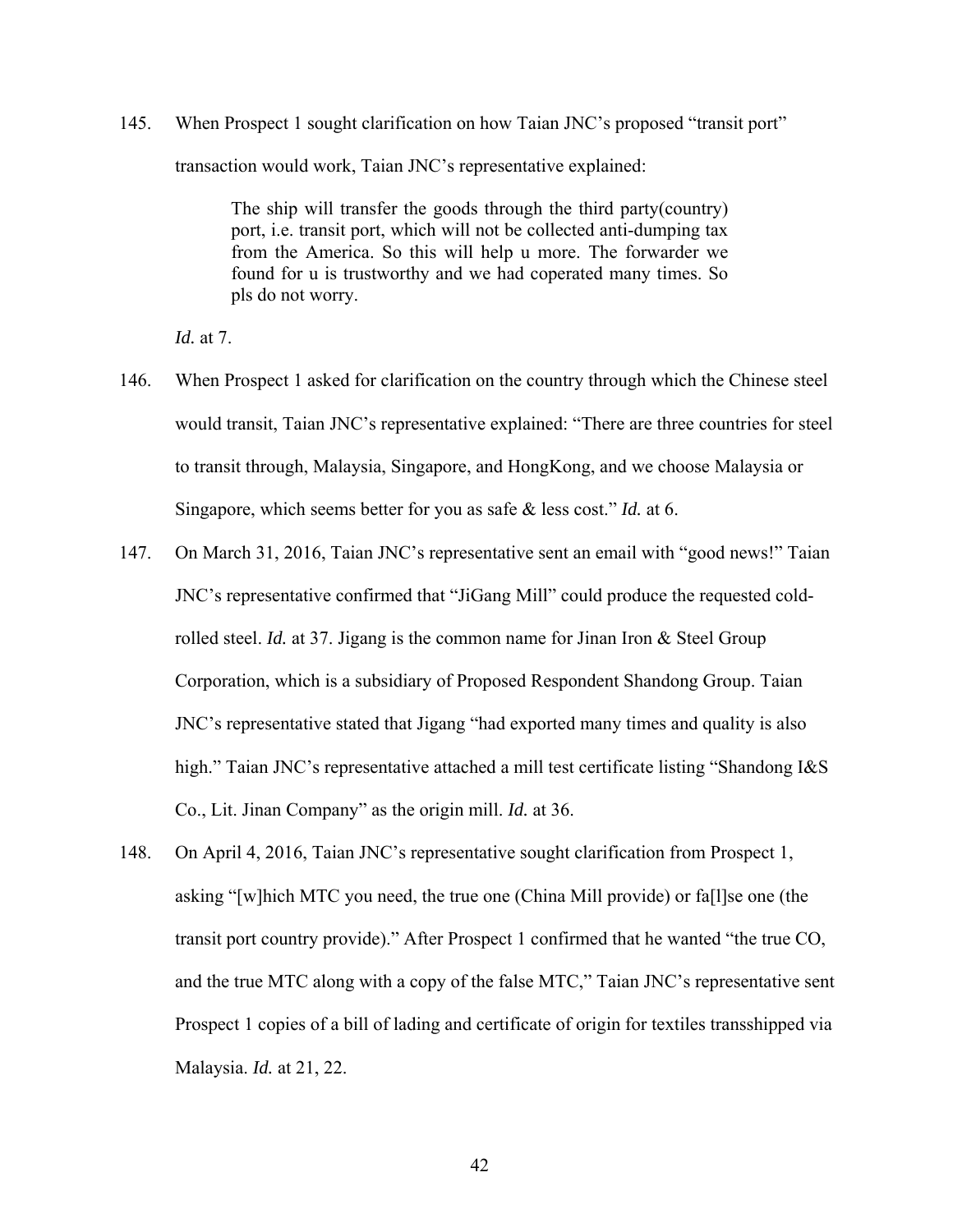145. When Prospect 1 sought clarification on how Taian JNC's proposed "transit port" transaction would work, Taian JNC's representative explained:

> The ship will transfer the goods through the third party(country) port, i.e. transit port, which will not be collected anti-dumping tax from the America. So this will help u more. The forwarder we found for u is trustworthy and we had coperated many times. So pls do not worry.

*Id.* at 7.

146. When Prospect 1 asked for clarification on the country through which the Chinese steel would transit, Taian JNC's representative explained: "There are three countries for steel to transit through, Malaysia, Singapore, and HongKong, and we choose Malaysia or Singapore, which seems better for you as safe & less cost." *Id.* at 6.

147. On March 31, 2016, Taian JNC's representative sent an email with "good news!" Taian JNC's representative confirmed that "JiGang Mill" could produce the requested cold-rolled steel. *Id.* at 37. Jigang is the common name for Jinan Iron & Steel Group Corporation, which is a subsidiary of Proposed Respondent Shandong Group. Taian JNC's representative stated that Jigang "had exported many times and quality is also high." Taian JNC's representative attached a mill test certificate listing "Shandong I&S Co., Lit. Jinan Company" as the origin mill. *Id.* at 36.

148. On April 4, 2016, Taian JNC's representative sought clarification from Prospect 1, asking "[w]hich MTC you need, the true one (China Mill provide) or fa[l]se one (the transit port country provide)." After Prospect 1 confirmed that he wanted "the true CO, and the true MTC along with a copy of the false MTC," Taian JNC's representative sent Prospect 1 copies of a bill of lading and certificate of origin for textiles transshipped via Malaysia. *Id.* at 21, 22.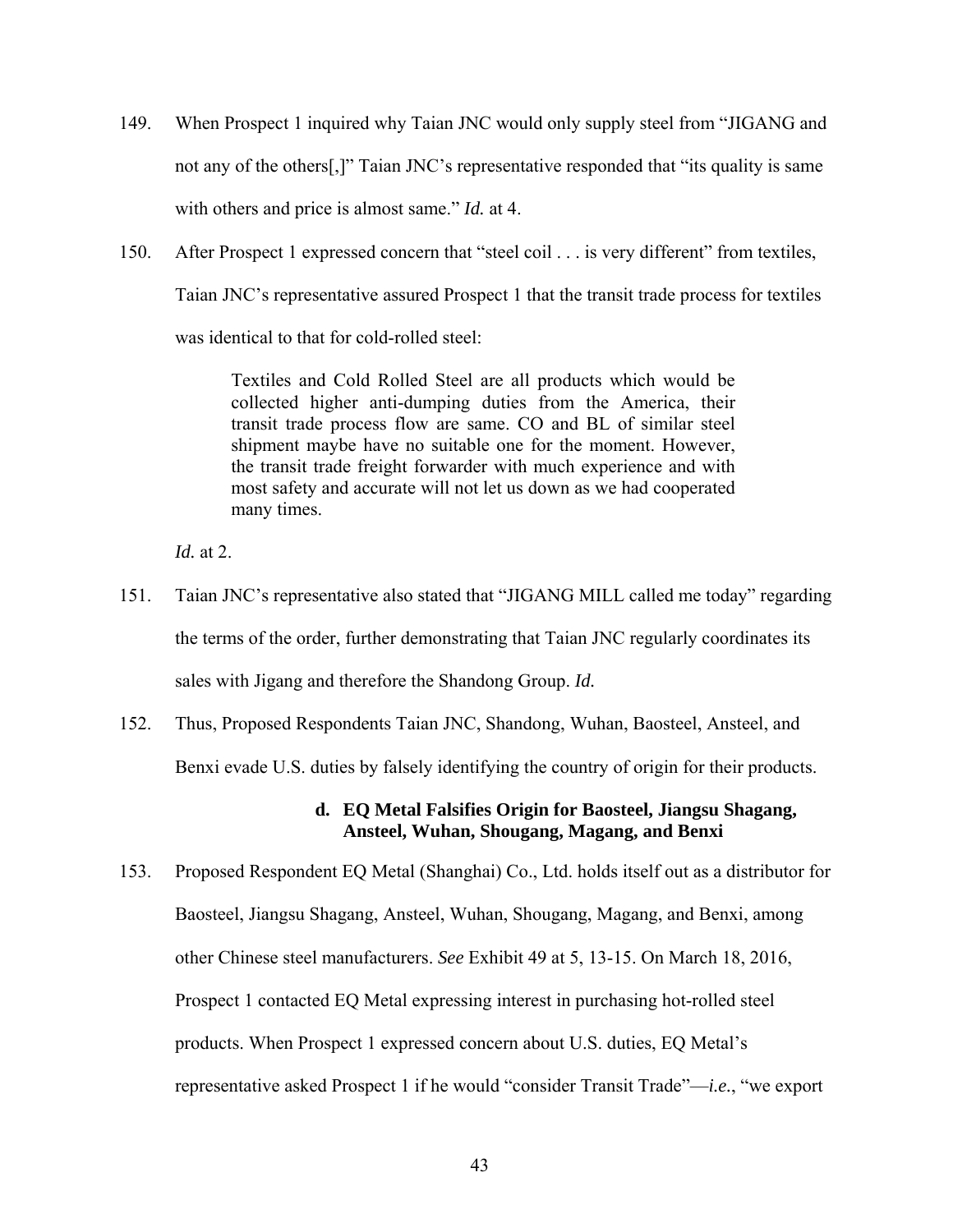149. When Prospect 1 inquired why Taian JNC would only supply steel from "JIGANG and not any of the others[,]" Taian JNC's representative responded that "its quality is same with others and price is almost same." *Id.* at 4.

150. After Prospect 1 expressed concern that "steel coil . . . is very different" from textiles, Taian JNC's representative assured Prospect 1 that the transit trade process for textiles was identical to that for cold-rolled steel:

> Textiles and Cold Rolled Steel are all products which would be collected higher anti-dumping duties from the America, their transit trade process flow are same. CO and BL of similar steel shipment maybe have no suitable one for the moment. However, the transit trade freight forwarder with much experience and with most safety and accurate will not let us down as we had cooperated many times.

*Id.* at 2.

151. Taian JNC's representative also stated that "JIGANG MILL called me today" regarding the terms of the order, further demonstrating that Taian JNC regularly coordinates its sales with Jigang and therefore the Shandong Group. *Id.*

152. Thus, Proposed Respondents Taian JNC, Shandong, Wuhan, Baosteel, Ansteel, and Benxi evade U.S. duties by falsely identifying the country of origin for their products.

#### d. EQ Metal Falsifies Origin for Baosteel, Jiangsu Shagang, Ansteel, Wuhan, Shougang, Magang, and Benxi

153. Proposed Respondent EQ Metal (Shanghai) Co., Ltd. holds itself out as a distributor for Baosteel, Jiangsu Shagang, Ansteel, Wuhan, Shougang, Magang, and Benxi, among other Chinese steel manufacturers. *See* Exhibit 49 at 5, 13-15. On March 18, 2016, Prospect 1 contacted EQ Metal expressing interest in purchasing hot-rolled steel products. When Prospect 1 expressed concern about U.S. duties, EQ Metal's representative asked Prospect 1 if he would "consider Transit Trade"—*i.e.*, "we export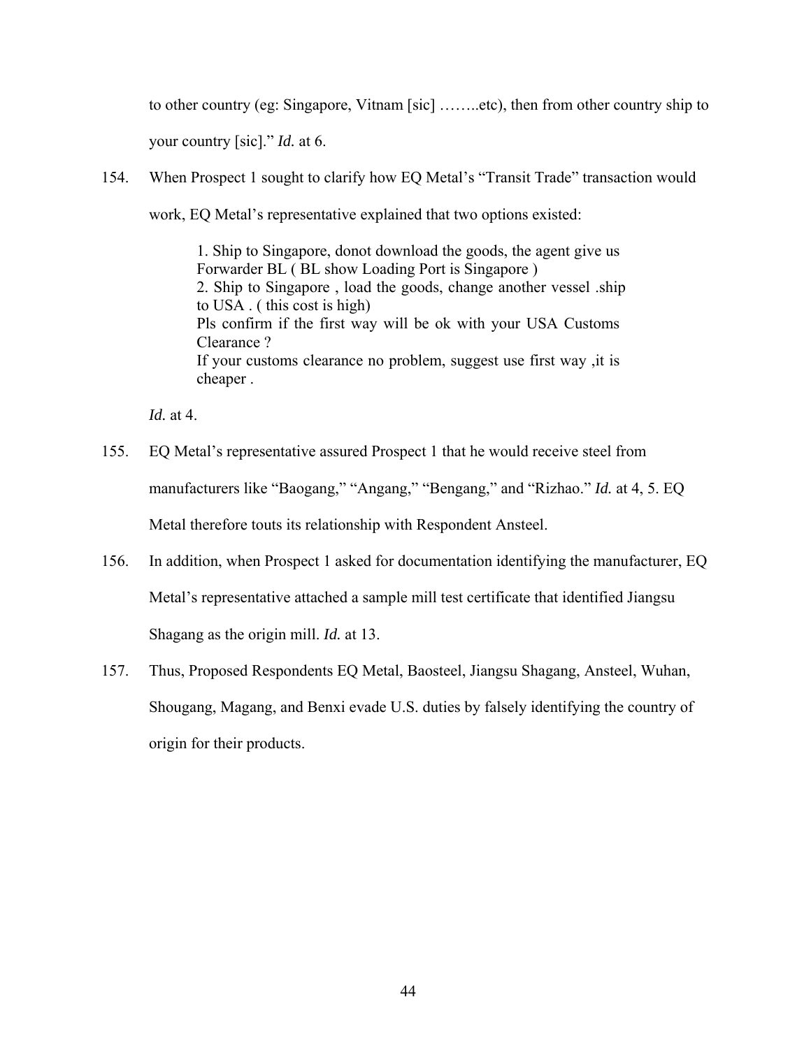to other country (eg: Singapore, Vitnam [sic] ……..etc), then from other country ship to your country [sic].” *Id.* at 6.

154. When Prospect 1 sought to clarify how EQ Metal’s “Transit Trade” transaction would work, EQ Metal’s representative explained that two options existed:

> 1. Ship to Singapore, donot download the goods, the agent give us Forwarder BL ( BL show Loading Port is Singapore )
> 2. Ship to Singapore , load the goods, change another vessel .ship to USA . ( this cost is high)
> Pls confirm if the first way will be ok with your USA Customs Clearance ?
> If your customs clearance no problem, suggest use first way ,it is cheaper .

*Id.* at 4.

155. EQ Metal’s representative assured Prospect 1 that he would receive steel from manufacturers like “Baogang,” “Angang,” “Bengang,” and “Rizhao.” *Id.* at 4, 5. EQ Metal therefore touts its relationship with Respondent Ansteel.

156. In addition, when Prospect 1 asked for documentation identifying the manufacturer, EQ Metal’s representative attached a sample mill test certificate that identified Jiangsu Shagang as the origin mill. *Id.* at 13.

157. Thus, Proposed Respondents EQ Metal, Baosteel, Jiangsu Shagang, Ansteel, Wuhan, Shougang, Magang, and Benxi evade U.S. duties by falsely identifying the country of origin for their products.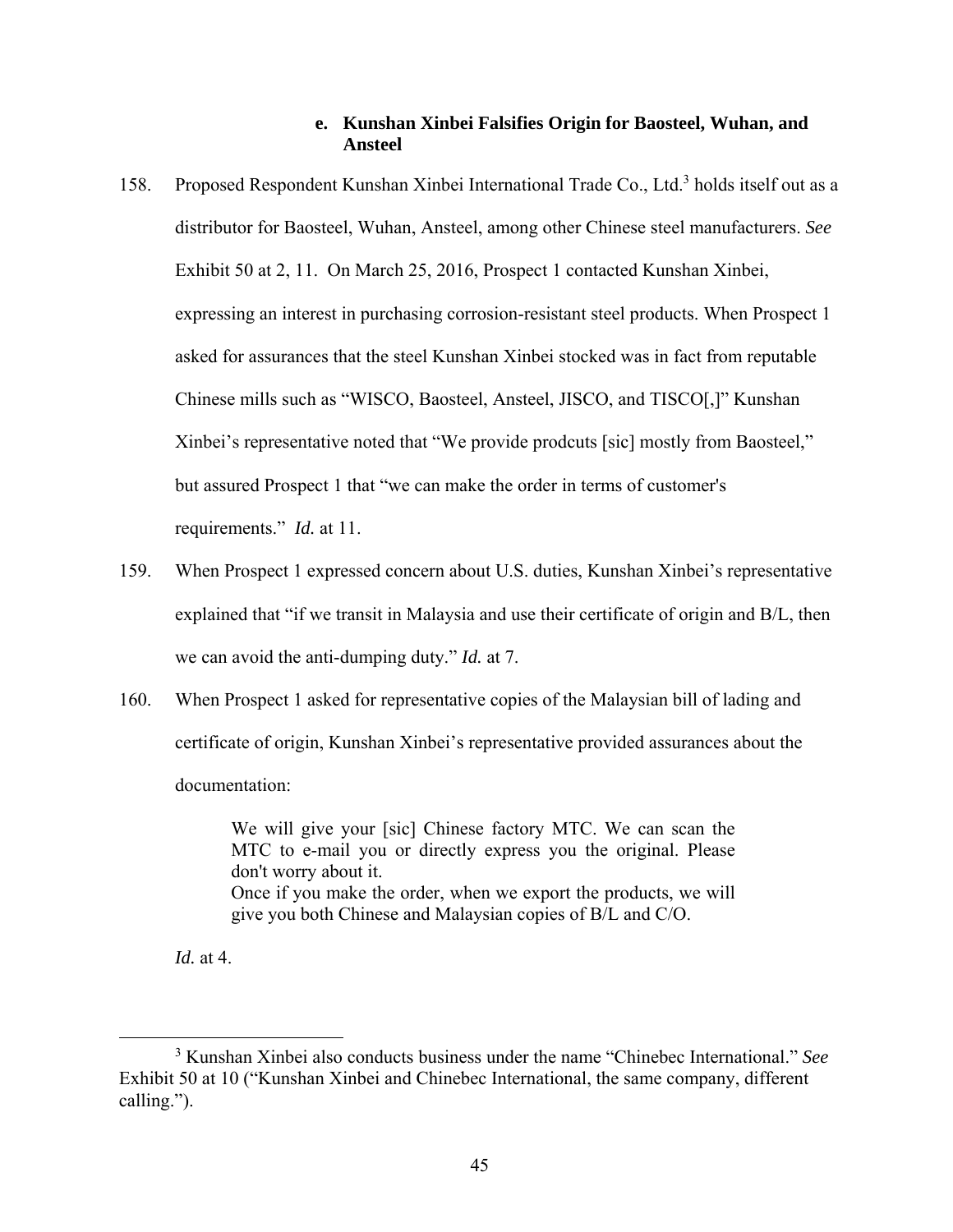#### e. Kunshan Xinbei Falsifies Origin for Baosteel, Wuhan, and Ansteel

158. Proposed Respondent Kunshan Xinbei International Trade Co., Ltd.[3] holds itself out as a distributor for Baosteel, Wuhan, Ansteel, among other Chinese steel manufacturers. *See* Exhibit 50 at 2, 11. On March 25, 2016, Prospect 1 contacted Kunshan Xinbei, expressing an interest in purchasing corrosion-resistant steel products. When Prospect 1 asked for assurances that the steel Kunshan Xinbei stocked was in fact from reputable Chinese mills such as "WISCO, Baosteel, Ansteel, JISCO, and TISCO[,]" Kunshan Xinbei's representative noted that "We provide prodcuts [sic] mostly from Baosteel," but assured Prospect 1 that "we can make the order in terms of customer's requirements." *Id.* at 11.

159. When Prospect 1 expressed concern about U.S. duties, Kunshan Xinbei's representative explained that "if we transit in Malaysia and use their certificate of origin and B/L, then we can avoid the anti-dumping duty." *Id.* at 7.

160. When Prospect 1 asked for representative copies of the Malaysian bill of lading and certificate of origin, Kunshan Xinbei's representative provided assurances about the documentation:

> We will give your [sic] Chinese factory MTC. We can scan the MTC to e-mail you or directly express you the original. Please don't worry about it.
> Once if you make the order, when we export the products, we will give you both Chinese and Malaysian copies of B/L and C/O.

*Id.* at 4.

[3] Kunshan Xinbei also conducts business under the name "Chinebec International." *See* Exhibit 50 at 10 ("Kunshan Xinbei and Chinebec International, the same company, different calling.").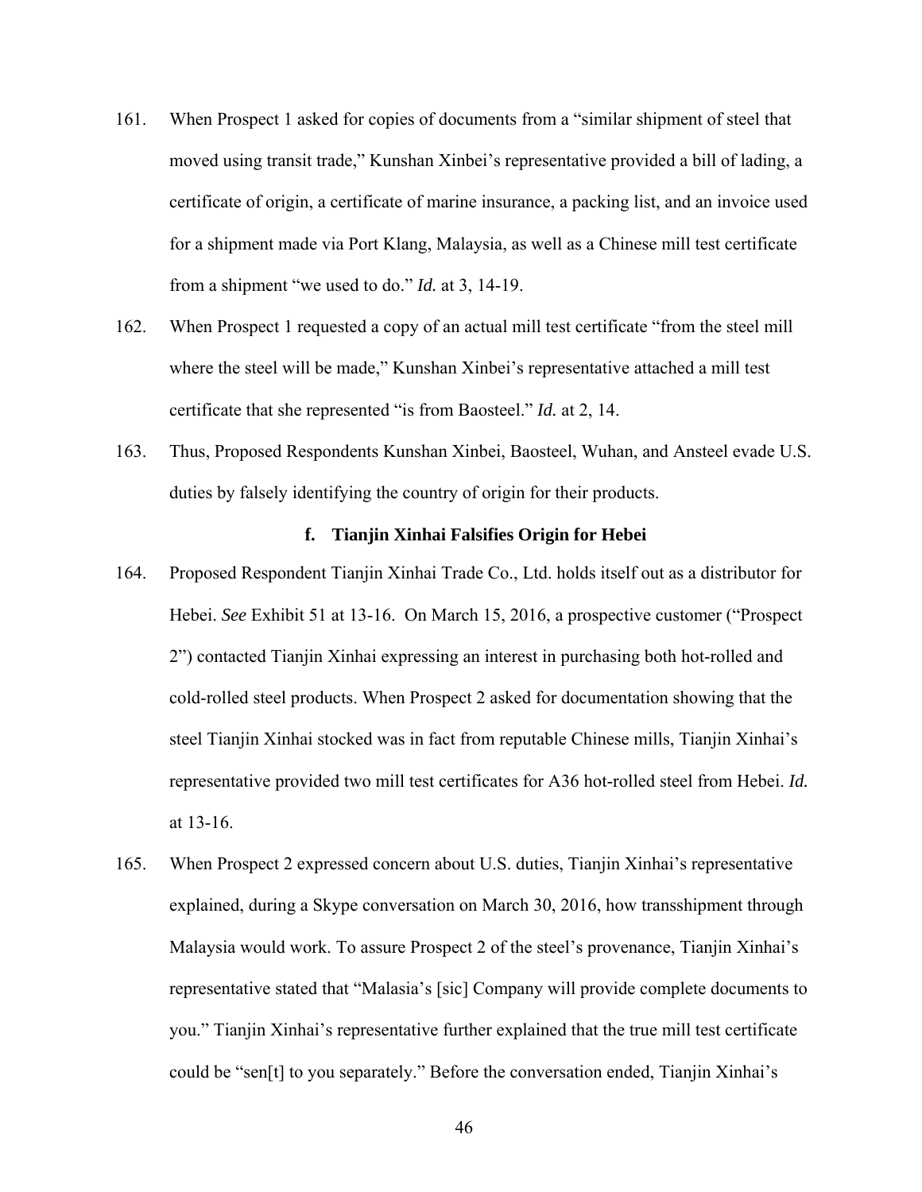161. When Prospect 1 asked for copies of documents from a "similar shipment of steel that moved using transit trade," Kunshan Xinbei's representative provided a bill of lading, a certificate of origin, a certificate of marine insurance, a packing list, and an invoice used for a shipment made via Port Klang, Malaysia, as well as a Chinese mill test certificate from a shipment "we used to do." *Id.* at 3, 14-19.

162. When Prospect 1 requested a copy of an actual mill test certificate "from the steel mill where the steel will be made," Kunshan Xinbei's representative attached a mill test certificate that she represented "is from Baosteel." *Id.* at 2, 14.

163. Thus, Proposed Respondents Kunshan Xinbei, Baosteel, Wuhan, and Ansteel evade U.S. duties by falsely identifying the country of origin for their products.

#### f. Tianjin Xinhai Falsifies Origin for Hebei

164. Proposed Respondent Tianjin Xinhai Trade Co., Ltd. holds itself out as a distributor for Hebei. *See* Exhibit 51 at 13-16. On March 15, 2016, a prospective customer ("Prospect 2") contacted Tianjin Xinhai expressing an interest in purchasing both hot-rolled and cold-rolled steel products. When Prospect 2 asked for documentation showing that the steel Tianjin Xinhai stocked was in fact from reputable Chinese mills, Tianjin Xinhai's representative provided two mill test certificates for A36 hot-rolled steel from Hebei. *Id.* at 13-16.

165. When Prospect 2 expressed concern about U.S. duties, Tianjin Xinhai's representative explained, during a Skype conversation on March 30, 2016, how transshipment through Malaysia would work. To assure Prospect 2 of the steel's provenance, Tianjin Xinhai's representative stated that "Malasia's [sic] Company will provide complete documents to you." Tianjin Xinhai's representative further explained that the true mill test certificate could be "sen[t] to you separately." Before the conversation ended, Tianjin Xinhai's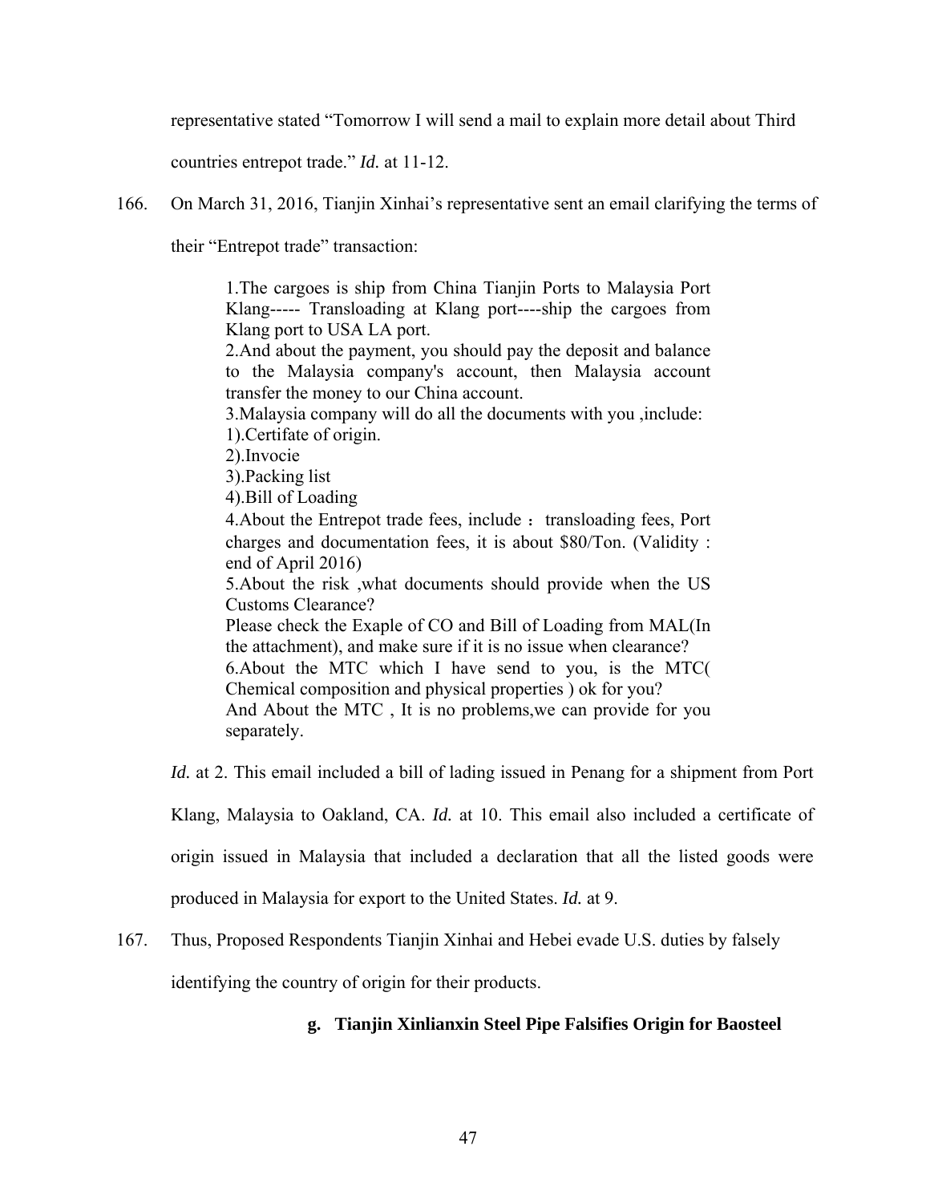representative stated "Tomorrow I will send a mail to explain more detail about Third countries entrepot trade." *Id.* at 11-12.

166. On March 31, 2016, Tianjin Xinhai's representative sent an email clarifying the terms of their "Entrepot trade" transaction:

> 1.The cargoes is ship from China Tianjin Ports to Malaysia Port Klang----- Transloading at Klang port----ship the cargoes from Klang port to USA LA port.
> 2.And about the payment, you should pay the deposit and balance to the Malaysia company's account, then Malaysia account transfer the money to our China account.
> 3.Malaysia company will do all the documents with you ,include:
> 1).Certifate of origin.
> 2).Invocie
> 3).Packing list
> 4).Bill of Loading
> 4.About the Entrepot trade fees, include ： transloading fees, Port charges and documentation fees, it is about $80/Ton. (Validity : end of April 2016)
> 5.About the risk ,what documents should provide when the US Customs Clearance?
> Please check the Exaple of CO and Bill of Loading from MAL(In the attachment), and make sure if it is no issue when clearance?
> 6.About the MTC which I have send to you, is the MTC( Chemical composition and physical properties ) ok for you?
> And About the MTC , It is no problems,we can provide for you separately.

*Id.* at 2. This email included a bill of lading issued in Penang for a shipment from Port Klang, Malaysia to Oakland, CA. *Id.* at 10. This email also included a certificate of origin issued in Malaysia that included a declaration that all the listed goods were produced in Malaysia for export to the United States. *Id.* at 9.

167. Thus, Proposed Respondents Tianjin Xinhai and Hebei evade U.S. duties by falsely identifying the country of origin for their products.

#### g. Tianjin Xinlianxin Steel Pipe Falsifies Origin for Baosteel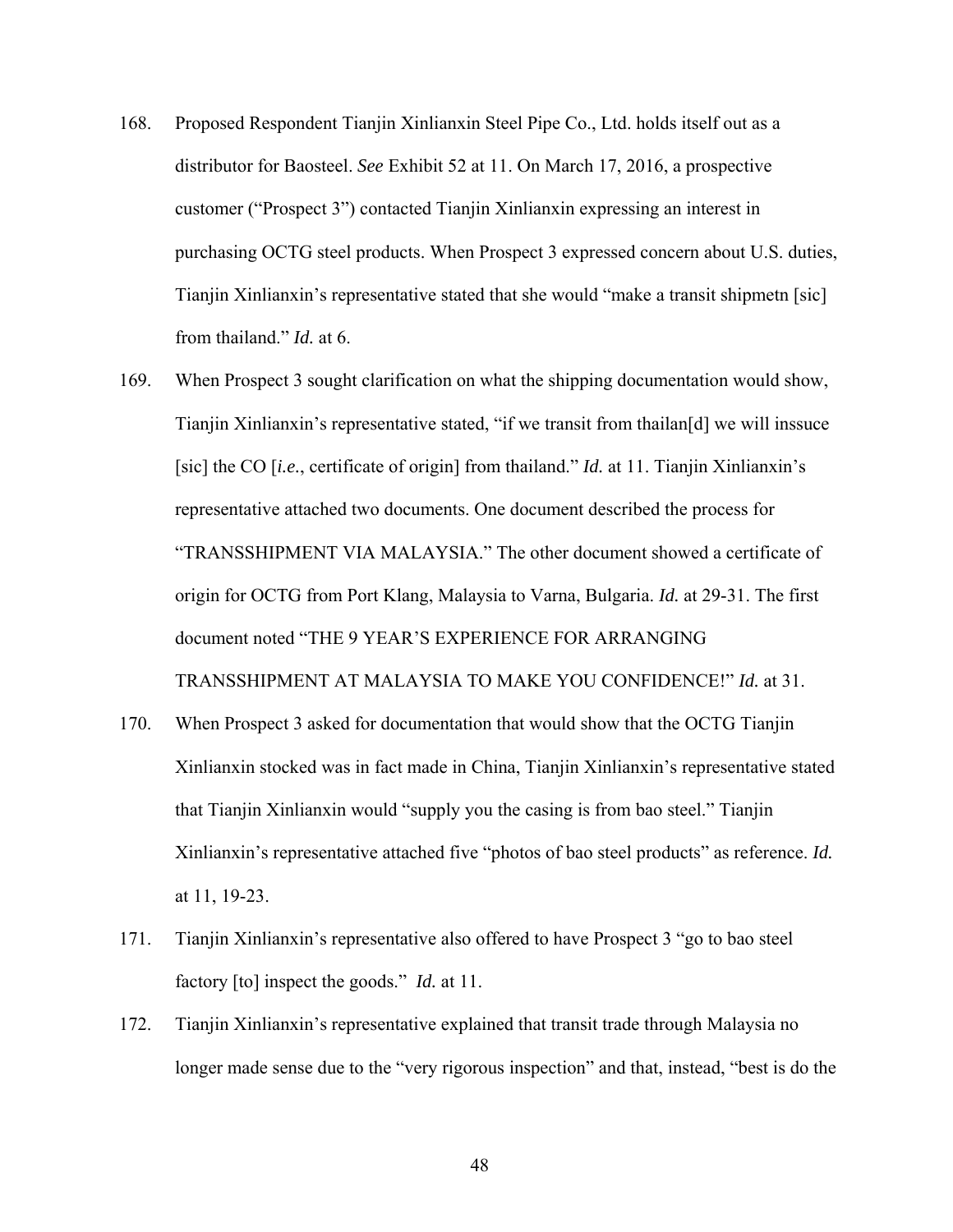168. Proposed Respondent Tianjin Xinlianxin Steel Pipe Co., Ltd. holds itself out as a distributor for Baosteel. *See* Exhibit 52 at 11. On March 17, 2016, a prospective customer ("Prospect 3") contacted Tianjin Xinlianxin expressing an interest in purchasing OCTG steel products. When Prospect 3 expressed concern about U.S. duties, Tianjin Xinlianxin's representative stated that she would "make a transit shipmetn [sic] from thailand." *Id.* at 6.

169. When Prospect 3 sought clarification on what the shipping documentation would show, Tianjin Xinlianxin's representative stated, "if we transit from thailan[d] we will inssuce [sic] the CO [*i.e.*, certificate of origin] from thailand." *Id.* at 11. Tianjin Xinlianxin's representative attached two documents. One document described the process for "TRANSSHIPMENT VIA MALAYSIA." The other document showed a certificate of origin for OCTG from Port Klang, Malaysia to Varna, Bulgaria. *Id.* at 29-31. The first document noted "THE 9 YEAR'S EXPERIENCE FOR ARRANGING TRANSSHIPMENT AT MALAYSIA TO MAKE YOU CONFIDENCE!" *Id.* at 31.

170. When Prospect 3 asked for documentation that would show that the OCTG Tianjin Xinlianxin stocked was in fact made in China, Tianjin Xinlianxin's representative stated that Tianjin Xinlianxin would "supply you the casing is from bao steel." Tianjin Xinlianxin's representative attached five "photos of bao steel products" as reference. *Id.* at 11, 19-23.

171. Tianjin Xinlianxin's representative also offered to have Prospect 3 "go to bao steel factory [to] inspect the goods." *Id.* at 11.

172. Tianjin Xinlianxin's representative explained that transit trade through Malaysia no longer made sense due to the "very rigorous inspection" and that, instead, "best is do the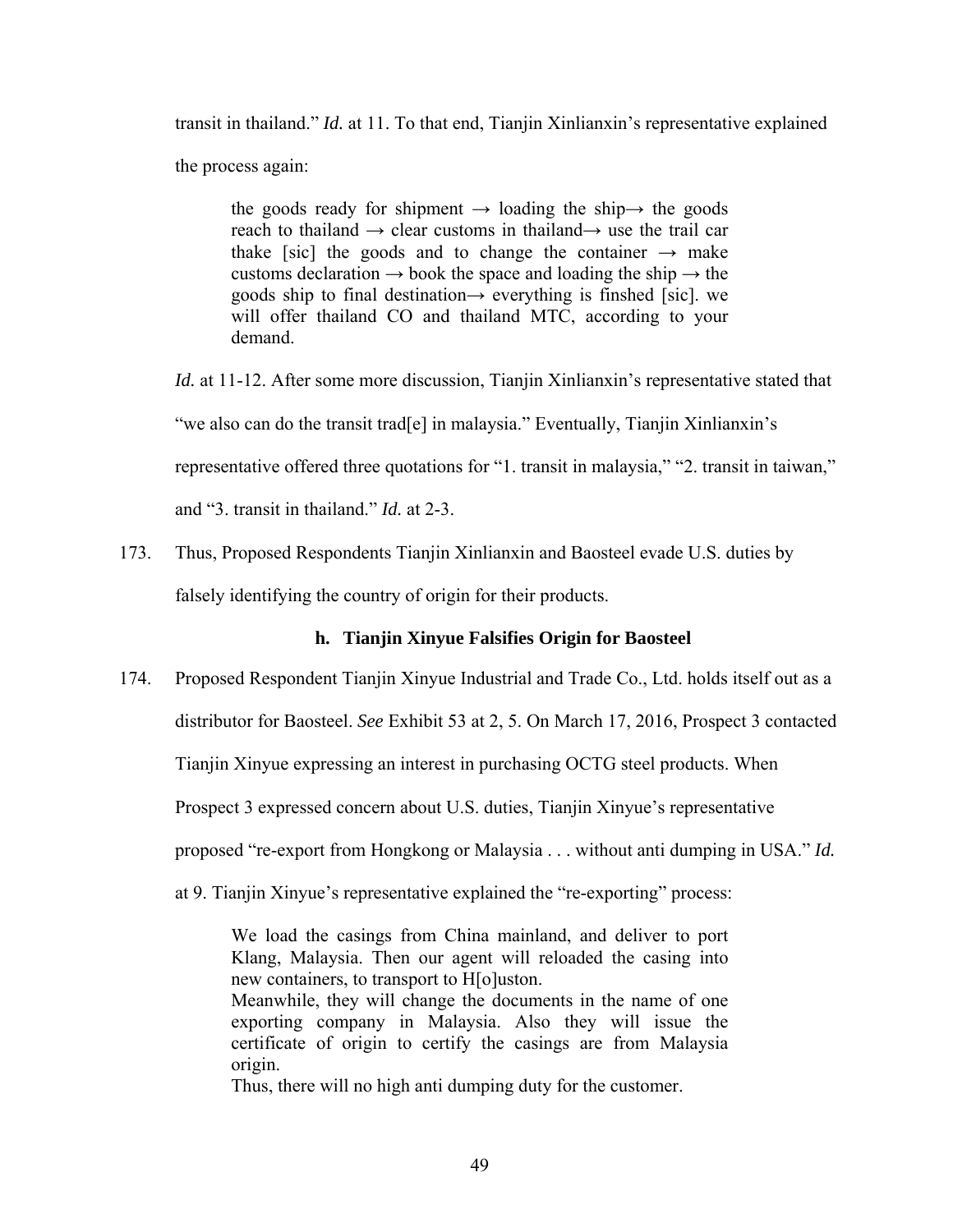transit in thailand." *Id.* at 11. To that end, Tianjin Xinlianxin's representative explained the process again:

> the goods ready for shipment → loading the ship→ the goods reach to thailand → clear customs in thailand→ use the trail car thake [sic] the goods and to change the container → make customs declaration → book the space and loading the ship → the goods ship to final destination→ everything is finshed [sic]. we will offer thailand CO and thailand MTC, according to your demand.

*Id.* at 11-12. After some more discussion, Tianjin Xinlianxin's representative stated that "we also can do the transit trad[e] in malaysia." Eventually, Tianjin Xinlianxin's representative offered three quotations for "1. transit in malaysia," "2. transit in taiwan," and "3. transit in thailand." *Id.* at 2-3.

173. Thus, Proposed Respondents Tianjin Xinlianxin and Baosteel evade U.S. duties by falsely identifying the country of origin for their products.

#### h. Tianjin Xinyue Falsifies Origin for Baosteel

174. Proposed Respondent Tianjin Xinyue Industrial and Trade Co., Ltd. holds itself out as a distributor for Baosteel. *See* Exhibit 53 at 2, 5. On March 17, 2016, Prospect 3 contacted Tianjin Xinyue expressing an interest in purchasing OCTG steel products. When Prospect 3 expressed concern about U.S. duties, Tianjin Xinyue's representative proposed "re-export from Hongkong or Malaysia . . . without anti dumping in USA." *Id.* at 9. Tianjin Xinyue's representative explained the "re-exporting" process:

> We load the casings from China mainland, and deliver to port Klang, Malaysia. Then our agent will reloaded the casing into new containers, to transport to H[o]uston.
> Meanwhile, they will change the documents in the name of one exporting company in Malaysia. Also they will issue the certificate of origin to certify the casings are from Malaysia origin.
> Thus, there will no high anti dumping duty for the customer.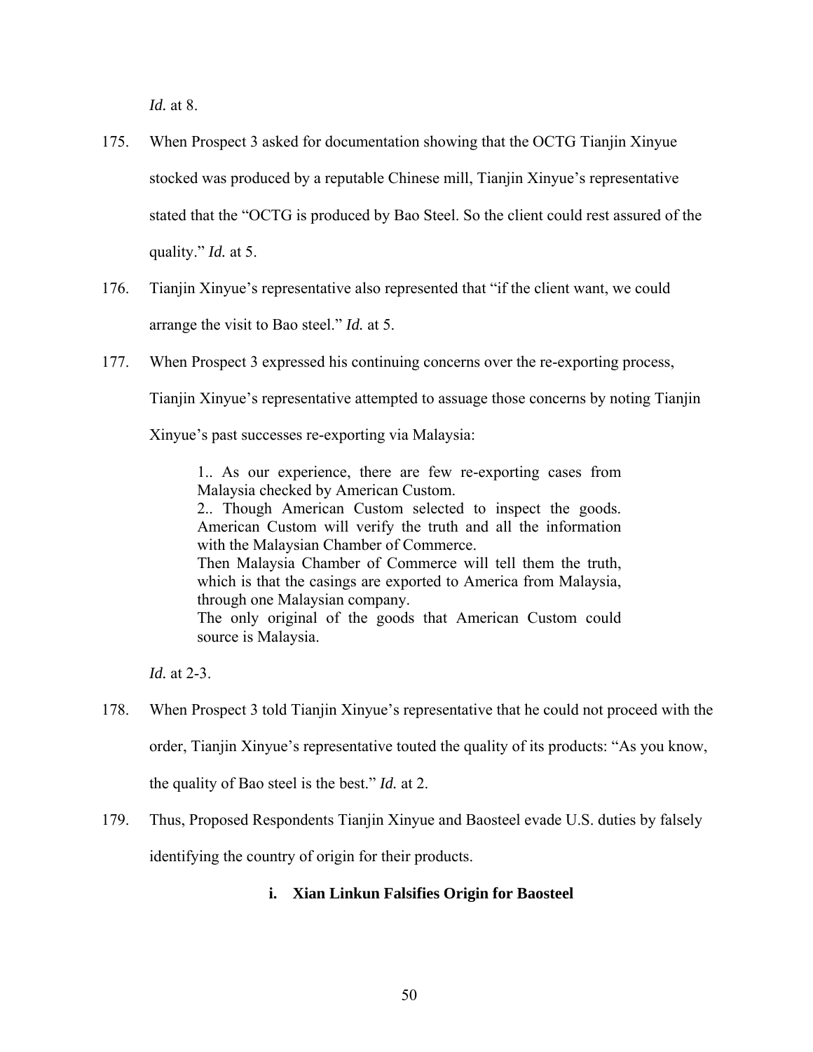*Id.* at 8.

175. When Prospect 3 asked for documentation showing that the OCTG Tianjin Xinyue stocked was produced by a reputable Chinese mill, Tianjin Xinyue's representative stated that the "OCTG is produced by Bao Steel. So the client could rest assured of the quality." *Id.* at 5.

176. Tianjin Xinyue's representative also represented that "if the client want, we could arrange the visit to Bao steel." *Id.* at 5.

177. When Prospect 3 expressed his continuing concerns over the re-exporting process, Tianjin Xinyue's representative attempted to assuage those concerns by noting Tianjin Xinyue's past successes re-exporting via Malaysia:

> 1.. As our experience, there are few re-exporting cases from Malaysia checked by American Custom.
> 2.. Though American Custom selected to inspect the goods. American Custom will verify the truth and all the information with the Malaysian Chamber of Commerce.
> Then Malaysia Chamber of Commerce will tell them the truth, which is that the casings are exported to America from Malaysia, through one Malaysian company.
> The only original of the goods that American Custom could source is Malaysia.

*Id.* at 2-3.

178. When Prospect 3 told Tianjin Xinyue's representative that he could not proceed with the order, Tianjin Xinyue's representative touted the quality of its products: "As you know, the quality of Bao steel is the best." *Id.* at 2.

179. Thus, Proposed Respondents Tianjin Xinyue and Baosteel evade U.S. duties by falsely identifying the country of origin for their products.

#### i. Xian Linkun Falsifies Origin for Baosteel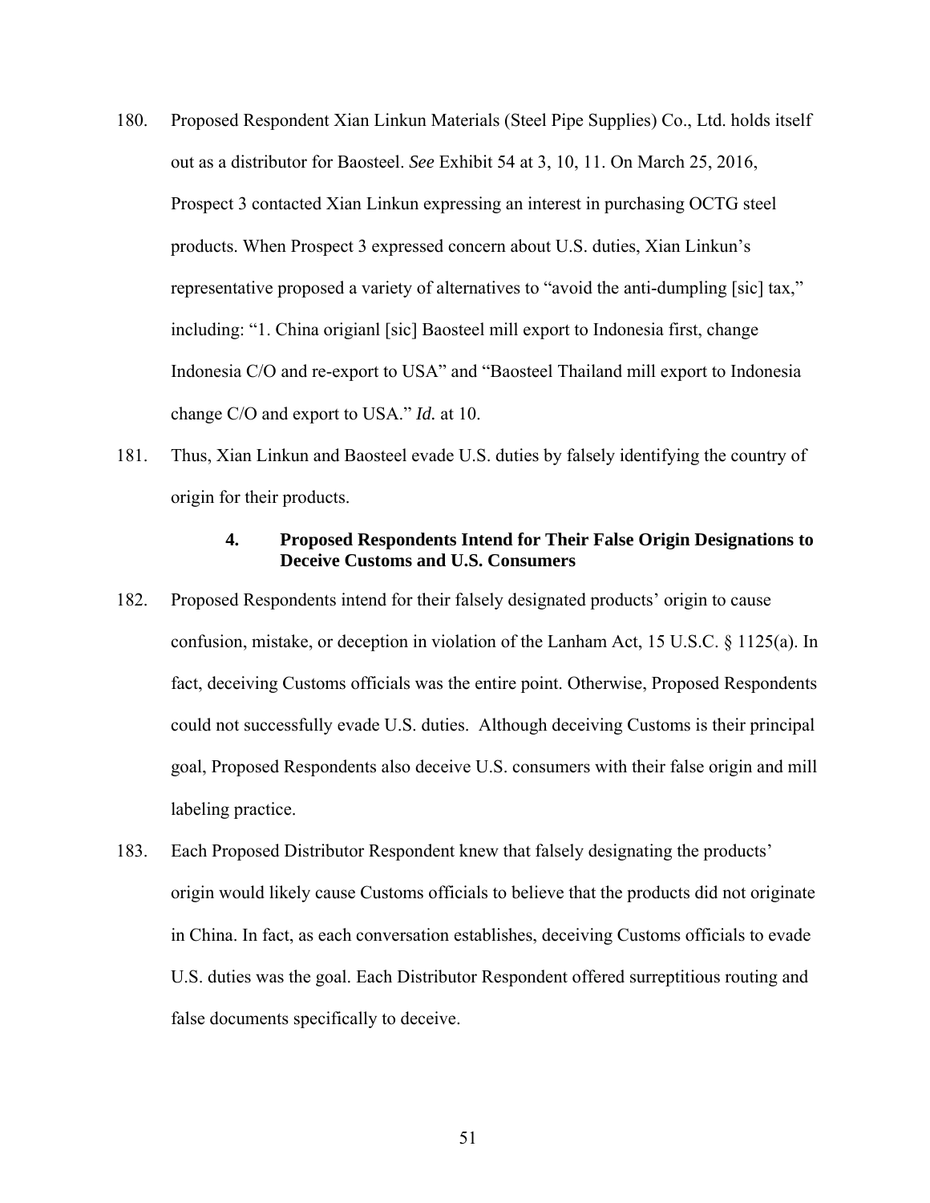180. Proposed Respondent Xian Linkun Materials (Steel Pipe Supplies) Co., Ltd. holds itself out as a distributor for Baosteel. *See* Exhibit 54 at 3, 10, 11. On March 25, 2016, Prospect 3 contacted Xian Linkun expressing an interest in purchasing OCTG steel products. When Prospect 3 expressed concern about U.S. duties, Xian Linkun's representative proposed a variety of alternatives to "avoid the anti-dumpling [sic] tax," including: "1. China origianl [sic] Baosteel mill export to Indonesia first, change Indonesia C/O and re-export to USA" and "Baosteel Thailand mill export to Indonesia change C/O and export to USA." *Id.* at 10.

181. Thus, Xian Linkun and Baosteel evade U.S. duties by falsely identifying the country of origin for their products.

#### 4. Proposed Respondents Intend for Their False Origin Designations to Deceive Customs and U.S. Consumers

182. Proposed Respondents intend for their falsely designated products' origin to cause confusion, mistake, or deception in violation of the Lanham Act, 15 U.S.C. § 1125(a). In fact, deceiving Customs officials was the entire point. Otherwise, Proposed Respondents could not successfully evade U.S. duties. Although deceiving Customs is their principal goal, Proposed Respondents also deceive U.S. consumers with their false origin and mill labeling practice.

183. Each Proposed Distributor Respondent knew that falsely designating the products' origin would likely cause Customs officials to believe that the products did not originate in China. In fact, as each conversation establishes, deceiving Customs officials to evade U.S. duties was the goal. Each Distributor Respondent offered surreptitious routing and false documents specifically to deceive.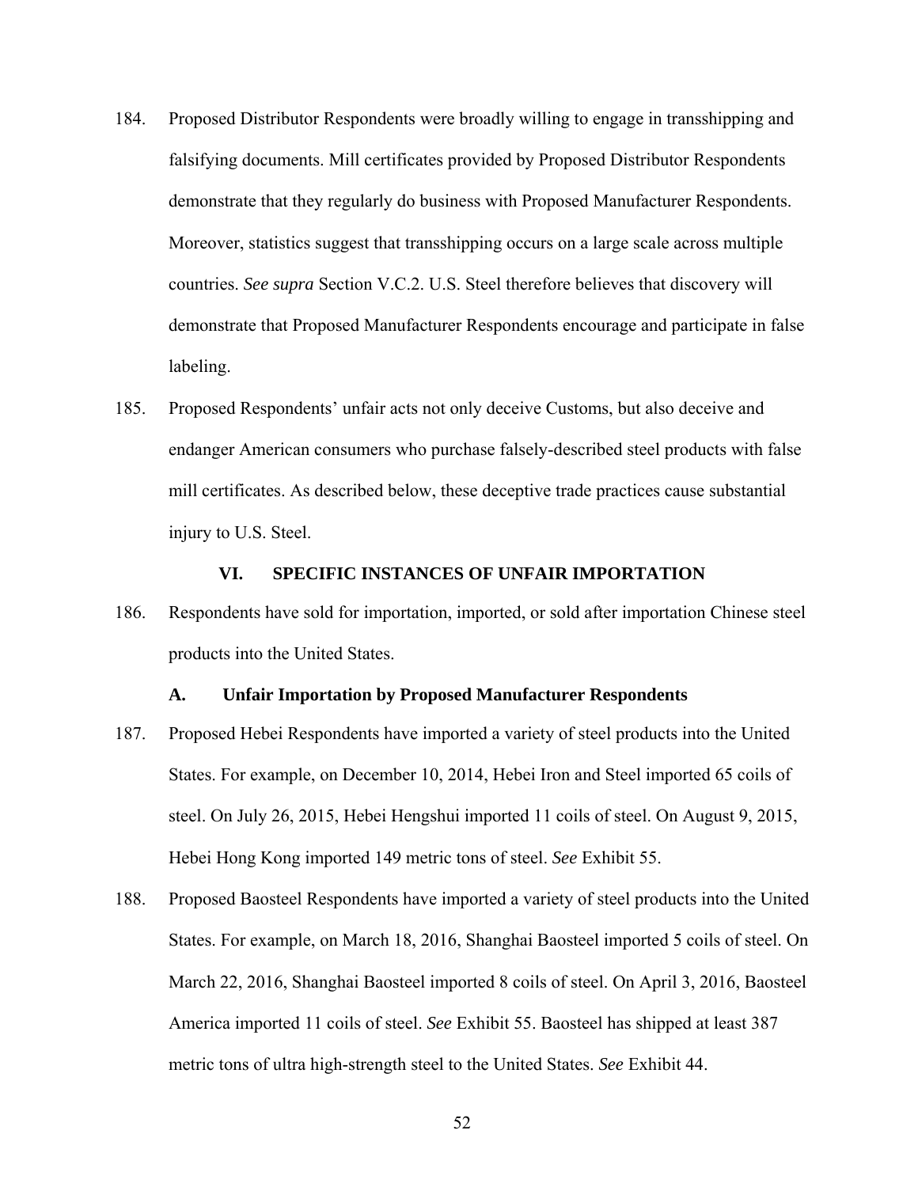184. Proposed Distributor Respondents were broadly willing to engage in transshipping and falsifying documents. Mill certificates provided by Proposed Distributor Respondents demonstrate that they regularly do business with Proposed Manufacturer Respondents. Moreover, statistics suggest that transshipping occurs on a large scale across multiple countries. *See supra* Section V.C.2. U.S. Steel therefore believes that discovery will demonstrate that Proposed Manufacturer Respondents encourage and participate in false labeling.

185. Proposed Respondents' unfair acts not only deceive Customs, but also deceive and endanger American consumers who purchase falsely-described steel products with false mill certificates. As described below, these deceptive trade practices cause substantial injury to U.S. Steel.

## VI. SPECIFIC INSTANCES OF UNFAIR IMPORTATION

186. Respondents have sold for importation, imported, or sold after importation Chinese steel products into the United States.

### A. Unfair Importation by Proposed Manufacturer Respondents

187. Proposed Hebei Respondents have imported a variety of steel products into the United States. For example, on December 10, 2014, Hebei Iron and Steel imported 65 coils of steel. On July 26, 2015, Hebei Hengshui imported 11 coils of steel. On August 9, 2015, Hebei Hong Kong imported 149 metric tons of steel. *See* Exhibit 55.

188. Proposed Baosteel Respondents have imported a variety of steel products into the United States. For example, on March 18, 2016, Shanghai Baosteel imported 5 coils of steel. On March 22, 2016, Shanghai Baosteel imported 8 coils of steel. On April 3, 2016, Baosteel America imported 11 coils of steel. *See* Exhibit 55. Baosteel has shipped at least 387 metric tons of ultra high-strength steel to the United States. *See* Exhibit 44.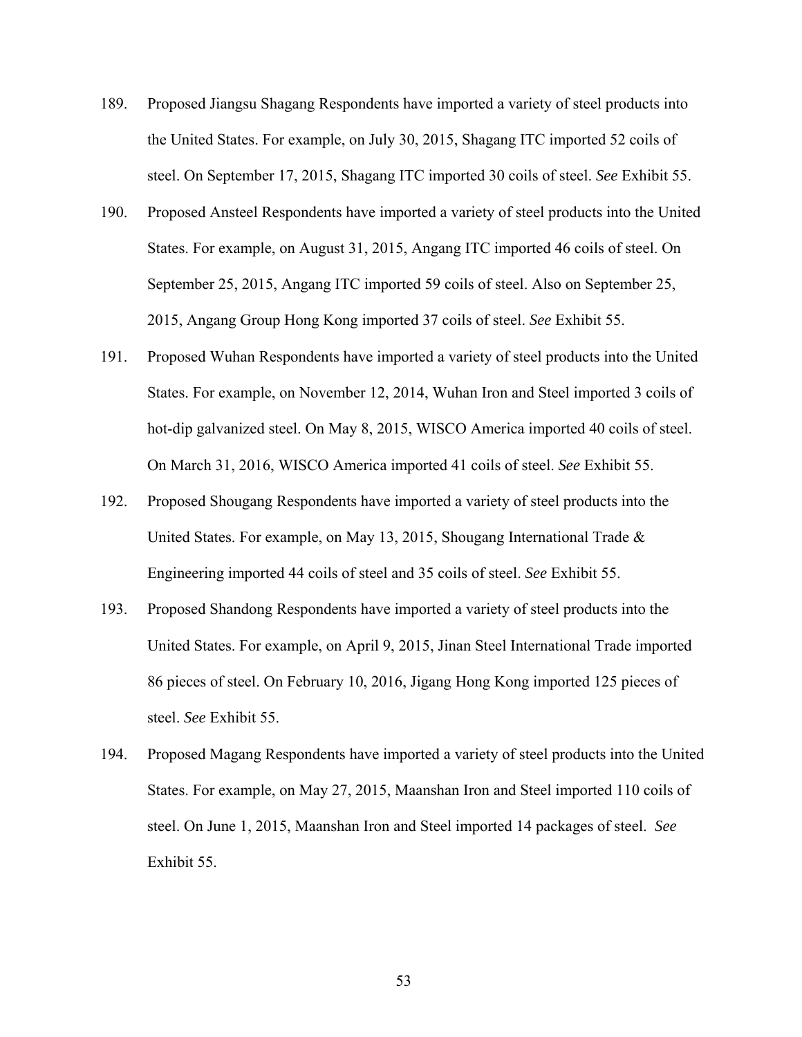189. Proposed Jiangsu Shagang Respondents have imported a variety of steel products into the United States. For example, on July 30, 2015, Shagang ITC imported 52 coils of steel. On September 17, 2015, Shagang ITC imported 30 coils of steel. *See* Exhibit 55.

190. Proposed Ansteel Respondents have imported a variety of steel products into the United States. For example, on August 31, 2015, Angang ITC imported 46 coils of steel. On September 25, 2015, Angang ITC imported 59 coils of steel. Also on September 25, 2015, Angang Group Hong Kong imported 37 coils of steel. *See* Exhibit 55.

191. Proposed Wuhan Respondents have imported a variety of steel products into the United States. For example, on November 12, 2014, Wuhan Iron and Steel imported 3 coils of hot-dip galvanized steel. On May 8, 2015, WISCO America imported 40 coils of steel. On March 31, 2016, WISCO America imported 41 coils of steel. *See* Exhibit 55.

192. Proposed Shougang Respondents have imported a variety of steel products into the United States. For example, on May 13, 2015, Shougang International Trade & Engineering imported 44 coils of steel and 35 coils of steel. *See* Exhibit 55.

193. Proposed Shandong Respondents have imported a variety of steel products into the United States. For example, on April 9, 2015, Jinan Steel International Trade imported 86 pieces of steel. On February 10, 2016, Jigang Hong Kong imported 125 pieces of steel. *See* Exhibit 55.

194. Proposed Magang Respondents have imported a variety of steel products into the United States. For example, on May 27, 2015, Maanshan Iron and Steel imported 110 coils of steel. On June 1, 2015, Maanshan Iron and Steel imported 14 packages of steel. *See* Exhibit 55.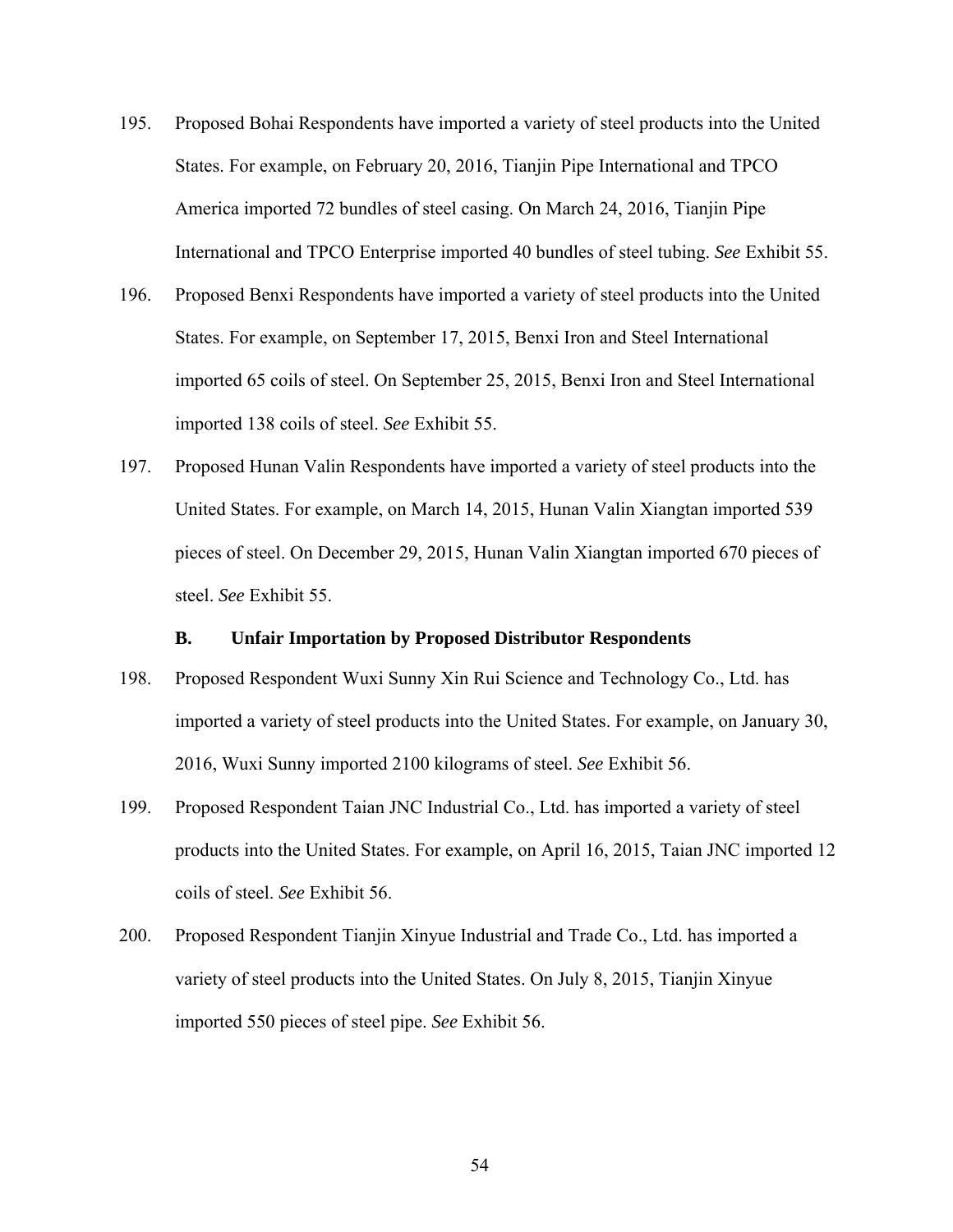195. Proposed Bohai Respondents have imported a variety of steel products into the United States. For example, on February 20, 2016, Tianjin Pipe International and TPCO America imported 72 bundles of steel casing. On March 24, 2016, Tianjin Pipe International and TPCO Enterprise imported 40 bundles of steel tubing. *See* Exhibit 55.

196. Proposed Benxi Respondents have imported a variety of steel products into the United States. For example, on September 17, 2015, Benxi Iron and Steel International imported 65 coils of steel. On September 25, 2015, Benxi Iron and Steel International imported 138 coils of steel. *See* Exhibit 55.

197. Proposed Hunan Valin Respondents have imported a variety of steel products into the United States. For example, on March 14, 2015, Hunan Valin Xiangtan imported 539 pieces of steel. On December 29, 2015, Hunan Valin Xiangtan imported 670 pieces of steel. *See* Exhibit 55.

### B. Unfair Importation by Proposed Distributor Respondents

198. Proposed Respondent Wuxi Sunny Xin Rui Science and Technology Co., Ltd. has imported a variety of steel products into the United States. For example, on January 30, 2016, Wuxi Sunny imported 2100 kilograms of steel. *See* Exhibit 56.

199. Proposed Respondent Taian JNC Industrial Co., Ltd. has imported a variety of steel products into the United States. For example, on April 16, 2015, Taian JNC imported 12 coils of steel. *See* Exhibit 56.

200. Proposed Respondent Tianjin Xinyue Industrial and Trade Co., Ltd. has imported a variety of steel products into the United States. On July 8, 2015, Tianjin Xinyue imported 550 pieces of steel pipe. *See* Exhibit 56.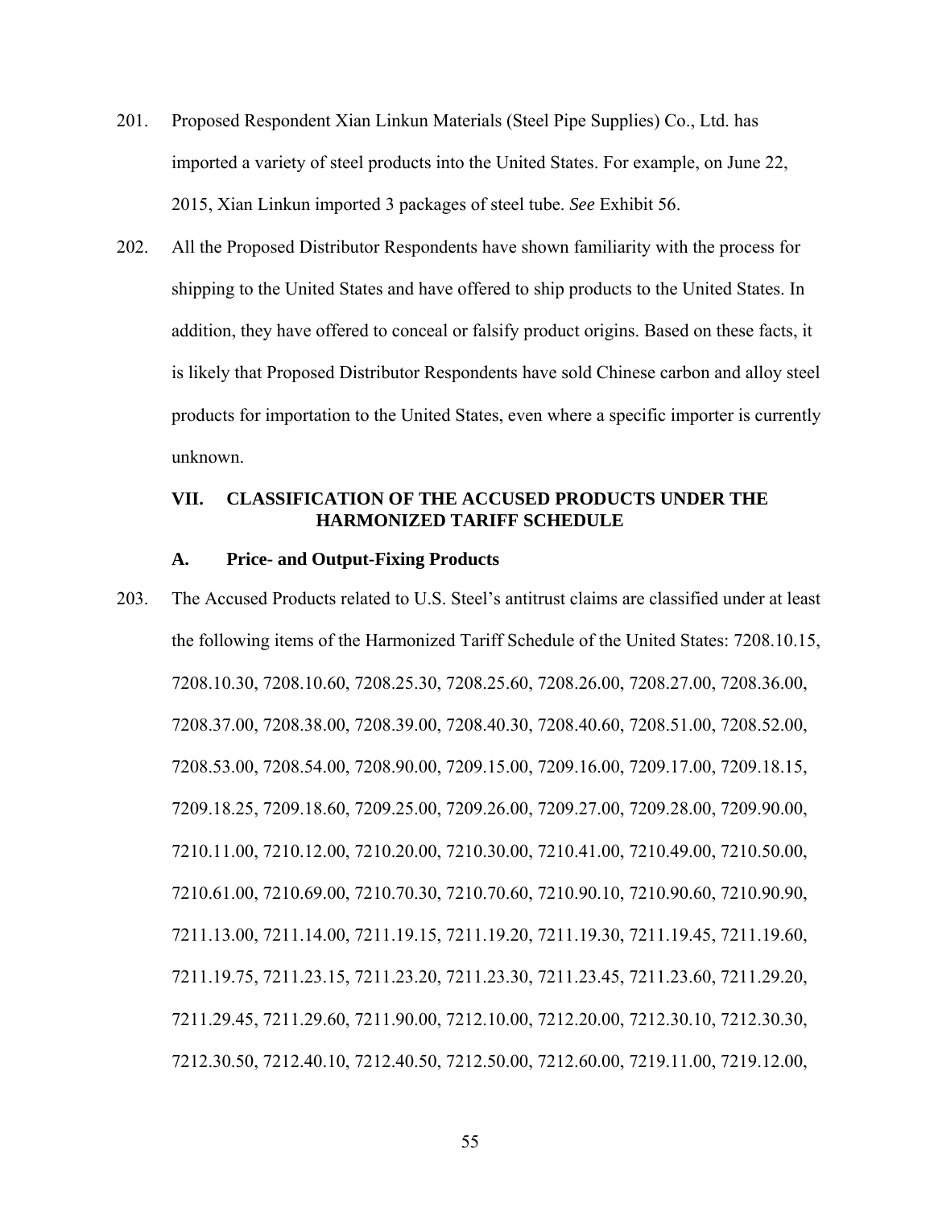201. Proposed Respondent Xian Linkun Materials (Steel Pipe Supplies) Co., Ltd. has imported a variety of steel products into the United States. For example, on June 22, 2015, Xian Linkun imported 3 packages of steel tube. *See* Exhibit 56.

202. All the Proposed Distributor Respondents have shown familiarity with the process for shipping to the United States and have offered to ship products to the United States. In addition, they have offered to conceal or falsify product origins. Based on these facts, it is likely that Proposed Distributor Respondents have sold Chinese carbon and alloy steel products for importation to the United States, even where a specific importer is currently unknown.

## VII. CLASSIFICATION OF THE ACCUSED PRODUCTS UNDER THE HARMONIZED TARIFF SCHEDULE

### A. Price- and Output-Fixing Products

203. The Accused Products related to U.S. Steel's antitrust claims are classified under at least the following items of the Harmonized Tariff Schedule of the United States: 7208.10.15, 7208.10.30, 7208.10.60, 7208.25.30, 7208.25.60, 7208.26.00, 7208.27.00, 7208.36.00, 7208.37.00, 7208.38.00, 7208.39.00, 7208.40.30, 7208.40.60, 7208.51.00, 7208.52.00, 7208.53.00, 7208.54.00, 7208.90.00, 7209.15.00, 7209.16.00, 7209.17.00, 7209.18.15, 7209.18.25, 7209.18.60, 7209.25.00, 7209.26.00, 7209.27.00, 7209.28.00, 7209.90.00, 7210.11.00, 7210.12.00, 7210.20.00, 7210.30.00, 7210.41.00, 7210.49.00, 7210.50.00, 7210.61.00, 7210.69.00, 7210.70.30, 7210.70.60, 7210.90.10, 7210.90.60, 7210.90.90, 7211.13.00, 7211.14.00, 7211.19.15, 7211.19.20, 7211.19.30, 7211.19.45, 7211.19.60, 7211.19.75, 7211.23.15, 7211.23.20, 7211.23.30, 7211.23.45, 7211.23.60, 7211.29.20, 7211.29.45, 7211.29.60, 7211.90.00, 7212.10.00, 7212.20.00, 7212.30.10, 7212.30.30, 7212.30.50, 7212.40.10, 7212.40.50, 7212.50.00, 7212.60.00, 7219.11.00, 7219.12.00,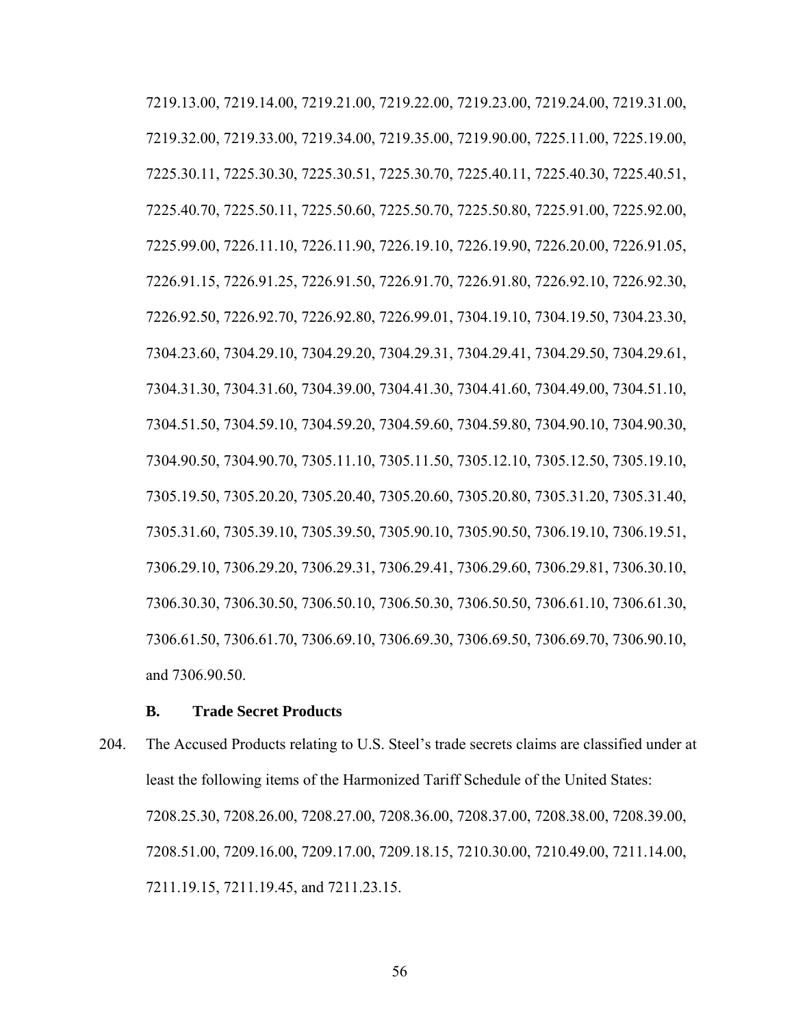7219.13.00, 7219.14.00, 7219.21.00, 7219.22.00, 7219.23.00, 7219.24.00, 7219.31.00, 7219.32.00, 7219.33.00, 7219.34.00, 7219.35.00, 7219.90.00, 7225.11.00, 7225.19.00, 7225.30.11, 7225.30.30, 7225.30.51, 7225.30.70, 7225.40.11, 7225.40.30, 7225.40.51, 7225.40.70, 7225.50.11, 7225.50.60, 7225.50.70, 7225.50.80, 7225.91.00, 7225.92.00, 7225.99.00, 7226.11.10, 7226.11.90, 7226.19.10, 7226.19.90, 7226.20.00, 7226.91.05, 7226.91.15, 7226.91.25, 7226.91.50, 7226.91.70, 7226.91.80, 7226.92.10, 7226.92.30, 7226.92.50, 7226.92.70, 7226.92.80, 7226.99.01, 7304.19.10, 7304.19.50, 7304.23.30, 7304.23.60, 7304.29.10, 7304.29.20, 7304.29.31, 7304.29.41, 7304.29.50, 7304.29.61, 7304.31.30, 7304.31.60, 7304.39.00, 7304.41.30, 7304.41.60, 7304.49.00, 7304.51.10, 7304.51.50, 7304.59.10, 7304.59.20, 7304.59.60, 7304.59.80, 7304.90.10, 7304.90.30, 7304.90.50, 7304.90.70, 7305.11.10, 7305.11.50, 7305.12.10, 7305.12.50, 7305.19.10, 7305.19.50, 7305.20.20, 7305.20.40, 7305.20.60, 7305.20.80, 7305.31.20, 7305.31.40, 7305.31.60, 7305.39.10, 7305.39.50, 7305.90.10, 7305.90.50, 7306.19.10, 7306.19.51, 7306.29.10, 7306.29.20, 7306.29.31, 7306.29.41, 7306.29.60, 7306.29.81, 7306.30.10, 7306.30.30, 7306.30.50, 7306.50.10, 7306.50.30, 7306.50.50, 7306.61.10, 7306.61.30, 7306.61.50, 7306.61.70, 7306.69.10, 7306.69.30, 7306.69.50, 7306.69.70, 7306.90.10, and 7306.90.50.

### B. Trade Secret Products

204. The Accused Products relating to U.S. Steel's trade secrets claims are classified under at least the following items of the Harmonized Tariff Schedule of the United States: 7208.25.30, 7208.26.00, 7208.27.00, 7208.36.00, 7208.37.00, 7208.38.00, 7208.39.00, 7208.51.00, 7209.16.00, 7209.17.00, 7209.18.15, 7210.30.00, 7210.49.00, 7211.14.00, 7211.19.15, 7211.19.45, and 7211.23.15.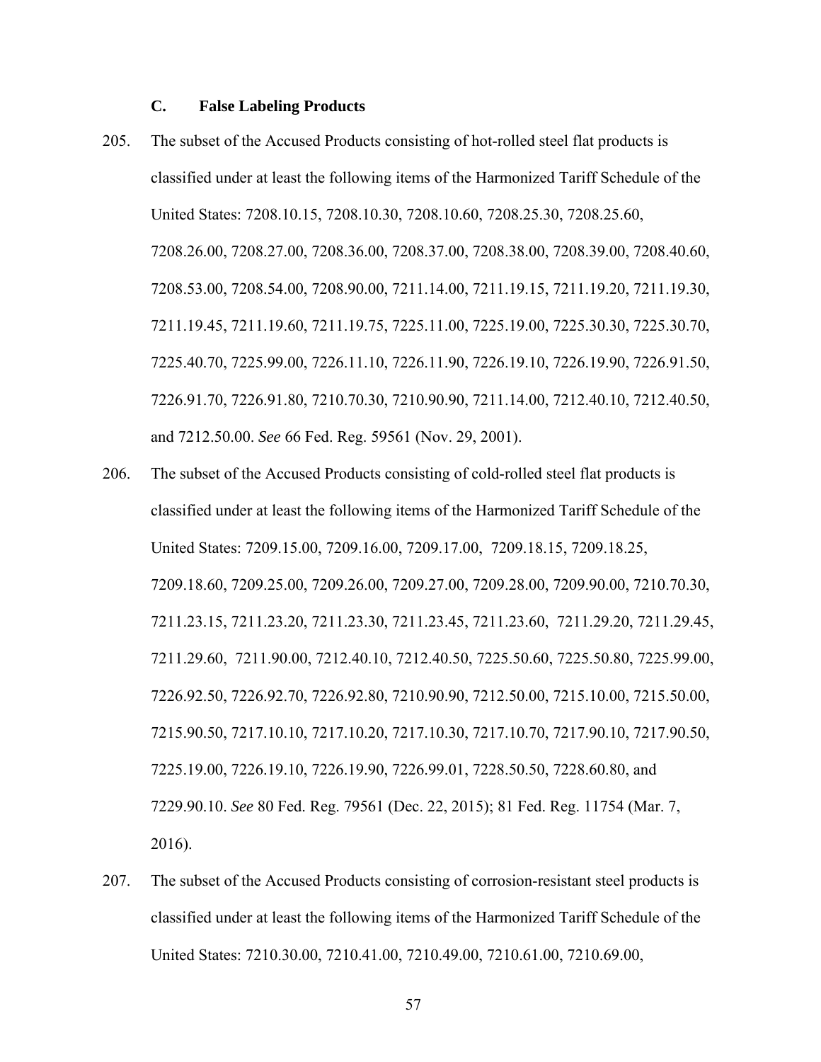### C. False Labeling Products

205. The subset of the Accused Products consisting of hot-rolled steel flat products is classified under at least the following items of the Harmonized Tariff Schedule of the United States: 7208.10.15, 7208.10.30, 7208.10.60, 7208.25.30, 7208.25.60, 7208.26.00, 7208.27.00, 7208.36.00, 7208.37.00, 7208.38.00, 7208.39.00, 7208.40.60, 7208.53.00, 7208.54.00, 7208.90.00, 7211.14.00, 7211.19.15, 7211.19.20, 7211.19.30, 7211.19.45, 7211.19.60, 7211.19.75, 7225.11.00, 7225.19.00, 7225.30.30, 7225.30.70, 7225.40.70, 7225.99.00, 7226.11.10, 7226.11.90, 7226.19.10, 7226.19.90, 7226.91.50, 7226.91.70, 7226.91.80, 7210.70.30, 7210.90.90, 7211.14.00, 7212.40.10, 7212.40.50, and 7212.50.00. *See* 66 Fed. Reg. 59561 (Nov. 29, 2001).

206. The subset of the Accused Products consisting of cold-rolled steel flat products is classified under at least the following items of the Harmonized Tariff Schedule of the United States: 7209.15.00, 7209.16.00, 7209.17.00, 7209.18.15, 7209.18.25, 7209.18.60, 7209.25.00, 7209.26.00, 7209.27.00, 7209.28.00, 7209.90.00, 7210.70.30, 7211.23.15, 7211.23.20, 7211.23.30, 7211.23.45, 7211.23.60, 7211.29.20, 7211.29.45, 7211.29.60, 7211.90.00, 7212.40.10, 7212.40.50, 7225.50.60, 7225.50.80, 7225.99.00, 7226.92.50, 7226.92.70, 7226.92.80, 7210.90.90, 7212.50.00, 7215.10.00, 7215.50.00, 7215.90.50, 7217.10.10, 7217.10.20, 7217.10.30, 7217.10.70, 7217.90.10, 7217.90.50, 7225.19.00, 7226.19.10, 7226.19.90, 7226.99.01, 7228.50.50, 7228.60.80, and 7229.90.10. *See* 80 Fed. Reg. 79561 (Dec. 22, 2015); 81 Fed. Reg. 11754 (Mar. 7, 2016).

207. The subset of the Accused Products consisting of corrosion-resistant steel products is classified under at least the following items of the Harmonized Tariff Schedule of the United States: 7210.30.00, 7210.41.00, 7210.49.00, 7210.61.00, 7210.69.00,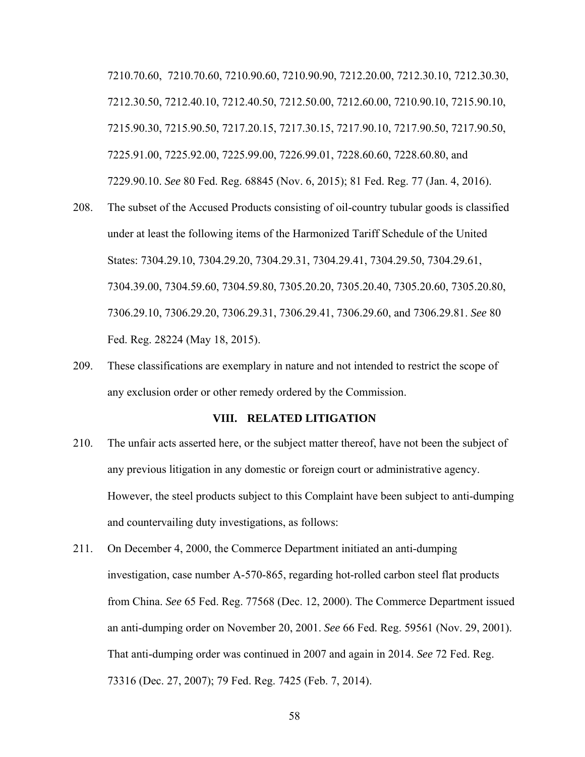7210.70.60, 7210.70.60, 7210.90.60, 7210.90.90, 7212.20.00, 7212.30.10, 7212.30.30, 7212.30.50, 7212.40.10, 7212.40.50, 7212.50.00, 7212.60.00, 7210.90.10, 7215.90.10, 7215.90.30, 7215.90.50, 7217.20.15, 7217.30.15, 7217.90.10, 7217.90.50, 7217.90.50, 7225.91.00, 7225.92.00, 7225.99.00, 7226.99.01, 7228.60.60, 7228.60.80, and 7229.90.10. *See* 80 Fed. Reg. 68845 (Nov. 6, 2015); 81 Fed. Reg. 77 (Jan. 4, 2016).

208. The subset of the Accused Products consisting of oil-country tubular goods is classified under at least the following items of the Harmonized Tariff Schedule of the United States: 7304.29.10, 7304.29.20, 7304.29.31, 7304.29.41, 7304.29.50, 7304.29.61, 7304.39.00, 7304.59.60, 7304.59.80, 7305.20.20, 7305.20.40, 7305.20.60, 7305.20.80, 7306.29.10, 7306.29.20, 7306.29.31, 7306.29.41, 7306.29.60, and 7306.29.81. *See* 80 Fed. Reg. 28224 (May 18, 2015).

209. These classifications are exemplary in nature and not intended to restrict the scope of any exclusion order or other remedy ordered by the Commission.

## VIII. RELATED LITIGATION

210. The unfair acts asserted here, or the subject matter thereof, have not been the subject of any previous litigation in any domestic or foreign court or administrative agency. However, the steel products subject to this Complaint have been subject to anti-dumping and countervailing duty investigations, as follows:

211. On December 4, 2000, the Commerce Department initiated an anti-dumping investigation, case number A-570-865, regarding hot-rolled carbon steel flat products from China. *See* 65 Fed. Reg. 77568 (Dec. 12, 2000). The Commerce Department issued an anti-dumping order on November 20, 2001. *See* 66 Fed. Reg. 59561 (Nov. 29, 2001). That anti-dumping order was continued in 2007 and again in 2014. *See* 72 Fed. Reg. 73316 (Dec. 27, 2007); 79 Fed. Reg. 7425 (Feb. 7, 2014).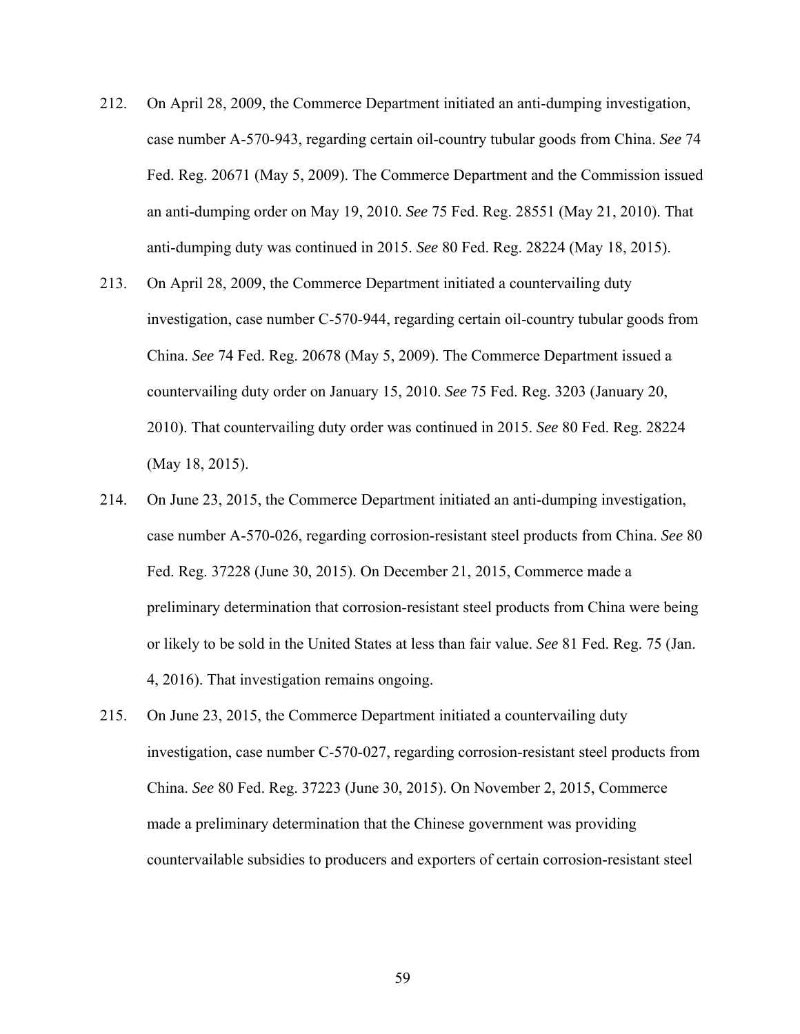212. On April 28, 2009, the Commerce Department initiated an anti-dumping investigation, case number A-570-943, regarding certain oil-country tubular goods from China. *See* 74 Fed. Reg. 20671 (May 5, 2009). The Commerce Department and the Commission issued an anti-dumping order on May 19, 2010. *See* 75 Fed. Reg. 28551 (May 21, 2010). That anti-dumping duty was continued in 2015. *See* 80 Fed. Reg. 28224 (May 18, 2015).

213. On April 28, 2009, the Commerce Department initiated a countervailing duty investigation, case number C-570-944, regarding certain oil-country tubular goods from China. *See* 74 Fed. Reg. 20678 (May 5, 2009). The Commerce Department issued a countervailing duty order on January 15, 2010. *See* 75 Fed. Reg. 3203 (January 20, 2010). That countervailing duty order was continued in 2015. *See* 80 Fed. Reg. 28224 (May 18, 2015).

214. On June 23, 2015, the Commerce Department initiated an anti-dumping investigation, case number A-570-026, regarding corrosion-resistant steel products from China. *See* 80 Fed. Reg. 37228 (June 30, 2015). On December 21, 2015, Commerce made a preliminary determination that corrosion-resistant steel products from China were being or likely to be sold in the United States at less than fair value. *See* 81 Fed. Reg. 75 (Jan. 4, 2016). That investigation remains ongoing.

215. On June 23, 2015, the Commerce Department initiated a countervailing duty investigation, case number C-570-027, regarding corrosion-resistant steel products from China. *See* 80 Fed. Reg. 37223 (June 30, 2015). On November 2, 2015, Commerce made a preliminary determination that the Chinese government was providing countervailable subsidies to producers and exporters of certain corrosion-resistant steel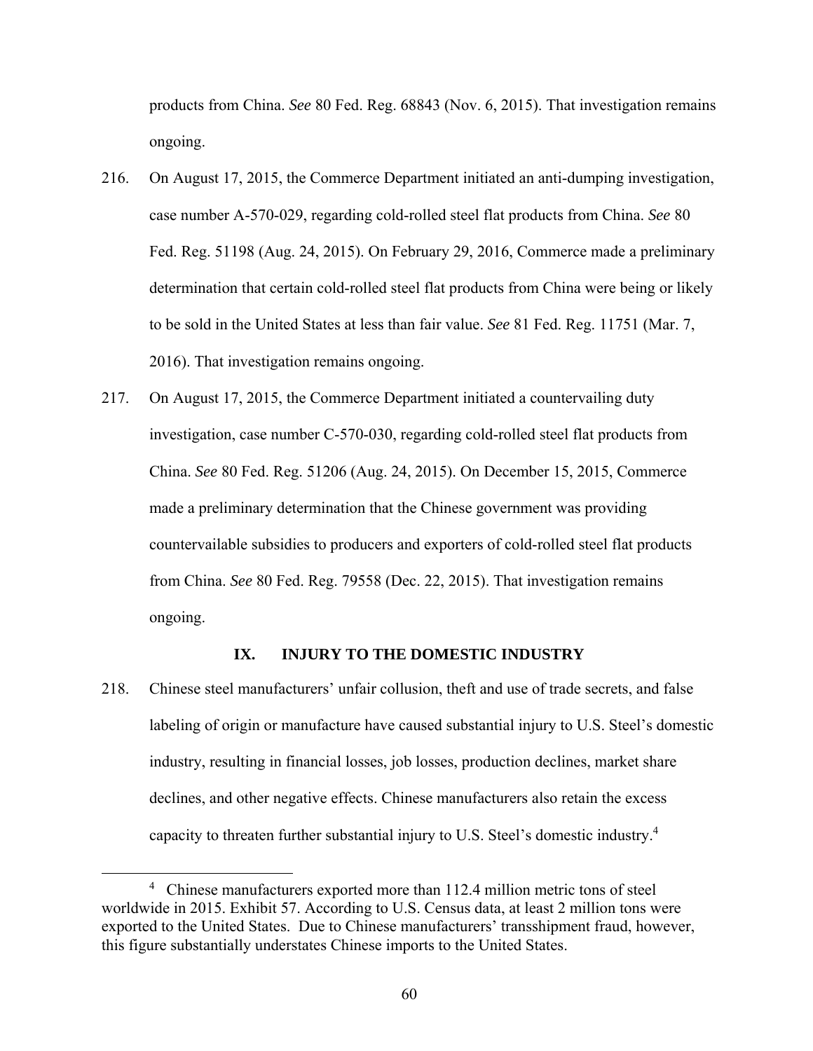products from China. *See* 80 Fed. Reg. 68843 (Nov. 6, 2015). That investigation remains ongoing.

216. On August 17, 2015, the Commerce Department initiated an anti-dumping investigation, case number A-570-029, regarding cold-rolled steel flat products from China. *See* 80 Fed. Reg. 51198 (Aug. 24, 2015). On February 29, 2016, Commerce made a preliminary determination that certain cold-rolled steel flat products from China were being or likely to be sold in the United States at less than fair value. *See* 81 Fed. Reg. 11751 (Mar. 7, 2016). That investigation remains ongoing.

217. On August 17, 2015, the Commerce Department initiated a countervailing duty investigation, case number C-570-030, regarding cold-rolled steel flat products from China. *See* 80 Fed. Reg. 51206 (Aug. 24, 2015). On December 15, 2015, Commerce made a preliminary determination that the Chinese government was providing countervailable subsidies to producers and exporters of cold-rolled steel flat products from China. *See* 80 Fed. Reg. 79558 (Dec. 22, 2015). That investigation remains ongoing.

## IX. INJURY TO THE DOMESTIC INDUSTRY

218. Chinese steel manufacturers' unfair collusion, theft and use of trade secrets, and false labeling of origin or manufacture have caused substantial injury to U.S. Steel's domestic industry, resulting in financial losses, job losses, production declines, market share declines, and other negative effects. Chinese manufacturers also retain the excess capacity to threaten further substantial injury to U.S. Steel's domestic industry.[4]

[4] Chinese manufacturers exported more than 112.4 million metric tons of steel worldwide in 2015. Exhibit 57. According to U.S. Census data, at least 2 million tons were exported to the United States. Due to Chinese manufacturers' transshipment fraud, however, this figure substantially understates Chinese imports to the United States.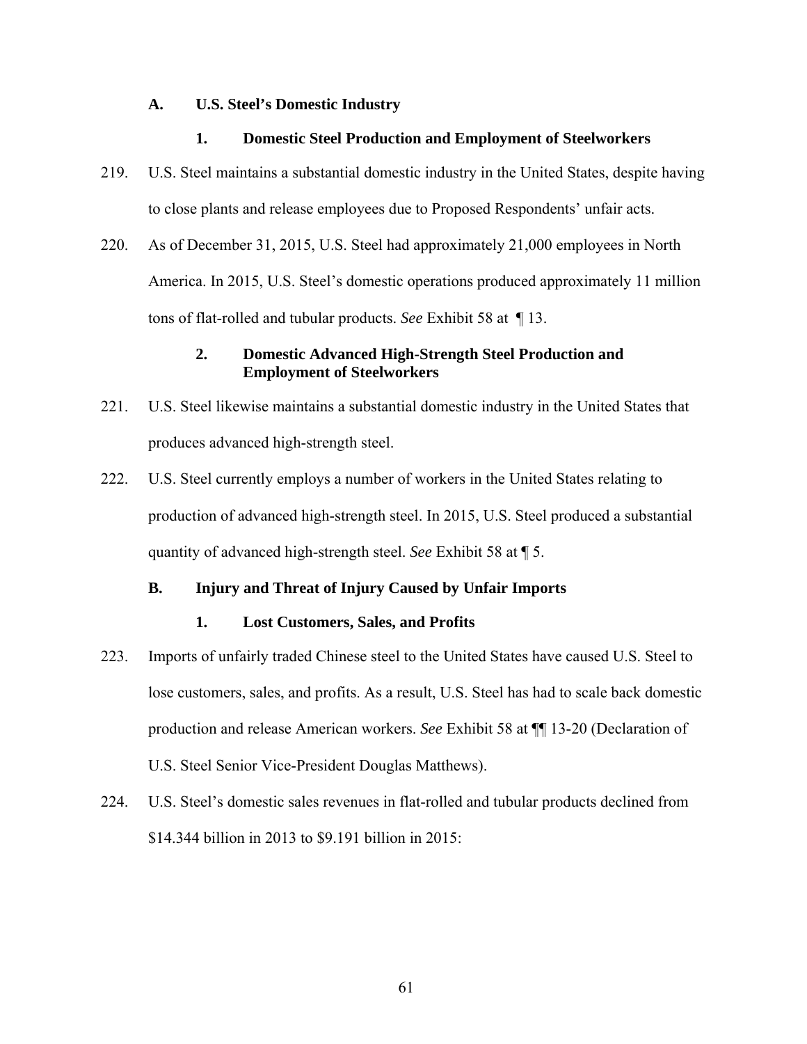### A. U.S. Steel's Domestic Industry

#### 1. Domestic Steel Production and Employment of Steelworkers

219. U.S. Steel maintains a substantial domestic industry in the United States, despite having to close plants and release employees due to Proposed Respondents' unfair acts.

220. As of December 31, 2015, U.S. Steel had approximately 21,000 employees in North America. In 2015, U.S. Steel's domestic operations produced approximately 11 million tons of flat-rolled and tubular products. *See* Exhibit 58 at ¶ 13.

#### 2. Domestic Advanced High-Strength Steel Production and Employment of Steelworkers

221. U.S. Steel likewise maintains a substantial domestic industry in the United States that produces advanced high-strength steel.

222. U.S. Steel currently employs a number of workers in the United States relating to production of advanced high-strength steel. In 2015, U.S. Steel produced a substantial quantity of advanced high-strength steel. *See* Exhibit 58 at ¶ 5.

### B. Injury and Threat of Injury Caused by Unfair Imports

#### 1. Lost Customers, Sales, and Profits

223. Imports of unfairly traded Chinese steel to the United States have caused U.S. Steel to lose customers, sales, and profits. As a result, U.S. Steel has had to scale back domestic production and release American workers. *See* Exhibit 58 at ¶¶ 13-20 (Declaration of U.S. Steel Senior Vice-President Douglas Matthews).

224. U.S. Steel's domestic sales revenues in flat-rolled and tubular products declined from $14.344 billion in 2013 to $9.191 billion in 2015: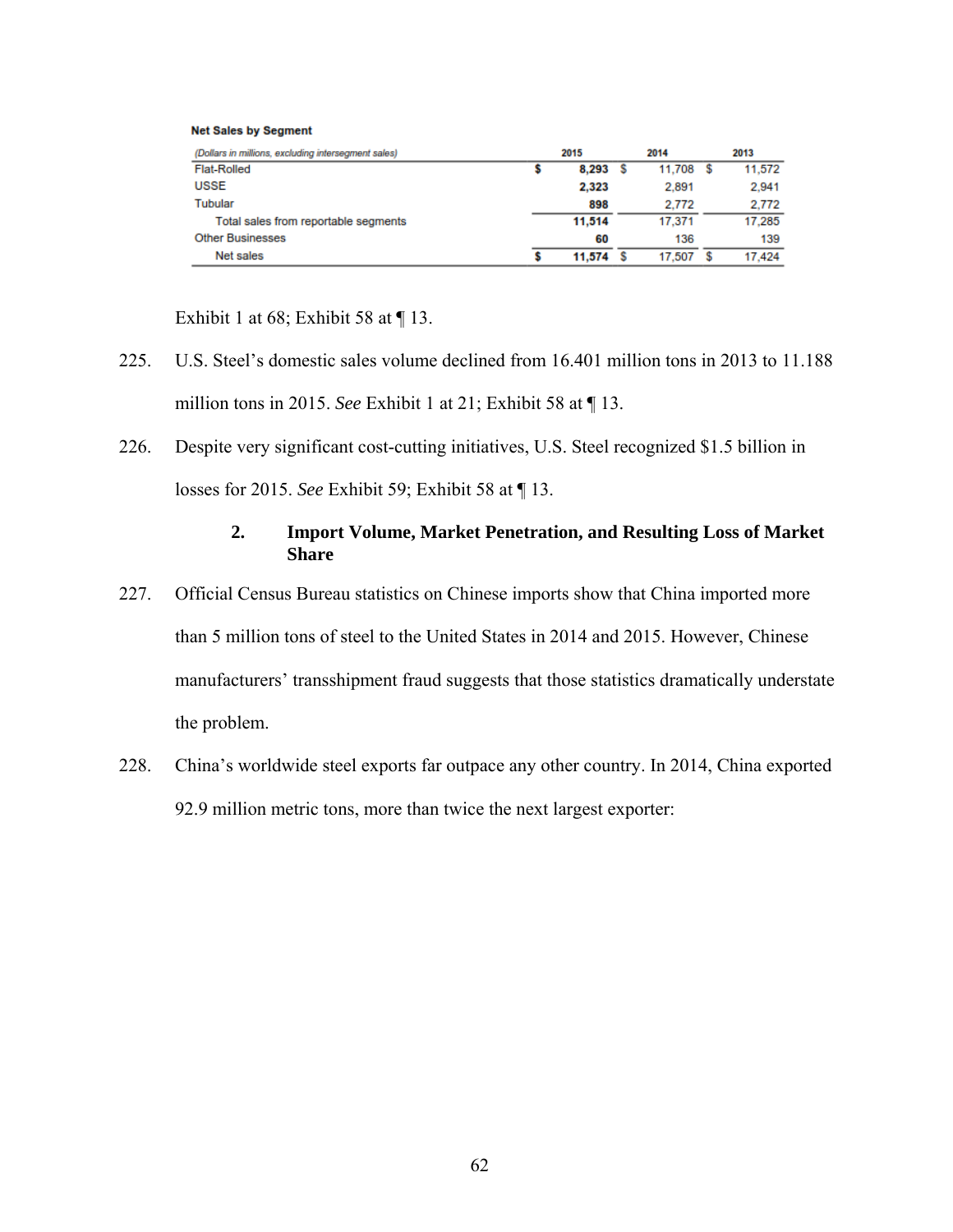**Net Sales by Segment**

| *(Dollars in millions, excluding intersegment sales)* | 2015 | 2014 | 2013 |
|---|---|---|---|
| Flat-Rolled | $ **8,293** | $ 11,708 | $ 11,572 |
| USSE | **2,323** | 2,891 | 2,941 |
| Tubular | **898** | 2,772 | 2,772 |
| Total sales from reportable segments | **11,514** | 17,371 | 17,285 |
| Other Businesses | **60** | 136 | 139 |
| Net sales | $ **11,574** | $ 17,507 | $ 17,424 |

Exhibit 1 at 68; Exhibit 58 at ¶ 13.

225. U.S. Steel's domestic sales volume declined from 16.401 million tons in 2013 to 11.188 million tons in 2015. *See* Exhibit 1 at 21; Exhibit 58 at ¶ 13.

226. Despite very significant cost-cutting initiatives, U.S. Steel recognized $1.5 billion in losses for 2015. *See* Exhibit 59; Exhibit 58 at ¶ 13.

### 2. Import Volume, Market Penetration, and Resulting Loss of Market Share

227. Official Census Bureau statistics on Chinese imports show that China imported more than 5 million tons of steel to the United States in 2014 and 2015. However, Chinese manufacturers' transshipment fraud suggests that those statistics dramatically understate the problem.

228. China's worldwide steel exports far outpace any other country. In 2014, China exported 92.9 million metric tons, more than twice the next largest exporter: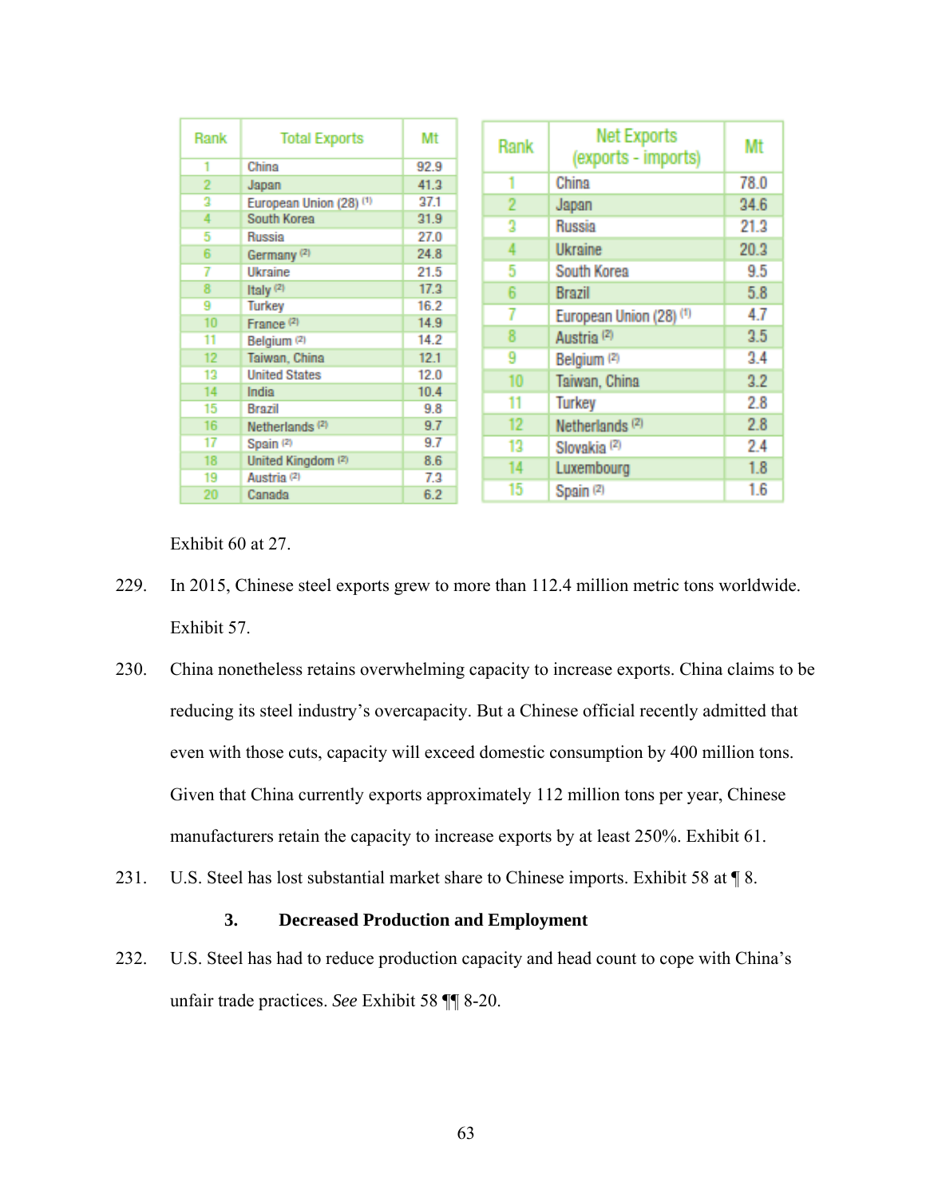| Rank | Total Exports | Mt |
|---|---|---|
| 1 | China | 92.9 |
| 2 | Japan | 41.3 |
| 3 | European Union (28) [1] | 37.1 |
| 4 | South Korea | 31.9 |
| 5 | Russia | 27.0 |
| 6 | Germany [2] | 24.8 |
| 7 | Ukraine | 21.5 |
| 8 | Italy [2] | 17.3 |
| 9 | Turkey | 16.2 |
| 10 | France [2] | 14.9 |
| 11 | Belgium [2] | 14.2 |
| 12 | Taiwan, China | 12.1 |
| 13 | United States | 12.0 |
| 14 | India | 10.4 |
| 15 | Brazil | 9.8 |
| 16 | Netherlands [2] | 9.7 |
| 17 | Spain [2] | 9.7 |
| 18 | United Kingdom [2] | 8.6 |
| 19 | Austria [2] | 7.3 |
| 20 | Canada | 6.2 |

| Rank | Net Exports (exports - imports) | Mt |
|---|---|---|
| 1 | China | 78.0 |
| 2 | Japan | 34.6 |
| 3 | Russia | 21.3 |
| 4 | Ukraine | 20.3 |
| 5 | South Korea | 9.5 |
| 6 | Brazil | 5.8 |
| 7 | European Union (28) [1] | 4.7 |
| 8 | Austria [2] | 3.5 |
| 9 | Belgium [2] | 3.4 |
| 10 | Taiwan, China | 3.2 |
| 11 | Turkey | 2.8 |
| 12 | Netherlands [2] | 2.8 |
| 13 | Slovakia [2] | 2.4 |
| 14 | Luxembourg | 1.8 |
| 15 | Spain [2] | 1.6 |

Exhibit 60 at 27.

229. In 2015, Chinese steel exports grew to more than 112.4 million metric tons worldwide. Exhibit 57.

230. China nonetheless retains overwhelming capacity to increase exports. China claims to be reducing its steel industry's overcapacity. But a Chinese official recently admitted that even with those cuts, capacity will exceed domestic consumption by 400 million tons. Given that China currently exports approximately 112 million tons per year, Chinese manufacturers retain the capacity to increase exports by at least 250%. Exhibit 61.

231. U.S. Steel has lost substantial market share to Chinese imports. Exhibit 58 at ¶ 8.

### 3. Decreased Production and Employment

232. U.S. Steel has had to reduce production capacity and head count to cope with China's unfair trade practices. *See* Exhibit 58 ¶¶ 8-20.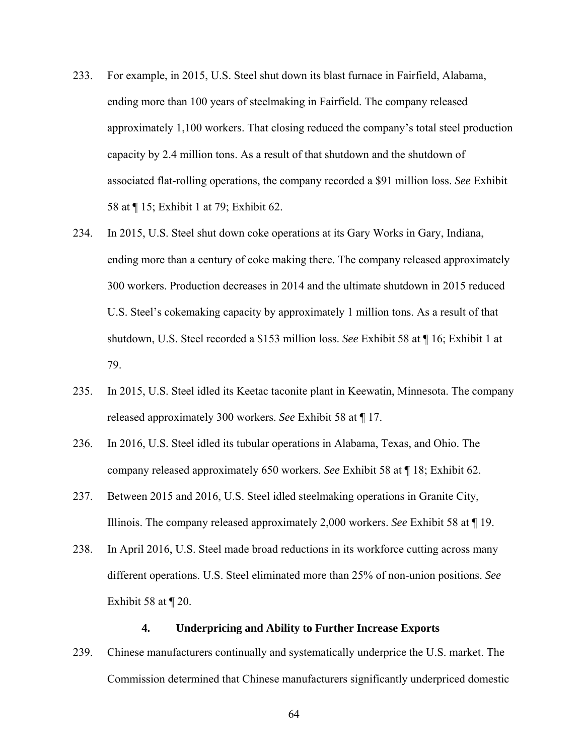233. For example, in 2015, U.S. Steel shut down its blast furnace in Fairfield, Alabama, ending more than 100 years of steelmaking in Fairfield. The company released approximately 1,100 workers. That closing reduced the company's total steel production capacity by 2.4 million tons. As a result of that shutdown and the shutdown of associated flat-rolling operations, the company recorded a $91 million loss. *See* Exhibit 58 at ¶ 15; Exhibit 1 at 79; Exhibit 62.

234. In 2015, U.S. Steel shut down coke operations at its Gary Works in Gary, Indiana, ending more than a century of coke making there. The company released approximately 300 workers. Production decreases in 2014 and the ultimate shutdown in 2015 reduced U.S. Steel's cokemaking capacity by approximately 1 million tons. As a result of that shutdown, U.S. Steel recorded a $153 million loss. *See* Exhibit 58 at ¶ 16; Exhibit 1 at 79.

235. In 2015, U.S. Steel idled its Keetac taconite plant in Keewatin, Minnesota. The company released approximately 300 workers. *See* Exhibit 58 at ¶ 17.

236. In 2016, U.S. Steel idled its tubular operations in Alabama, Texas, and Ohio. The company released approximately 650 workers. *See* Exhibit 58 at ¶ 18; Exhibit 62.

237. Between 2015 and 2016, U.S. Steel idled steelmaking operations in Granite City, Illinois. The company released approximately 2,000 workers. *See* Exhibit 58 at ¶ 19.

238. In April 2016, U.S. Steel made broad reductions in its workforce cutting across many different operations. U.S. Steel eliminated more than 25% of non-union positions. *See* Exhibit 58 at ¶ 20.

### 4. Underpricing and Ability to Further Increase Exports

239. Chinese manufacturers continually and systematically underprice the U.S. market. The Commission determined that Chinese manufacturers significantly underpriced domestic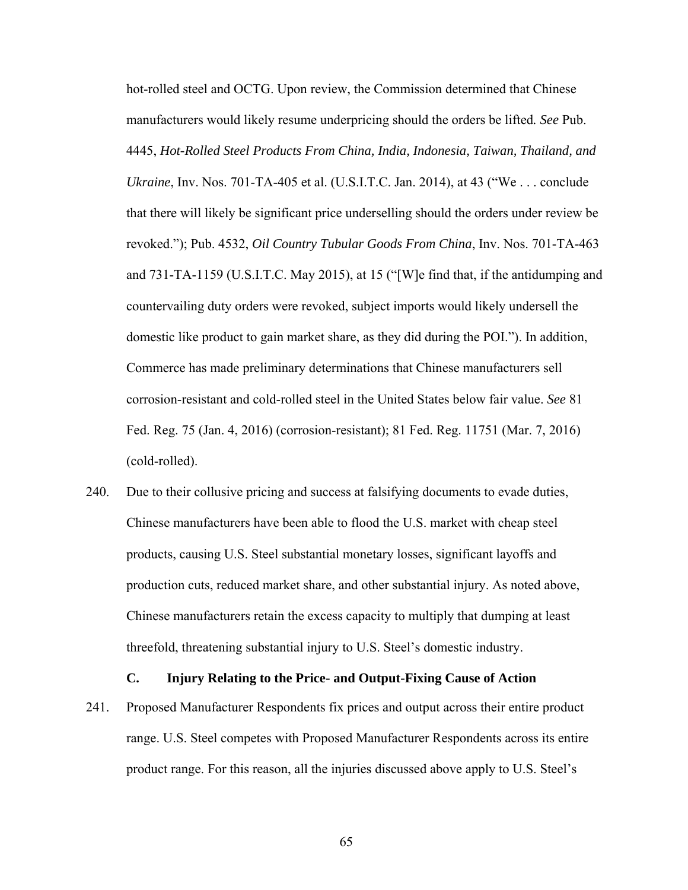hot-rolled steel and OCTG. Upon review, the Commission determined that Chinese manufacturers would likely resume underpricing should the orders be lifted*.* *See* Pub. 4445, *Hot-Rolled Steel Products From China, India, Indonesia, Taiwan, Thailand, and Ukraine*, Inv. Nos. 701-TA-405 et al. (U.S.I.T.C. Jan. 2014), at 43 ("We . . . conclude that there will likely be significant price underselling should the orders under review be revoked."); Pub. 4532, *Oil Country Tubular Goods From China*, Inv. Nos. 701-TA-463 and 731-TA-1159 (U.S.I.T.C. May 2015), at 15 ("[W]e find that, if the antidumping and countervailing duty orders were revoked, subject imports would likely undersell the domestic like product to gain market share, as they did during the POI."). In addition, Commerce has made preliminary determinations that Chinese manufacturers sell corrosion-resistant and cold-rolled steel in the United States below fair value. *See* 81 Fed. Reg. 75 (Jan. 4, 2016) (corrosion-resistant); 81 Fed. Reg. 11751 (Mar. 7, 2016) (cold-rolled).

240. Due to their collusive pricing and success at falsifying documents to evade duties, Chinese manufacturers have been able to flood the U.S. market with cheap steel products, causing U.S. Steel substantial monetary losses, significant layoffs and production cuts, reduced market share, and other substantial injury. As noted above, Chinese manufacturers retain the excess capacity to multiply that dumping at least threefold, threatening substantial injury to U.S. Steel's domestic industry.

### C. Injury Relating to the Price- and Output-Fixing Cause of Action

241. Proposed Manufacturer Respondents fix prices and output across their entire product range. U.S. Steel competes with Proposed Manufacturer Respondents across its entire product range. For this reason, all the injuries discussed above apply to U.S. Steel's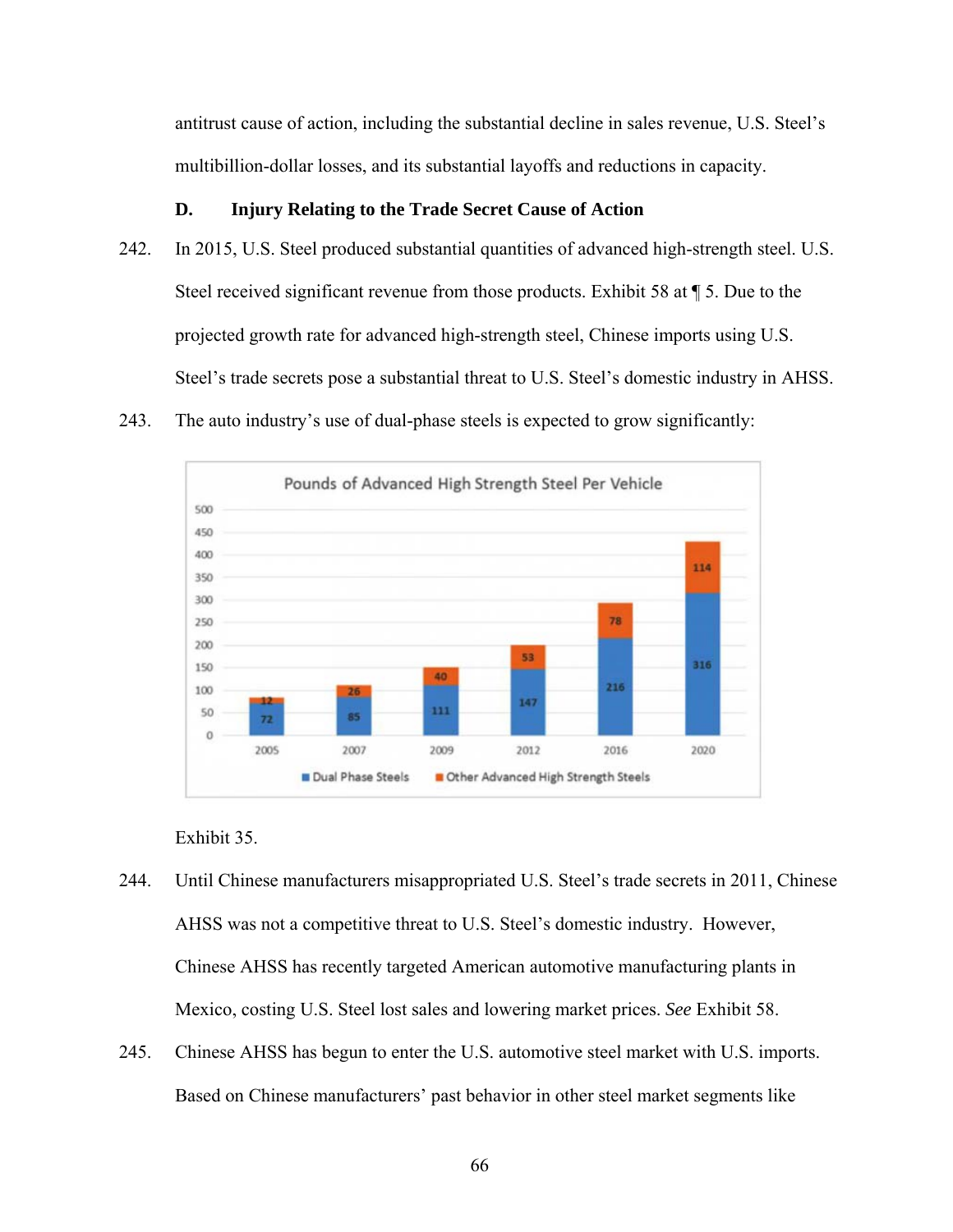antitrust cause of action, including the substantial decline in sales revenue, U.S. Steel's multibillion-dollar losses, and its substantial layoffs and reductions in capacity.

### D. Injury Relating to the Trade Secret Cause of Action

242. In 2015, U.S. Steel produced substantial quantities of advanced high-strength steel. U.S. Steel received significant revenue from those products. Exhibit 58 at ¶ 5. Due to the projected growth rate for advanced high-strength steel, Chinese imports using U.S. Steel's trade secrets pose a substantial threat to U.S. Steel's domestic industry in AHSS.

243. The auto industry's use of dual-phase steels is expected to grow significantly:

**Pounds of Advanced High Strength Steel Per Vehicle**

| Year | Dual Phase Steels | Other Advanced High Strength Steels |
|---|---|---|
| 2005 | 72 | 12 |
| 2007 | 85 | 26 |
| 2009 | 111 | 40 |
| 2012 | 147 | 53 |
| 2016 | 216 | 78 |
| 2020 | 316 | 114 |

Exhibit 35.

244. Until Chinese manufacturers misappropriated U.S. Steel's trade secrets in 2011, Chinese AHSS was not a competitive threat to U.S. Steel's domestic industry. However, Chinese AHSS has recently targeted American automotive manufacturing plants in Mexico, costing U.S. Steel lost sales and lowering market prices. *See* Exhibit 58.

245. Chinese AHSS has begun to enter the U.S. automotive steel market with U.S. imports. Based on Chinese manufacturers' past behavior in other steel market segments like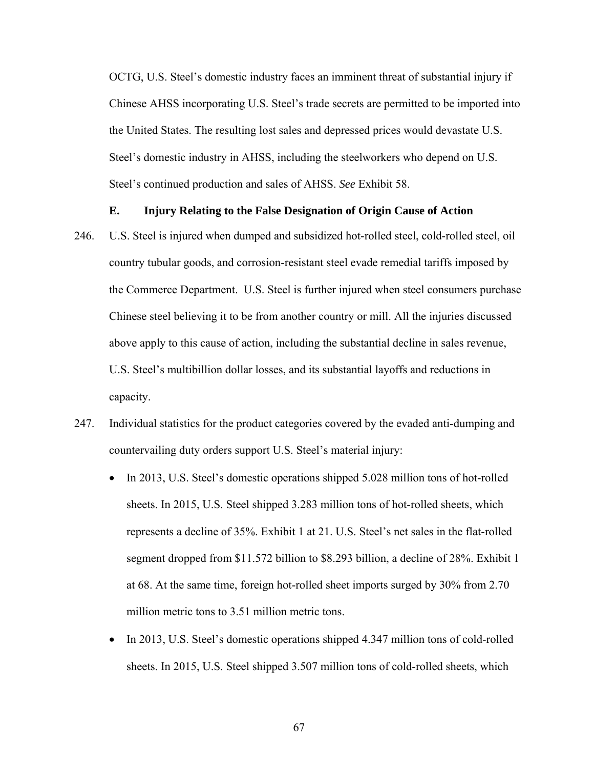OCTG, U.S. Steel's domestic industry faces an imminent threat of substantial injury if Chinese AHSS incorporating U.S. Steel's trade secrets are permitted to be imported into the United States. The resulting lost sales and depressed prices would devastate U.S. Steel's domestic industry in AHSS, including the steelworkers who depend on U.S. Steel's continued production and sales of AHSS. *See* Exhibit 58.

### E. Injury Relating to the False Designation of Origin Cause of Action

246. U.S. Steel is injured when dumped and subsidized hot-rolled steel, cold-rolled steel, oil country tubular goods, and corrosion-resistant steel evade remedial tariffs imposed by the Commerce Department. U.S. Steel is further injured when steel consumers purchase Chinese steel believing it to be from another country or mill. All the injuries discussed above apply to this cause of action, including the substantial decline in sales revenue, U.S. Steel's multibillion dollar losses, and its substantial layoffs and reductions in capacity.

247. Individual statistics for the product categories covered by the evaded anti-dumping and countervailing duty orders support U.S. Steel's material injury:

- In 2013, U.S. Steel's domestic operations shipped 5.028 million tons of hot-rolled sheets. In 2015, U.S. Steel shipped 3.283 million tons of hot-rolled sheets, which represents a decline of 35%. Exhibit 1 at 21. U.S. Steel's net sales in the flat-rolled segment dropped from $11.572 billion to $8.293 billion, a decline of 28%. Exhibit 1 at 68. At the same time, foreign hot-rolled sheet imports surged by 30% from 2.70 million metric tons to 3.51 million metric tons.

- In 2013, U.S. Steel's domestic operations shipped 4.347 million tons of cold-rolled sheets. In 2015, U.S. Steel shipped 3.507 million tons of cold-rolled sheets, which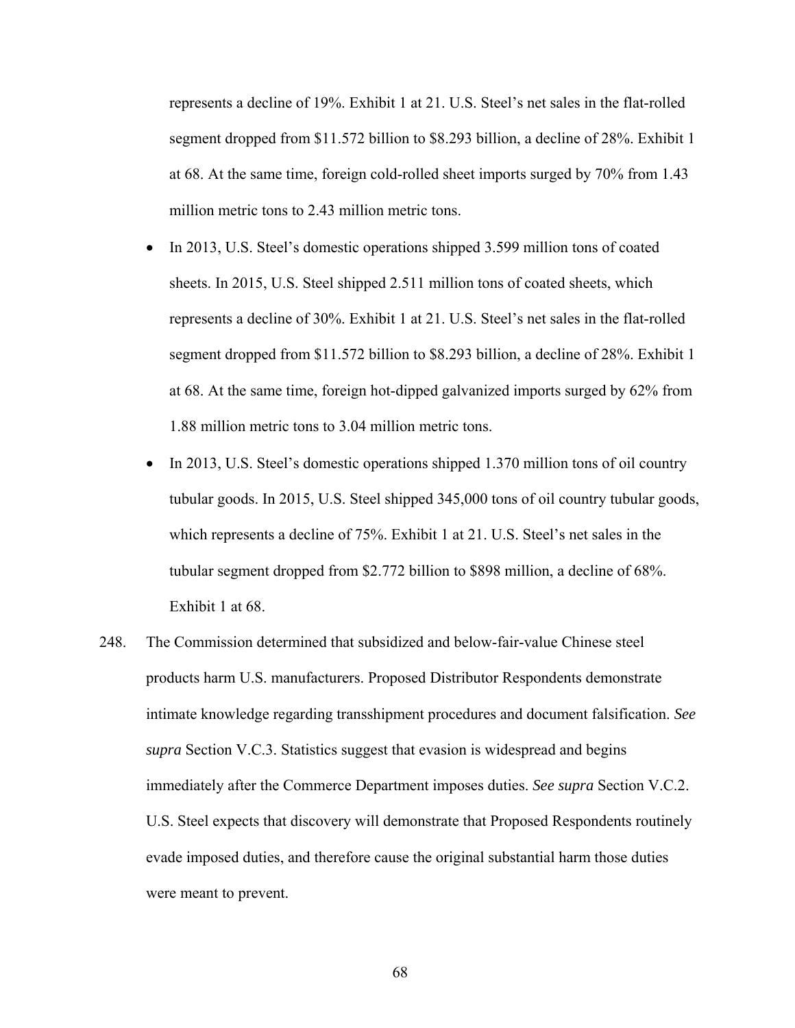represents a decline of 19%. Exhibit 1 at 21. U.S. Steel's net sales in the flat-rolled segment dropped from $11.572 billion to $8.293 billion, a decline of 28%. Exhibit 1 at 68. At the same time, foreign cold-rolled sheet imports surged by 70% from 1.43 million metric tons to 2.43 million metric tons.

- In 2013, U.S. Steel's domestic operations shipped 3.599 million tons of coated sheets. In 2015, U.S. Steel shipped 2.511 million tons of coated sheets, which represents a decline of 30%. Exhibit 1 at 21. U.S. Steel's net sales in the flat-rolled segment dropped from $11.572 billion to $8.293 billion, a decline of 28%. Exhibit 1 at 68. At the same time, foreign hot-dipped galvanized imports surged by 62% from 1.88 million metric tons to 3.04 million metric tons.
- In 2013, U.S. Steel's domestic operations shipped 1.370 million tons of oil country tubular goods. In 2015, U.S. Steel shipped 345,000 tons of oil country tubular goods, which represents a decline of 75%. Exhibit 1 at 21. U.S. Steel's net sales in the tubular segment dropped from $2.772 billion to $898 million, a decline of 68%. Exhibit 1 at 68.

248. The Commission determined that subsidized and below-fair-value Chinese steel products harm U.S. manufacturers. Proposed Distributor Respondents demonstrate intimate knowledge regarding transshipment procedures and document falsification. *See supra* Section V.C.3. Statistics suggest that evasion is widespread and begins immediately after the Commerce Department imposes duties. *See supra* Section V.C.2. U.S. Steel expects that discovery will demonstrate that Proposed Respondents routinely evade imposed duties, and therefore cause the original substantial harm those duties were meant to prevent.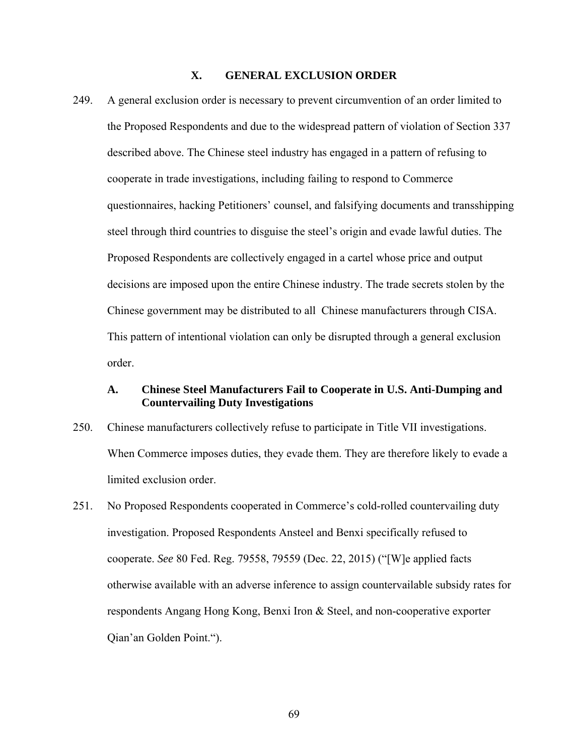## X. GENERAL EXCLUSION ORDER

249. A general exclusion order is necessary to prevent circumvention of an order limited to the Proposed Respondents and due to the widespread pattern of violation of Section 337 described above. The Chinese steel industry has engaged in a pattern of refusing to cooperate in trade investigations, including failing to respond to Commerce questionnaires, hacking Petitioners' counsel, and falsifying documents and transshipping steel through third countries to disguise the steel's origin and evade lawful duties. The Proposed Respondents are collectively engaged in a cartel whose price and output decisions are imposed upon the entire Chinese industry. The trade secrets stolen by the Chinese government may be distributed to all Chinese manufacturers through CISA. This pattern of intentional violation can only be disrupted through a general exclusion order.

### A. Chinese Steel Manufacturers Fail to Cooperate in U.S. Anti-Dumping and Countervailing Duty Investigations

250. Chinese manufacturers collectively refuse to participate in Title VII investigations. When Commerce imposes duties, they evade them. They are therefore likely to evade a limited exclusion order.

251. No Proposed Respondents cooperated in Commerce's cold-rolled countervailing duty investigation. Proposed Respondents Ansteel and Benxi specifically refused to cooperate. *See* 80 Fed. Reg. 79558, 79559 (Dec. 22, 2015) ("[W]e applied facts otherwise available with an adverse inference to assign countervailable subsidy rates for respondents Angang Hong Kong, Benxi Iron & Steel, and non-cooperative exporter Qian'an Golden Point.").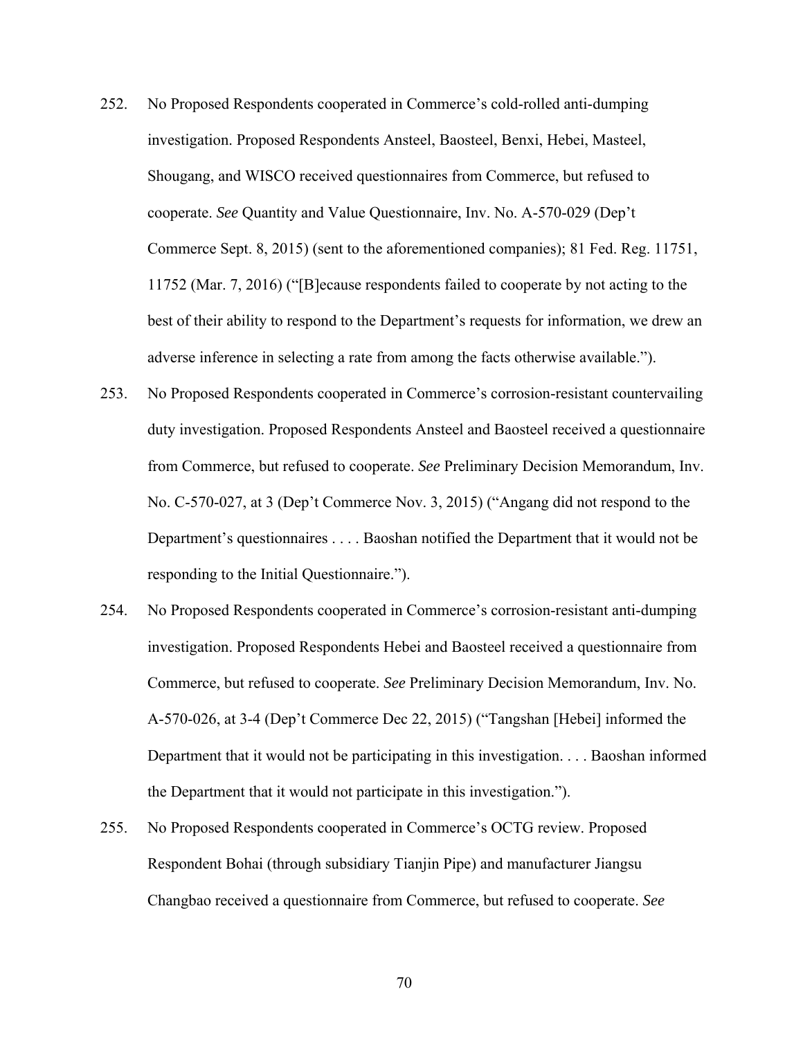252. No Proposed Respondents cooperated in Commerce's cold-rolled anti-dumping investigation. Proposed Respondents Ansteel, Baosteel, Benxi, Hebei, Masteel, Shougang, and WISCO received questionnaires from Commerce, but refused to cooperate. *See* Quantity and Value Questionnaire, Inv. No. A-570-029 (Dep't Commerce Sept. 8, 2015) (sent to the aforementioned companies); 81 Fed. Reg. 11751, 11752 (Mar. 7, 2016) ("[B]ecause respondents failed to cooperate by not acting to the best of their ability to respond to the Department's requests for information, we drew an adverse inference in selecting a rate from among the facts otherwise available.").

253. No Proposed Respondents cooperated in Commerce's corrosion-resistant countervailing duty investigation. Proposed Respondents Ansteel and Baosteel received a questionnaire from Commerce, but refused to cooperate. *See* Preliminary Decision Memorandum, Inv. No. C-570-027, at 3 (Dep't Commerce Nov. 3, 2015) ("Angang did not respond to the Department's questionnaires . . . . Baoshan notified the Department that it would not be responding to the Initial Questionnaire.").

254. No Proposed Respondents cooperated in Commerce's corrosion-resistant anti-dumping investigation. Proposed Respondents Hebei and Baosteel received a questionnaire from Commerce, but refused to cooperate. *See* Preliminary Decision Memorandum, Inv. No. A-570-026, at 3-4 (Dep't Commerce Dec 22, 2015) ("Tangshan [Hebei] informed the Department that it would not be participating in this investigation. . . . Baoshan informed the Department that it would not participate in this investigation.").

255. No Proposed Respondents cooperated in Commerce's OCTG review. Proposed Respondent Bohai (through subsidiary Tianjin Pipe) and manufacturer Jiangsu Changbao received a questionnaire from Commerce, but refused to cooperate. *See*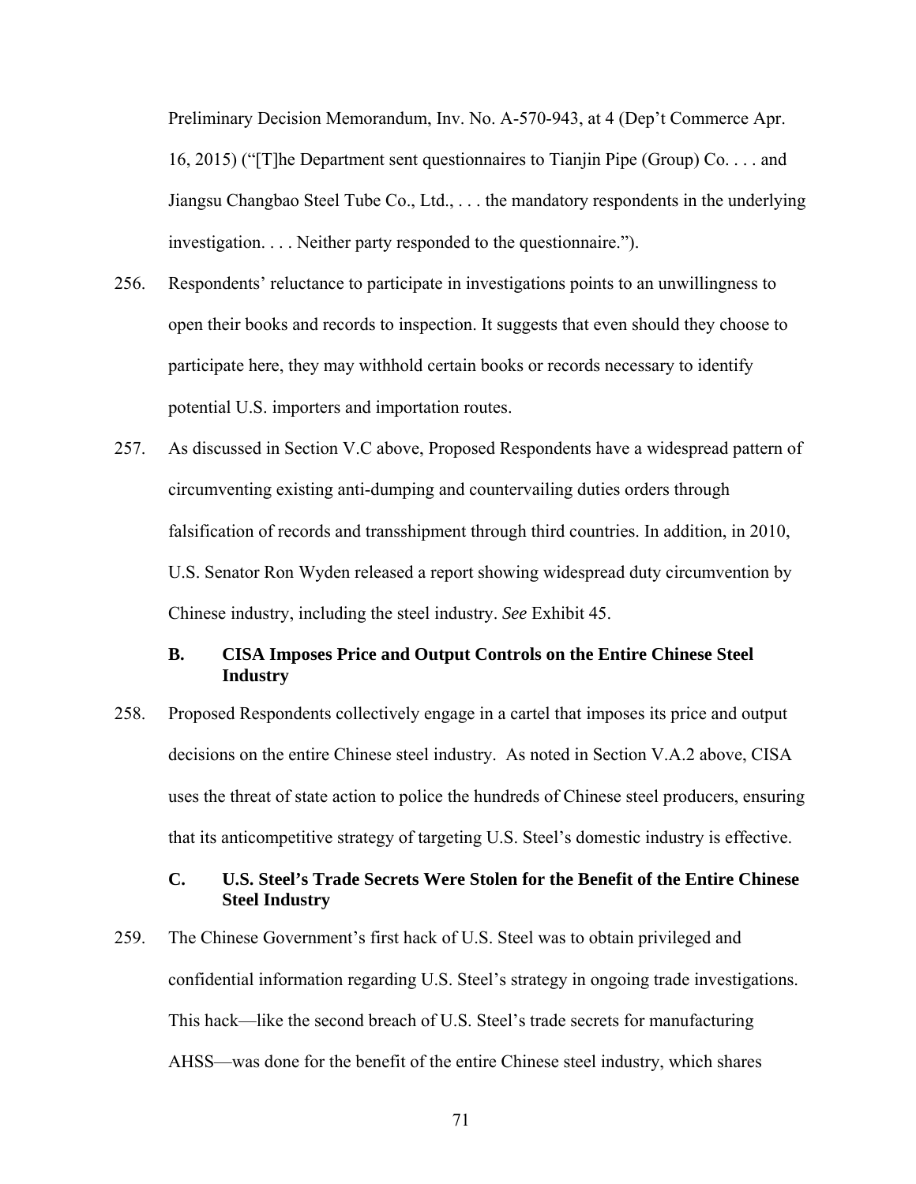Preliminary Decision Memorandum, Inv. No. A-570-943, at 4 (Dep't Commerce Apr. 16, 2015) ("[T]he Department sent questionnaires to Tianjin Pipe (Group) Co. . . . and Jiangsu Changbao Steel Tube Co., Ltd., . . . the mandatory respondents in the underlying investigation. . . . Neither party responded to the questionnaire.").

256. Respondents' reluctance to participate in investigations points to an unwillingness to open their books and records to inspection. It suggests that even should they choose to participate here, they may withhold certain books or records necessary to identify potential U.S. importers and importation routes.

257. As discussed in Section V.C above, Proposed Respondents have a widespread pattern of circumventing existing anti-dumping and countervailing duties orders through falsification of records and transshipment through third countries. In addition, in 2010, U.S. Senator Ron Wyden released a report showing widespread duty circumvention by Chinese industry, including the steel industry. *See* Exhibit 45.

### B. CISA Imposes Price and Output Controls on the Entire Chinese Steel Industry

258. Proposed Respondents collectively engage in a cartel that imposes its price and output decisions on the entire Chinese steel industry. As noted in Section V.A.2 above, CISA uses the threat of state action to police the hundreds of Chinese steel producers, ensuring that its anticompetitive strategy of targeting U.S. Steel's domestic industry is effective.

### C. U.S. Steel's Trade Secrets Were Stolen for the Benefit of the Entire Chinese Steel Industry

259. The Chinese Government's first hack of U.S. Steel was to obtain privileged and confidential information regarding U.S. Steel's strategy in ongoing trade investigations. This hack—like the second breach of U.S. Steel's trade secrets for manufacturing AHSS—was done for the benefit of the entire Chinese steel industry, which shares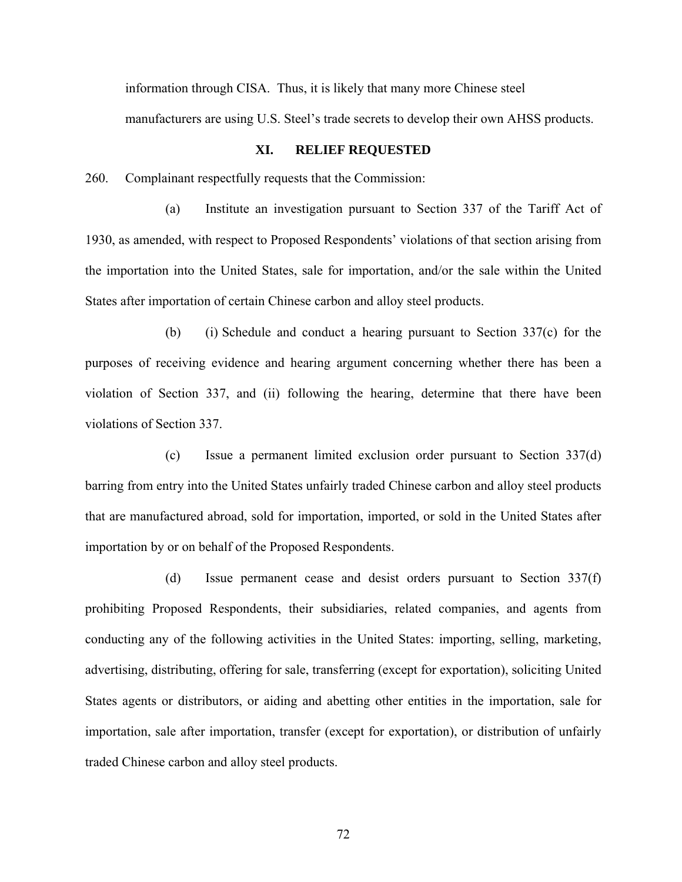information through CISA. Thus, it is likely that many more Chinese steel manufacturers are using U.S. Steel's trade secrets to develop their own AHSS products.

## XI. RELIEF REQUESTED

260. Complainant respectfully requests that the Commission:

(a) Institute an investigation pursuant to Section 337 of the Tariff Act of 1930, as amended, with respect to Proposed Respondents' violations of that section arising from the importation into the United States, sale for importation, and/or the sale within the United States after importation of certain Chinese carbon and alloy steel products.

(b) (i) Schedule and conduct a hearing pursuant to Section 337(c) for the purposes of receiving evidence and hearing argument concerning whether there has been a violation of Section 337, and (ii) following the hearing, determine that there have been violations of Section 337.

(c) Issue a permanent limited exclusion order pursuant to Section 337(d) barring from entry into the United States unfairly traded Chinese carbon and alloy steel products that are manufactured abroad, sold for importation, imported, or sold in the United States after importation by or on behalf of the Proposed Respondents.

(d) Issue permanent cease and desist orders pursuant to Section 337(f) prohibiting Proposed Respondents, their subsidiaries, related companies, and agents from conducting any of the following activities in the United States: importing, selling, marketing, advertising, distributing, offering for sale, transferring (except for exportation), soliciting United States agents or distributors, or aiding and abetting other entities in the importation, sale for importation, sale after importation, transfer (except for exportation), or distribution of unfairly traded Chinese carbon and alloy steel products.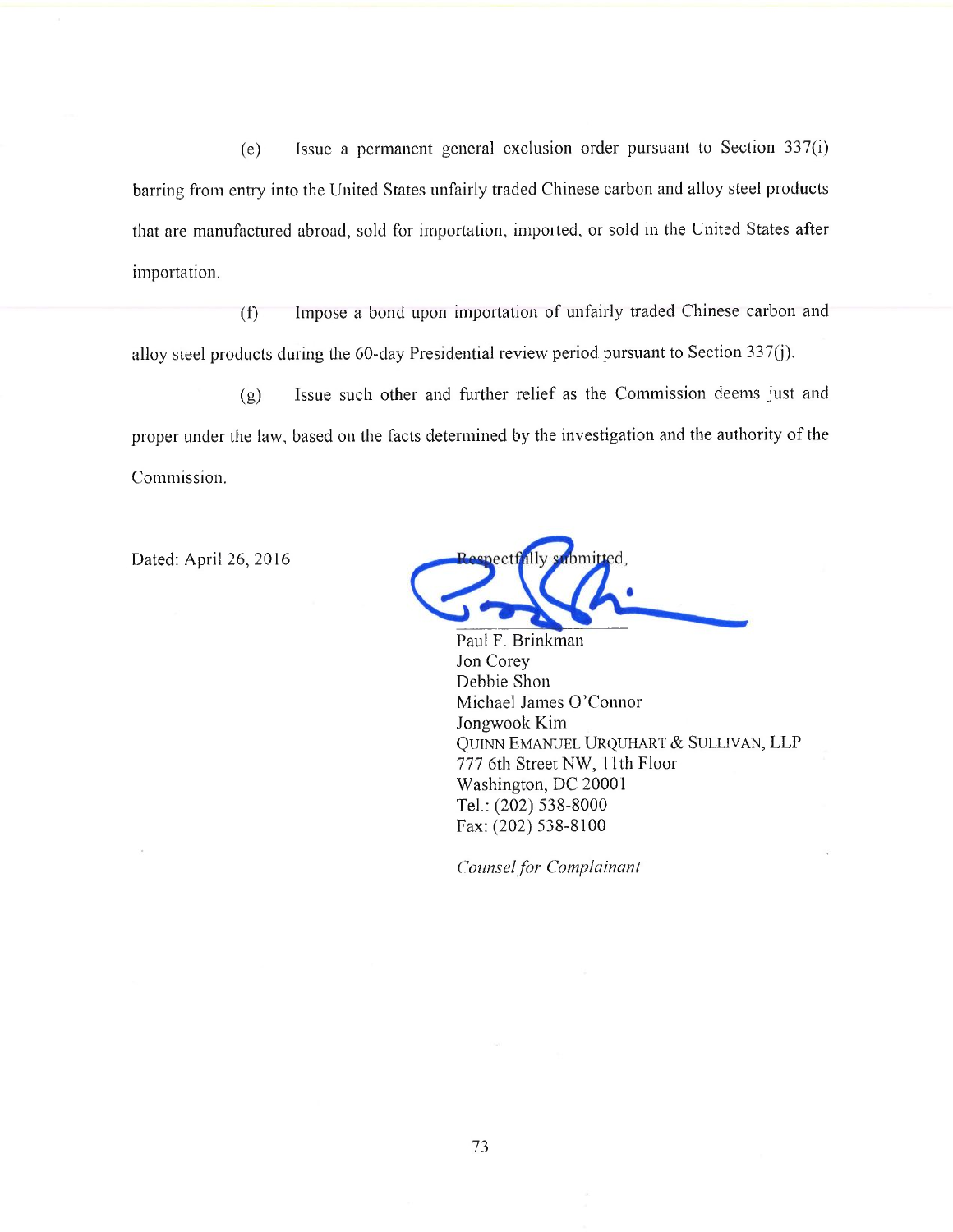(e) Issue a permanent general exclusion order pursuant to Section 337(i) barring from entry into the United States unfairly traded Chinese carbon and alloy steel products that are manufactured abroad, sold for importation, imported, or sold in the United States after importation.

(f) Impose a bond upon importation of unfairly traded Chinese carbon and alloy steel products during the 60-day Presidential review period pursuant to Section 337(j).

(g) Issue such other and further relief as the Commission deems just and proper under the law, based on the facts determined by the investigation and the authority of the Commission.

Dated: April 26, 2016

Respectfully submitted,

Paul F. Brinkman
Jon Corey
Debbie Shon
Michael James O'Connor
Jongwook Kim
QUINN EMANUEL URQUHART & SULLIVAN, LLP
777 6th Street NW, 11th Floor
Washington, DC 20001
Tel.: (202) 538-8000
Fax: (202) 538-8100

*Counsel for Complainant*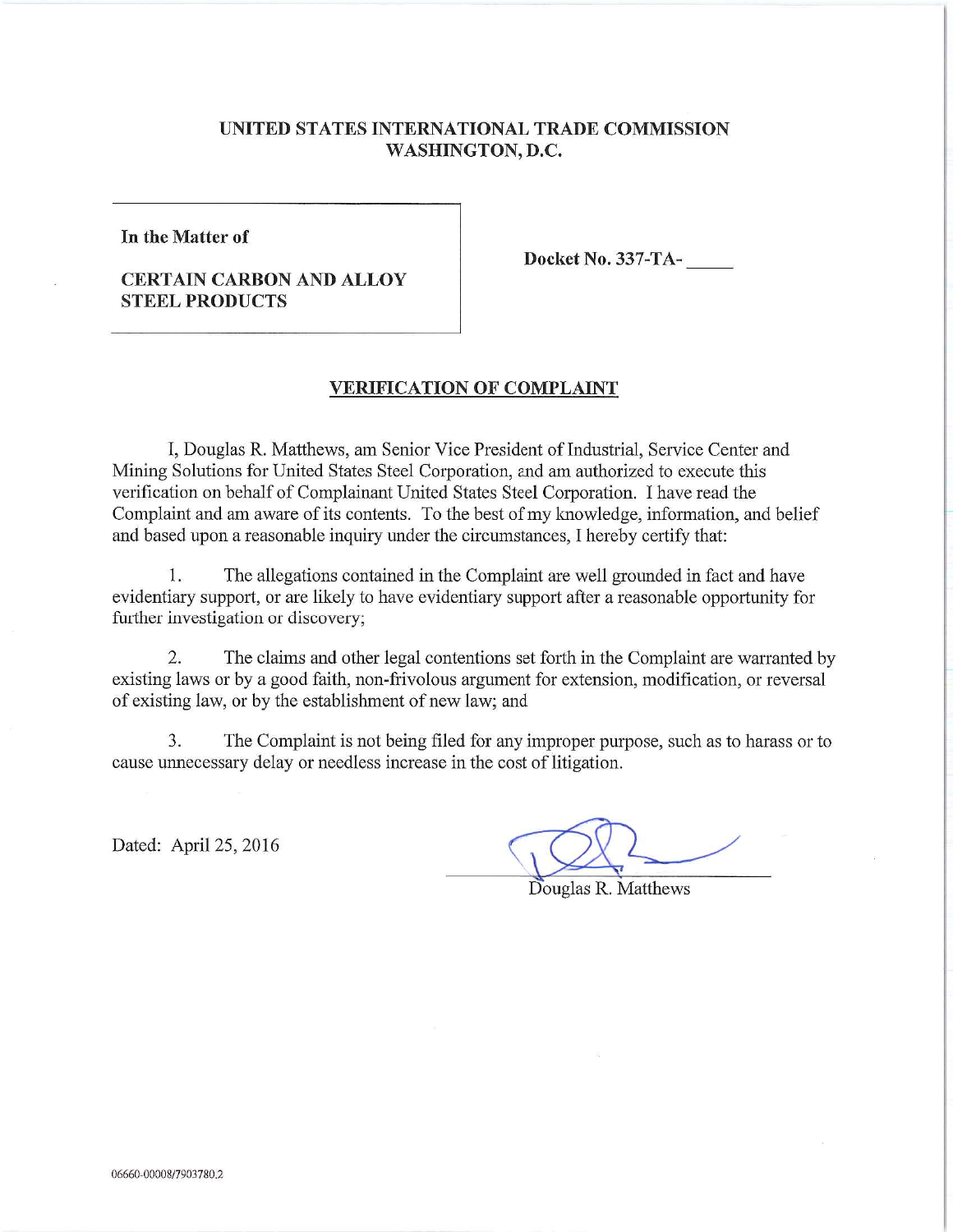**UNITED STATES INTERNATIONAL TRADE COMMISSION**
**WASHINGTON, D.C.**

| | |
|---|---|
| **In the Matter of**<br><br>**CERTAIN CARBON AND ALLOY STEEL PRODUCTS** | **Docket No. 337-TA-\_\_\_\_\_** |

## VERIFICATION OF COMPLAINT

I, Douglas R. Matthews, am Senior Vice President of Industrial, Service Center and Mining Solutions for United States Steel Corporation, and am authorized to execute this verification on behalf of Complainant United States Steel Corporation. I have read the Complaint and am aware of its contents. To the best of my knowledge, information, and belief and based upon a reasonable inquiry under the circumstances, I hereby certify that:

1. The allegations contained in the Complaint are well grounded in fact and have evidentiary support, or are likely to have evidentiary support after a reasonable opportunity for further investigation or discovery;

2. The claims and other legal contentions set forth in the Complaint are warranted by existing laws or by a good faith, non-frivolous argument for extension, modification, or reversal of existing law, or by the establishment of new law; and

3. The Complaint is not being filed for any improper purpose, such as to harass or to cause unnecessary delay or needless increase in the cost of litigation.

Dated: April 25, 2016

Douglas R. Matthews

06660-00008/7903780.2